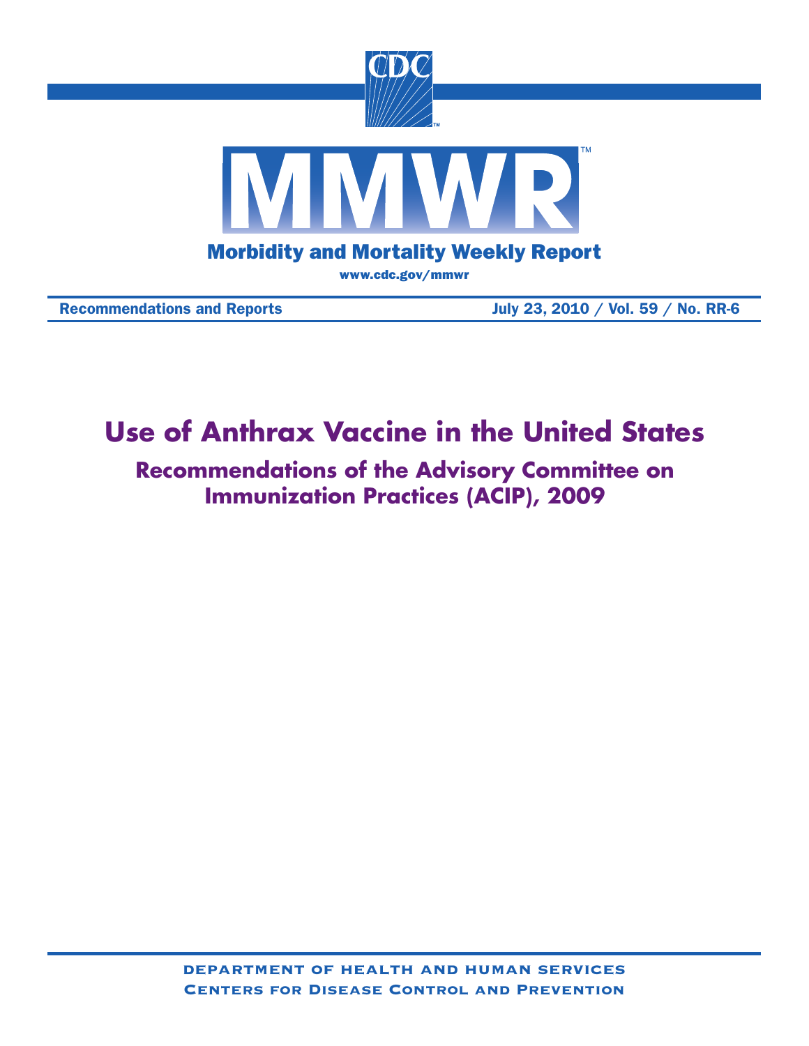# Morbidity and Mortality Weekly Report

www.cdc.gov/mmwr

Recommendations and Reports

July 23, 2010 / Vol. 59 / No. RR-6

# Use of Anthrax Vaccine in the United States

## Recommendations of the Advisory Committee on Immunization Practices (ACIP), 2009

DEPARTMENT OF HEALTH AND HUMAN SERVICES

CENTERS FOR DISEASE CONTROL AND PREVENTION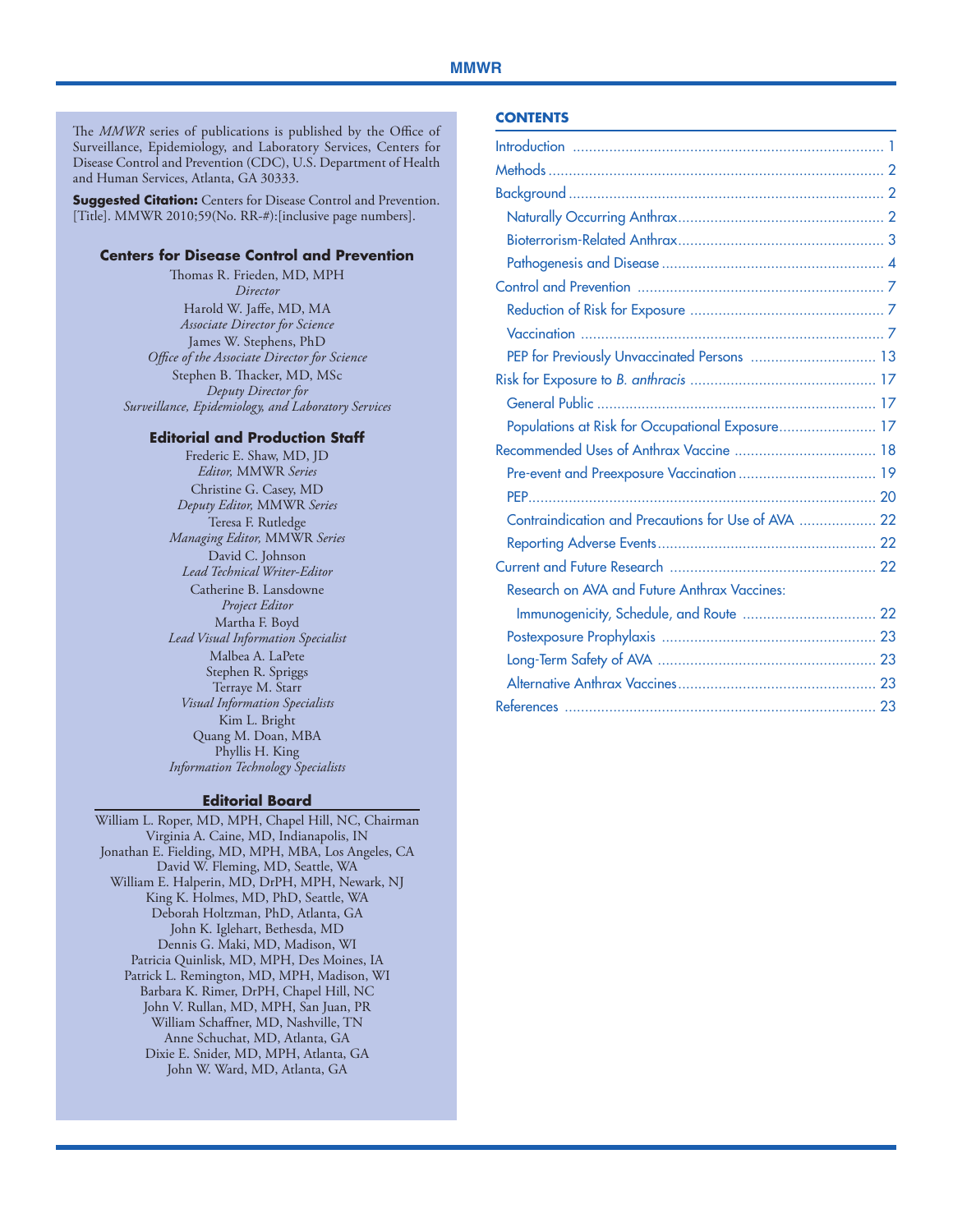The *MMWR* series of publications is published by the Office of Surveillance, Epidemiology, and Laboratory Services, Centers for Disease Control and Prevention (CDC), U.S. Department of Health and Human Services, Atlanta, GA 30333.

**Suggested Citation:** Centers for Disease Control and Prevention. [Title]. MMWR 2010;59(No. RR-#):[inclusive page numbers].

### Centers for Disease Control and Prevention

Thomas R. Frieden, MD, MPH
*Director*
Harold W. Jaffe, MD, MA
*Associate Director for Science*
James W. Stephens, PhD
*Office of the Associate Director for Science*
Stephen B. Thacker, MD, MSc
*Deputy Director for Surveillance, Epidemiology, and Laboratory Services*

### Editorial and Production Staff

Frederic E. Shaw, MD, JD
*Editor,* MMWR *Series*
Christine G. Casey, MD
*Deputy Editor,* MMWR *Series*
Teresa F. Rutledge
*Managing Editor,* MMWR *Series*
David C. Johnson
*Lead Technical Writer-Editor*
Catherine B. Lansdowne
*Project Editor*
Martha F. Boyd
*Lead Visual Information Specialist*
Malbea A. LaPete
Stephen R. Spriggs
Terraye M. Starr
*Visual Information Specialists*
Kim L. Bright
Quang M. Doan, MBA
Phyllis H. King
*Information Technology Specialists*

### Editorial Board

William L. Roper, MD, MPH, Chapel Hill, NC, Chairman
Virginia A. Caine, MD, Indianapolis, IN
Jonathan E. Fielding, MD, MPH, MBA, Los Angeles, CA
David W. Fleming, MD, Seattle, WA
William E. Halperin, MD, DrPH, MPH, Newark, NJ
King K. Holmes, MD, PhD, Seattle, WA
Deborah Holtzman, PhD, Atlanta, GA
John K. Iglehart, Bethesda, MD
Dennis G. Maki, MD, Madison, WI
Patricia Quinlisk, MD, MPH, Des Moines, IA
Patrick L. Remington, MD, MPH, Madison, WI
Barbara K. Rimer, DrPH, Chapel Hill, NC
John V. Rullan, MD, MPH, San Juan, PR
William Schaffner, MD, Nashville, TN
Anne Schuchat, MD, Atlanta, GA
Dixie E. Snider, MD, MPH, Atlanta, GA
John W. Ward, MD, Atlanta, GA

## CONTENTS

- Introduction ... 1
- Methods ... 2
- Background ... 2
  - Naturally Occurring Anthrax ... 2
  - Bioterrorism-Related Anthrax ... 3
  - Pathogenesis and Disease ... 4
- Control and Prevention ... 7
  - Reduction of Risk for Exposure ... 7
  - Vaccination ... 7
  - PEP for Previously Unvaccinated Persons ... 13
- Risk for Exposure to *B. anthracis* ... 17
  - General Public ... 17
  - Populations at Risk for Occupational Exposure ... 17
- Recommended Uses of Anthrax Vaccine ... 18
  - Pre-event and Preexposure Vaccination ... 19
  - PEP ... 20
  - Contraindication and Precautions for Use of AVA ... 22
  - Reporting Adverse Events ... 22
- Current and Future Research ... 22
  - Research on AVA and Future Anthrax Vaccines: Immunogenicity, Schedule, and Route ... 22
  - Postexposure Prophylaxis ... 23
  - Long-Term Safety of AVA ... 23
  - Alternative Anthrax Vaccines ... 23
- References ... 23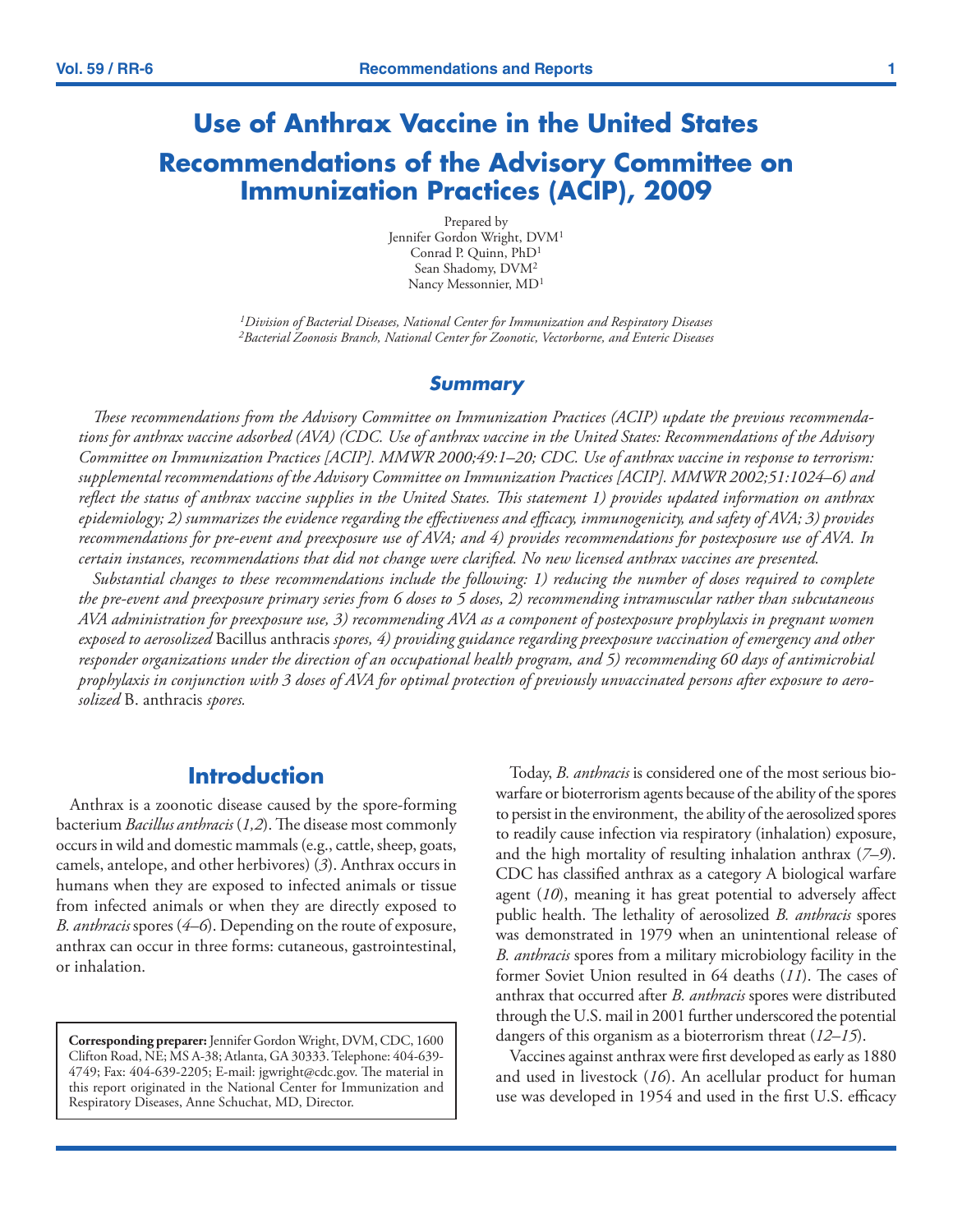# Use of Anthrax Vaccine in the United States

## Recommendations of the Advisory Committee on Immunization Practices (ACIP), 2009

Prepared by
Jennifer Gordon Wright, DVM[1]
Conrad P. Quinn, PhD[1]
Sean Shadomy, DVM[2]
Nancy Messonnier, MD[1]

*[1]Division of Bacterial Diseases, National Center for Immunization and Respiratory Diseases*
*[2]Bacterial Zoonosis Branch, National Center for Zoonotic, Vectorborne, and Enteric Diseases*

### Summary

*These recommendations from the Advisory Committee on Immunization Practices (ACIP) update the previous recommendations for anthrax vaccine adsorbed (AVA) (CDC. Use of anthrax vaccine in the United States: Recommendations of the Advisory Committee on Immunization Practices [ACIP]. MMWR 2000;49:1–20; CDC. Use of anthrax vaccine in response to terrorism: supplemental recommendations of the Advisory Committee on Immunization Practices [ACIP]. MMWR 2002;51:1024–6) and reflect the status of anthrax vaccine supplies in the United States. This statement 1) provides updated information on anthrax epidemiology; 2) summarizes the evidence regarding the effectiveness and efficacy, immunogenicity, and safety of AVA; 3) provides recommendations for pre-event and preexposure use of AVA; and 4) provides recommendations for postexposure use of AVA. In certain instances, recommendations that did not change were clarified. No new licensed anthrax vaccines are presented.*

*Substantial changes to these recommendations include the following: 1) reducing the number of doses required to complete the pre-event and preexposure primary series from 6 doses to 5 doses, 2) recommending intramuscular rather than subcutaneous AVA administration for preexposure use, 3) recommending AVA as a component of postexposure prophylaxis in pregnant women exposed to aerosolized* Bacillus anthracis *spores, 4) providing guidance regarding preexposure vaccination of emergency and other responder organizations under the direction of an occupational health program, and 5) recommending 60 days of antimicrobial prophylaxis in conjunction with 3 doses of AVA for optimal protection of previously unvaccinated persons after exposure to aerosolized* B. anthracis *spores.*

## Introduction

Anthrax is a zoonotic disease caused by the spore-forming bacterium *Bacillus anthracis* (*1,2*). The disease most commonly occurs in wild and domestic mammals (e.g., cattle, sheep, goats, camels, antelope, and other herbivores) (*3*). Anthrax occurs in humans when they are exposed to infected animals or tissue from infected animals or when they are directly exposed to *B. anthracis* spores (*4–6*). Depending on the route of exposure, anthrax can occur in three forms: cutaneous, gastrointestinal, or inhalation.

Today, *B. anthracis* is considered one of the most serious biowarfare or bioterrorism agents because of the ability of the spores to persist in the environment, the ability of the aerosolized spores to readily cause infection via respiratory (inhalation) exposure, and the high mortality of resulting inhalation anthrax (*7–9*). CDC has classified anthrax as a category A biological warfare agent (*10*), meaning it has great potential to adversely affect public health. The lethality of aerosolized *B. anthracis* spores was demonstrated in 1979 when an unintentional release of *B. anthracis* spores from a military microbiology facility in the former Soviet Union resulted in 64 deaths (*11*). The cases of anthrax that occurred after *B. anthracis* spores were distributed through the U.S. mail in 2001 further underscored the potential dangers of this organism as a bioterrorism threat (*12–15*).

Vaccines against anthrax were first developed as early as 1880 and used in livestock (*16*). An acellular product for human use was developed in 1954 and used in the first U.S. efficacy

**Corresponding preparer:** Jennifer Gordon Wright, DVM, CDC, 1600 Clifton Road, NE; MS A-38; Atlanta, GA 30333. Telephone: 404-639-4749; Fax: 404-639-2205; E-mail: jgwright@cdc.gov. The material in this report originated in the National Center for Immunization and Respiratory Diseases, Anne Schuchat, MD, Director.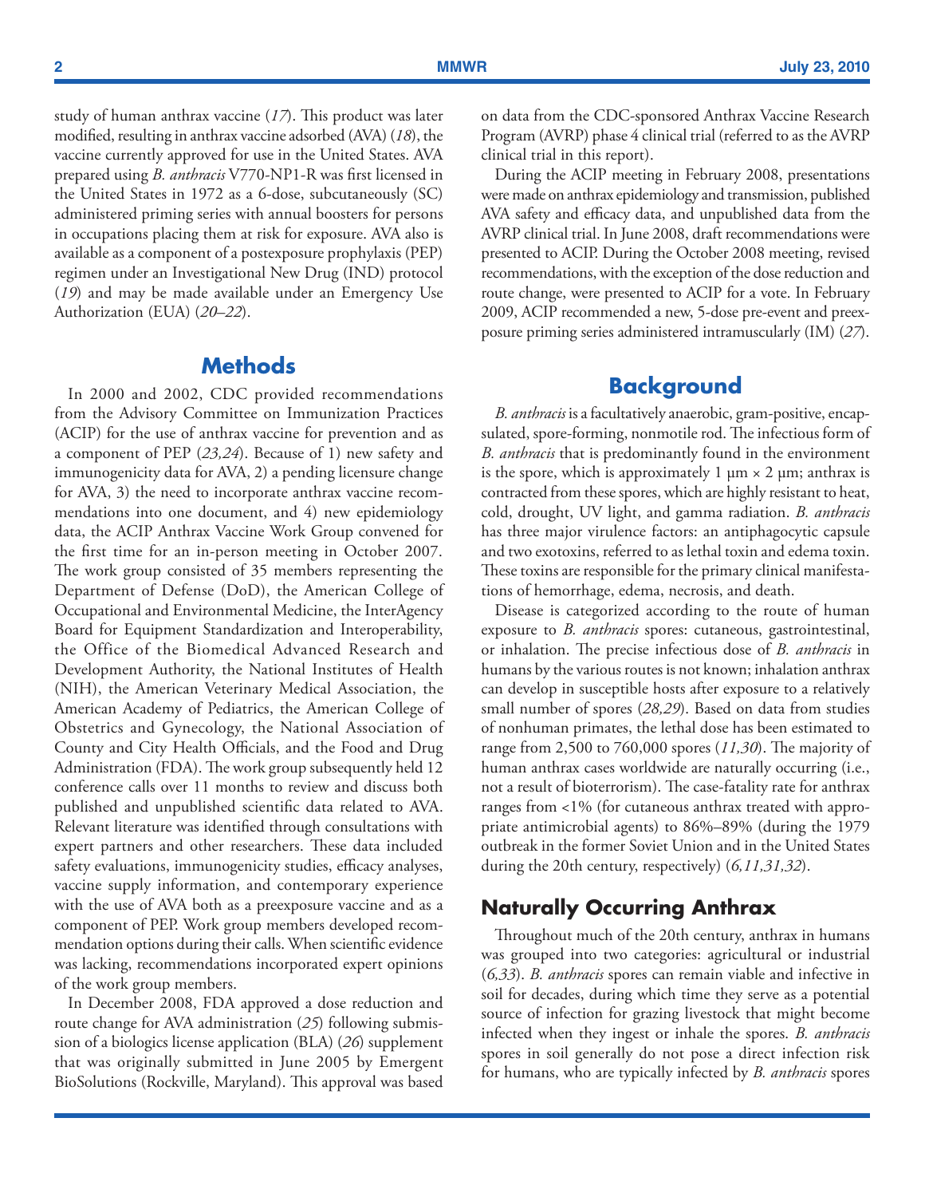study of human anthrax vaccine (*17*). This product was later modified, resulting in anthrax vaccine adsorbed (AVA) (*18*), the vaccine currently approved for use in the United States. AVA prepared using *B. anthracis* V770-NP1-R was first licensed in the United States in 1972 as a 6-dose, subcutaneously (SC) administered priming series with annual boosters for persons in occupations placing them at risk for exposure. AVA also is available as a component of a postexposure prophylaxis (PEP) regimen under an Investigational New Drug (IND) protocol (*19*) and may be made available under an Emergency Use Authorization (EUA) (*20–22*).

## Methods

In 2000 and 2002, CDC provided recommendations from the Advisory Committee on Immunization Practices (ACIP) for the use of anthrax vaccine for prevention and as a component of PEP (*23,24*). Because of 1) new safety and immunogenicity data for AVA, 2) a pending licensure change for AVA, 3) the need to incorporate anthrax vaccine recommendations into one document, and 4) new epidemiology data, the ACIP Anthrax Vaccine Work Group convened for the first time for an in-person meeting in October 2007. The work group consisted of 35 members representing the Department of Defense (DoD), the American College of Occupational and Environmental Medicine, the InterAgency Board for Equipment Standardization and Interoperability, the Office of the Biomedical Advanced Research and Development Authority, the National Institutes of Health (NIH), the American Veterinary Medical Association, the American Academy of Pediatrics, the American College of Obstetrics and Gynecology, the National Association of County and City Health Officials, and the Food and Drug Administration (FDA). The work group subsequently held 12 conference calls over 11 months to review and discuss both published and unpublished scientific data related to AVA. Relevant literature was identified through consultations with expert partners and other researchers. These data included safety evaluations, immunogenicity studies, efficacy analyses, vaccine supply information, and contemporary experience with the use of AVA both as a preexposure vaccine and as a component of PEP. Work group members developed recommendation options during their calls. When scientific evidence was lacking, recommendations incorporated expert opinions of the work group members.

In December 2008, FDA approved a dose reduction and route change for AVA administration (*25*) following submission of a biologics license application (BLA) (*26*) supplement that was originally submitted in June 2005 by Emergent BioSolutions (Rockville, Maryland). This approval was based on data from the CDC-sponsored Anthrax Vaccine Research Program (AVRP) phase 4 clinical trial (referred to as the AVRP clinical trial in this report).

During the ACIP meeting in February 2008, presentations were made on anthrax epidemiology and transmission, published AVA safety and efficacy data, and unpublished data from the AVRP clinical trial. In June 2008, draft recommendations were presented to ACIP. During the October 2008 meeting, revised recommendations, with the exception of the dose reduction and route change, were presented to ACIP for a vote. In February 2009, ACIP recommended a new, 5-dose pre-event and preexposure priming series administered intramuscularly (IM) (*27*).

## Background

*B. anthracis* is a facultatively anaerobic, gram-positive, encapsulated, spore-forming, nonmotile rod. The infectious form of *B. anthracis* that is predominantly found in the environment is the spore, which is approximately 1 µm × 2 µm; anthrax is contracted from these spores, which are highly resistant to heat, cold, drought, UV light, and gamma radiation. *B. anthracis* has three major virulence factors: an antiphagocytic capsule and two exotoxins, referred to as lethal toxin and edema toxin. These toxins are responsible for the primary clinical manifestations of hemorrhage, edema, necrosis, and death.

Disease is categorized according to the route of human exposure to *B. anthracis* spores: cutaneous, gastrointestinal, or inhalation. The precise infectious dose of *B. anthracis* in humans by the various routes is not known; inhalation anthrax can develop in susceptible hosts after exposure to a relatively small number of spores (*28,29*). Based on data from studies of nonhuman primates, the lethal dose has been estimated to range from 2,500 to 760,000 spores (*11,30*). The majority of human anthrax cases worldwide are naturally occurring (i.e., not a result of bioterrorism). The case-fatality rate for anthrax ranges from <1% (for cutaneous anthrax treated with appropriate antimicrobial agents) to 86%–89% (during the 1979 outbreak in the former Soviet Union and in the United States during the 20th century, respectively) (*6,11,31,32*).

### Naturally Occurring Anthrax

Throughout much of the 20th century, anthrax in humans was grouped into two categories: agricultural or industrial (*6,33*). *B. anthracis* spores can remain viable and infective in soil for decades, during which time they serve as a potential source of infection for grazing livestock that might become infected when they ingest or inhale the spores. *B. anthracis* spores in soil generally do not pose a direct infection risk for humans, who are typically infected by *B. anthracis* spores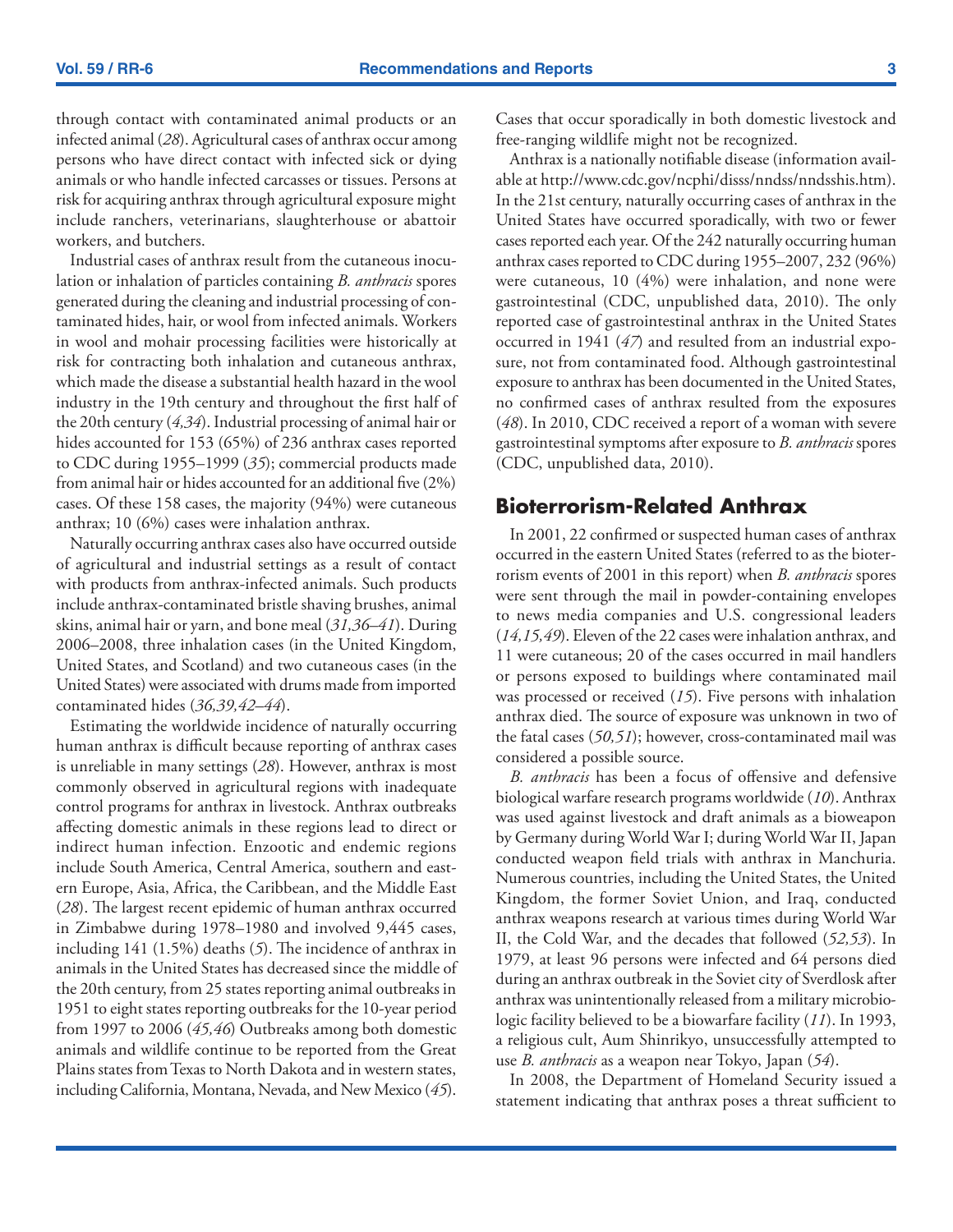through contact with contaminated animal products or an infected animal (*28*). Agricultural cases of anthrax occur among persons who have direct contact with infected sick or dying animals or who handle infected carcasses or tissues. Persons at risk for acquiring anthrax through agricultural exposure might include ranchers, veterinarians, slaughterhouse or abattoir workers, and butchers.

Industrial cases of anthrax result from the cutaneous inoculation or inhalation of particles containing *B. anthracis* spores generated during the cleaning and industrial processing of contaminated hides, hair, or wool from infected animals. Workers in wool and mohair processing facilities were historically at risk for contracting both inhalation and cutaneous anthrax, which made the disease a substantial health hazard in the wool industry in the 19th century and throughout the first half of the 20th century (*4,34*). Industrial processing of animal hair or hides accounted for 153 (65%) of 236 anthrax cases reported to CDC during 1955–1999 (*35*); commercial products made from animal hair or hides accounted for an additional five (2%) cases. Of these 158 cases, the majority (94%) were cutaneous anthrax; 10 (6%) cases were inhalation anthrax.

Naturally occurring anthrax cases also have occurred outside of agricultural and industrial settings as a result of contact with products from anthrax-infected animals. Such products include anthrax-contaminated bristle shaving brushes, animal skins, animal hair or yarn, and bone meal (*31,36–41*). During 2006–2008, three inhalation cases (in the United Kingdom, United States, and Scotland) and two cutaneous cases (in the United States) were associated with drums made from imported contaminated hides (*36,39,42–44*).

Estimating the worldwide incidence of naturally occurring human anthrax is difficult because reporting of anthrax cases is unreliable in many settings (*28*). However, anthrax is most commonly observed in agricultural regions with inadequate control programs for anthrax in livestock. Anthrax outbreaks affecting domestic animals in these regions lead to direct or indirect human infection. Enzootic and endemic regions include South America, Central America, southern and eastern Europe, Asia, Africa, the Caribbean, and the Middle East (*28*). The largest recent epidemic of human anthrax occurred in Zimbabwe during 1978–1980 and involved 9,445 cases, including 141 (1.5%) deaths (*5*). The incidence of anthrax in animals in the United States has decreased since the middle of the 20th century, from 25 states reporting animal outbreaks in 1951 to eight states reporting outbreaks for the 10-year period from 1997 to 2006 (*45,46*) Outbreaks among both domestic animals and wildlife continue to be reported from the Great Plains states from Texas to North Dakota and in western states, including California, Montana, Nevada, and New Mexico (*45*). Cases that occur sporadically in both domestic livestock and free-ranging wildlife might not be recognized.

Anthrax is a nationally notifiable disease (information available at http://www.cdc.gov/ncphi/disss/nndss/nndsshis.htm). In the 21st century, naturally occurring cases of anthrax in the United States have occurred sporadically, with two or fewer cases reported each year. Of the 242 naturally occurring human anthrax cases reported to CDC during 1955–2007, 232 (96%) were cutaneous, 10 (4%) were inhalation, and none were gastrointestinal (CDC, unpublished data, 2010). The only reported case of gastrointestinal anthrax in the United States occurred in 1941 (*47*) and resulted from an industrial exposure, not from contaminated food. Although gastrointestinal exposure to anthrax has been documented in the United States, no confirmed cases of anthrax resulted from the exposures (*48*). In 2010, CDC received a report of a woman with severe gastrointestinal symptoms after exposure to *B. anthracis* spores (CDC, unpublished data, 2010).

## Bioterrorism-Related Anthrax

In 2001, 22 confirmed or suspected human cases of anthrax occurred in the eastern United States (referred to as the bioterrorism events of 2001 in this report) when *B. anthracis* spores were sent through the mail in powder-containing envelopes to news media companies and U.S. congressional leaders (*14,15,49*). Eleven of the 22 cases were inhalation anthrax, and 11 were cutaneous; 20 of the cases occurred in mail handlers or persons exposed to buildings where contaminated mail was processed or received (*15*). Five persons with inhalation anthrax died. The source of exposure was unknown in two of the fatal cases (*50,51*); however, cross-contaminated mail was considered a possible source.

*B. anthracis* has been a focus of offensive and defensive biological warfare research programs worldwide (*10*). Anthrax was used against livestock and draft animals as a bioweapon by Germany during World War I; during World War II, Japan conducted weapon field trials with anthrax in Manchuria. Numerous countries, including the United States, the United Kingdom, the former Soviet Union, and Iraq, conducted anthrax weapons research at various times during World War II, the Cold War, and the decades that followed (*52,53*). In 1979, at least 96 persons were infected and 64 persons died during an anthrax outbreak in the Soviet city of Sverdlosk after anthrax was unintentionally released from a military microbiologic facility believed to be a biowarfare facility (*11*). In 1993, a religious cult, Aum Shinrikyo, unsuccessfully attempted to use *B. anthracis* as a weapon near Tokyo, Japan (*54*).

In 2008, the Department of Homeland Security issued a statement indicating that anthrax poses a threat sufficient to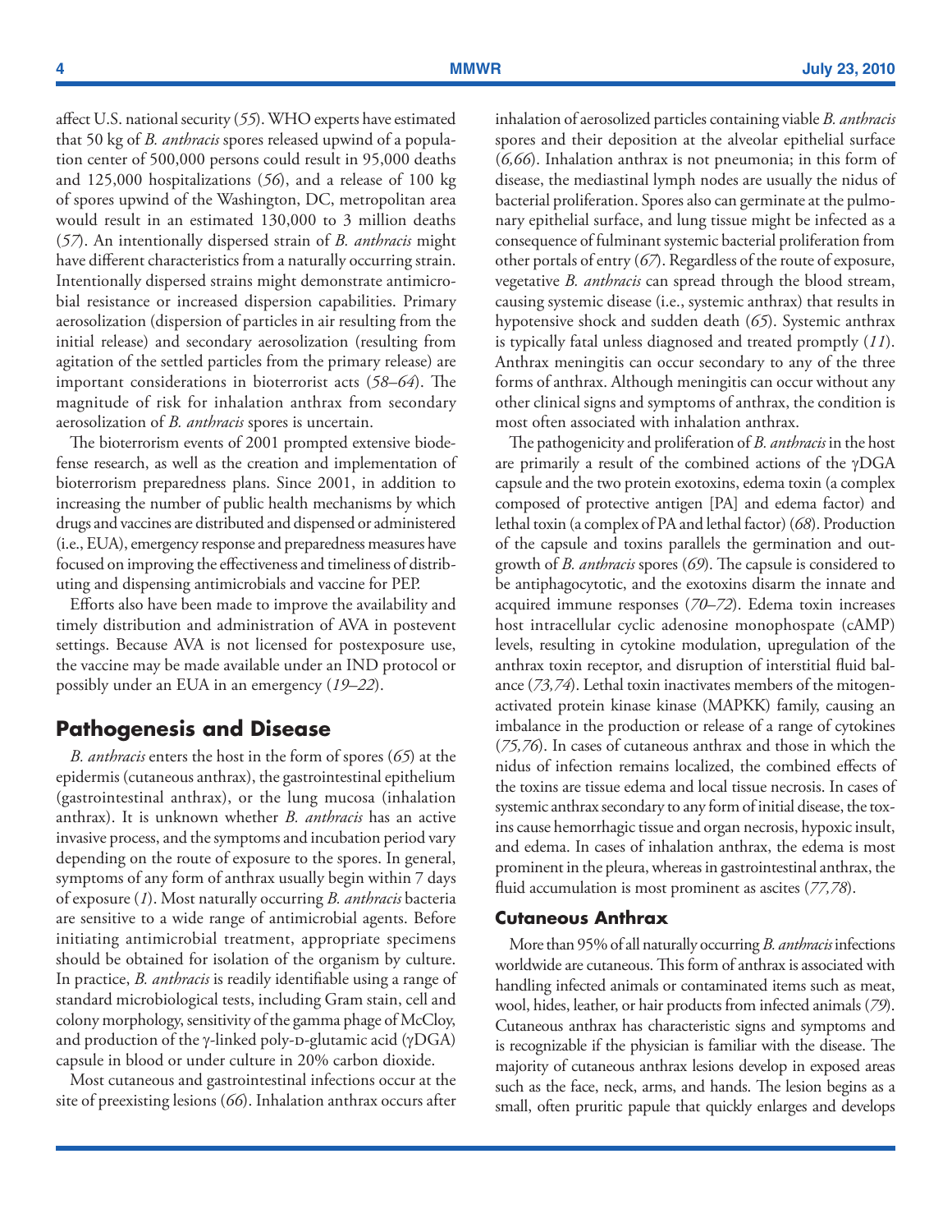affect U.S. national security (*55*). WHO experts have estimated that 50 kg of *B. anthracis* spores released upwind of a population center of 500,000 persons could result in 95,000 deaths and 125,000 hospitalizations (*56*), and a release of 100 kg of spores upwind of the Washington, DC, metropolitan area would result in an estimated 130,000 to 3 million deaths (*57*). An intentionally dispersed strain of *B. anthracis* might have different characteristics from a naturally occurring strain. Intentionally dispersed strains might demonstrate antimicrobial resistance or increased dispersion capabilities. Primary aerosolization (dispersion of particles in air resulting from the initial release) and secondary aerosolization (resulting from agitation of the settled particles from the primary release) are important considerations in bioterrorist acts (*58–64*). The magnitude of risk for inhalation anthrax from secondary aerosolization of *B. anthracis* spores is uncertain.

The bioterrorism events of 2001 prompted extensive biodefense research, as well as the creation and implementation of bioterrorism preparedness plans. Since 2001, in addition to increasing the number of public health mechanisms by which drugs and vaccines are distributed and dispensed or administered (i.e., EUA), emergency response and preparedness measures have focused on improving the effectiveness and timeliness of distributing and dispensing antimicrobials and vaccine for PEP.

Efforts also have been made to improve the availability and timely distribution and administration of AVA in postevent settings. Because AVA is not licensed for postexposure use, the vaccine may be made available under an IND protocol or possibly under an EUA in an emergency (*19–22*).

## Pathogenesis and Disease

*B. anthracis* enters the host in the form of spores (*65*) at the epidermis (cutaneous anthrax), the gastrointestinal epithelium (gastrointestinal anthrax), or the lung mucosa (inhalation anthrax). It is unknown whether *B. anthracis* has an active invasive process, and the symptoms and incubation period vary depending on the route of exposure to the spores. In general, symptoms of any form of anthrax usually begin within 7 days of exposure (*1*). Most naturally occurring *B. anthracis* bacteria are sensitive to a wide range of antimicrobial agents. Before initiating antimicrobial treatment, appropriate specimens should be obtained for isolation of the organism by culture. In practice, *B. anthracis* is readily identifiable using a range of standard microbiological tests, including Gram stain, cell and colony morphology, sensitivity of the gamma phage of McCloy, and production of the γ-linked poly-D-glutamic acid (γDGA) capsule in blood or under culture in 20% carbon dioxide.

Most cutaneous and gastrointestinal infections occur at the site of preexisting lesions (*66*). Inhalation anthrax occurs after inhalation of aerosolized particles containing viable *B. anthracis* spores and their deposition at the alveolar epithelial surface (*6,66*). Inhalation anthrax is not pneumonia; in this form of disease, the mediastinal lymph nodes are usually the nidus of bacterial proliferation. Spores also can germinate at the pulmonary epithelial surface, and lung tissue might be infected as a consequence of fulminant systemic bacterial proliferation from other portals of entry (*67*). Regardless of the route of exposure, vegetative *B. anthracis* can spread through the blood stream, causing systemic disease (i.e., systemic anthrax) that results in hypotensive shock and sudden death (*65*). Systemic anthrax is typically fatal unless diagnosed and treated promptly (*11*). Anthrax meningitis can occur secondary to any of the three forms of anthrax. Although meningitis can occur without any other clinical signs and symptoms of anthrax, the condition is most often associated with inhalation anthrax.

The pathogenicity and proliferation of *B. anthracis* in the host are primarily a result of the combined actions of the γDGA capsule and the two protein exotoxins, edema toxin (a complex composed of protective antigen [PA] and edema factor) and lethal toxin (a complex of PA and lethal factor) (*68*). Production of the capsule and toxins parallels the germination and outgrowth of *B. anthracis* spores (*69*). The capsule is considered to be antiphagocytotic, and the exotoxins disarm the innate and acquired immune responses (*70–72*). Edema toxin increases host intracellular cyclic adenosine monophospate (cAMP) levels, resulting in cytokine modulation, upregulation of the anthrax toxin receptor, and disruption of interstitial fluid balance (*73,74*). Lethal toxin inactivates members of the mitogen-activated protein kinase kinase (MAPKK) family, causing an imbalance in the production or release of a range of cytokines (*75,76*). In cases of cutaneous anthrax and those in which the nidus of infection remains localized, the combined effects of the toxins are tissue edema and local tissue necrosis. In cases of systemic anthrax secondary to any form of initial disease, the toxins cause hemorrhagic tissue and organ necrosis, hypoxic insult, and edema. In cases of inhalation anthrax, the edema is most prominent in the pleura, whereas in gastrointestinal anthrax, the fluid accumulation is most prominent as ascites (*77,78*).

### Cutaneous Anthrax

More than 95% of all naturally occurring *B. anthracis* infections worldwide are cutaneous. This form of anthrax is associated with handling infected animals or contaminated items such as meat, wool, hides, leather, or hair products from infected animals (*79*). Cutaneous anthrax has characteristic signs and symptoms and is recognizable if the physician is familiar with the disease. The majority of cutaneous anthrax lesions develop in exposed areas such as the face, neck, arms, and hands. The lesion begins as a small, often pruritic papule that quickly enlarges and develops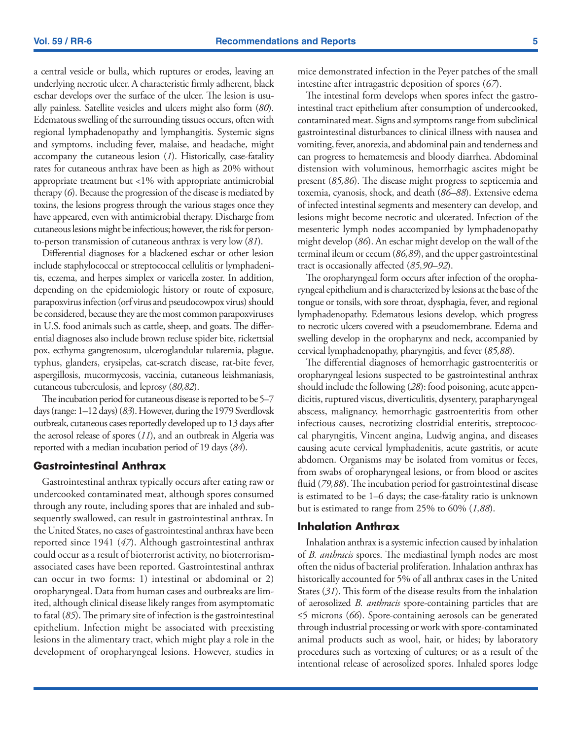a central vesicle or bulla, which ruptures or erodes, leaving an underlying necrotic ulcer. A characteristic firmly adherent, black eschar develops over the surface of the ulcer. The lesion is usually painless. Satellite vesicles and ulcers might also form (*80*). Edematous swelling of the surrounding tissues occurs, often with regional lymphadenopathy and lymphangitis. Systemic signs and symptoms, including fever, malaise, and headache, might accompany the cutaneous lesion (*1*). Historically, case-fatality rates for cutaneous anthrax have been as high as 20% without appropriate treatment but <1% with appropriate antimicrobial therapy (*6*). Because the progression of the disease is mediated by toxins, the lesions progress through the various stages once they have appeared, even with antimicrobial therapy. Discharge from cutaneous lesions might be infectious; however, the risk for person-to-person transmission of cutaneous anthrax is very low (*81*).

Differential diagnoses for a blackened eschar or other lesion include staphylococcal or streptococcal cellulitis or lymphadenitis, eczema, and herpes simplex or varicella zoster. In addition, depending on the epidemiologic history or route of exposure, parapoxvirus infection (orf virus and pseudocowpox virus) should be considered, because they are the most common parapoxviruses in U.S. food animals such as cattle, sheep, and goats. The differential diagnoses also include brown recluse spider bite, rickettsial pox, ecthyma gangrenosum, ulceroglandular tularemia, plague, typhus, glanders, erysipelas, cat-scratch disease, rat-bite fever, aspergillosis, mucormycosis, vaccinia, cutaneous leishmaniasis, cutaneous tuberculosis, and leprosy (*80,82*).

The incubation period for cutaneous disease is reported to be 5–7 days (range: 1–12 days) (*83*). However, during the 1979 Sverdlovsk outbreak, cutaneous cases reportedly developed up to 13 days after the aerosol release of spores (*11*), and an outbreak in Algeria was reported with a median incubation period of 19 days (*84*).

## Gastrointestinal Anthrax

Gastrointestinal anthrax typically occurs after eating raw or undercooked contaminated meat, although spores consumed through any route, including spores that are inhaled and subsequently swallowed, can result in gastrointestinal anthrax. In the United States, no cases of gastrointestinal anthrax have been reported since 1941 (*47*). Although gastrointestinal anthrax could occur as a result of bioterrorist activity, no bioterrorism-associated cases have been reported. Gastrointestinal anthrax can occur in two forms: 1) intestinal or abdominal or 2) oropharyngeal. Data from human cases and outbreaks are limited, although clinical disease likely ranges from asymptomatic to fatal (*85*). The primary site of infection is the gastrointestinal epithelium. Infection might be associated with preexisting lesions in the alimentary tract, which might play a role in the development of oropharyngeal lesions. However, studies in mice demonstrated infection in the Peyer patches of the small intestine after intragastric deposition of spores (*67*).

The intestinal form develops when spores infect the gastrointestinal tract epithelium after consumption of undercooked, contaminated meat. Signs and symptoms range from subclinical gastrointestinal disturbances to clinical illness with nausea and vomiting, fever, anorexia, and abdominal pain and tenderness and can progress to hematemesis and bloody diarrhea. Abdominal distension with voluminous, hemorrhagic ascites might be present (*85,86*). The disease might progress to septicemia and toxemia, cyanosis, shock, and death (*86–88*). Extensive edema of infected intestinal segments and mesentery can develop, and lesions might become necrotic and ulcerated. Infection of the mesenteric lymph nodes accompanied by lymphadenopathy might develop (*86*). An eschar might develop on the wall of the terminal ileum or cecum (*86,89*), and the upper gastrointestinal tract is occasionally affected (*85,90–92*).

The oropharyngeal form occurs after infection of the oropharyngeal epithelium and is characterized by lesions at the base of the tongue or tonsils, with sore throat, dysphagia, fever, and regional lymphadenopathy. Edematous lesions develop, which progress to necrotic ulcers covered with a pseudomembrane. Edema and swelling develop in the oropharynx and neck, accompanied by cervical lymphadenopathy, pharyngitis, and fever (*85,88*).

The differential diagnoses of hemorrhagic gastroenteritis or oropharyngeal lesions suspected to be gastrointestinal anthrax should include the following (*28*): food poisoning, acute appendicitis, ruptured viscus, diverticulitis, dysentery, parapharyngeal abscess, malignancy, hemorrhagic gastroenteritis from other infectious causes, necrotizing clostridial enteritis, streptococcal pharyngitis, Vincent angina, Ludwig angina, and diseases causing acute cervical lymphadenitis, acute gastritis, or acute abdomen. Organisms may be isolated from vomitus or feces, from swabs of oropharyngeal lesions, or from blood or ascites fluid (*79,88*). The incubation period for gastrointestinal disease is estimated to be 1–6 days; the case-fatality ratio is unknown but is estimated to range from 25% to 60% (*1,88*).

## Inhalation Anthrax

Inhalation anthrax is a systemic infection caused by inhalation of *B. anthracis* spores. The mediastinal lymph nodes are most often the nidus of bacterial proliferation. Inhalation anthrax has historically accounted for 5% of all anthrax cases in the United States (*31*). This form of the disease results from the inhalation of aerosolized *B. anthracis* spore-containing particles that are ≤5 microns (*66*). Spore-containing aerosols can be generated through industrial processing or work with spore-contaminated animal products such as wool, hair, or hides; by laboratory procedures such as vortexing of cultures; or as a result of the intentional release of aerosolized spores. Inhaled spores lodge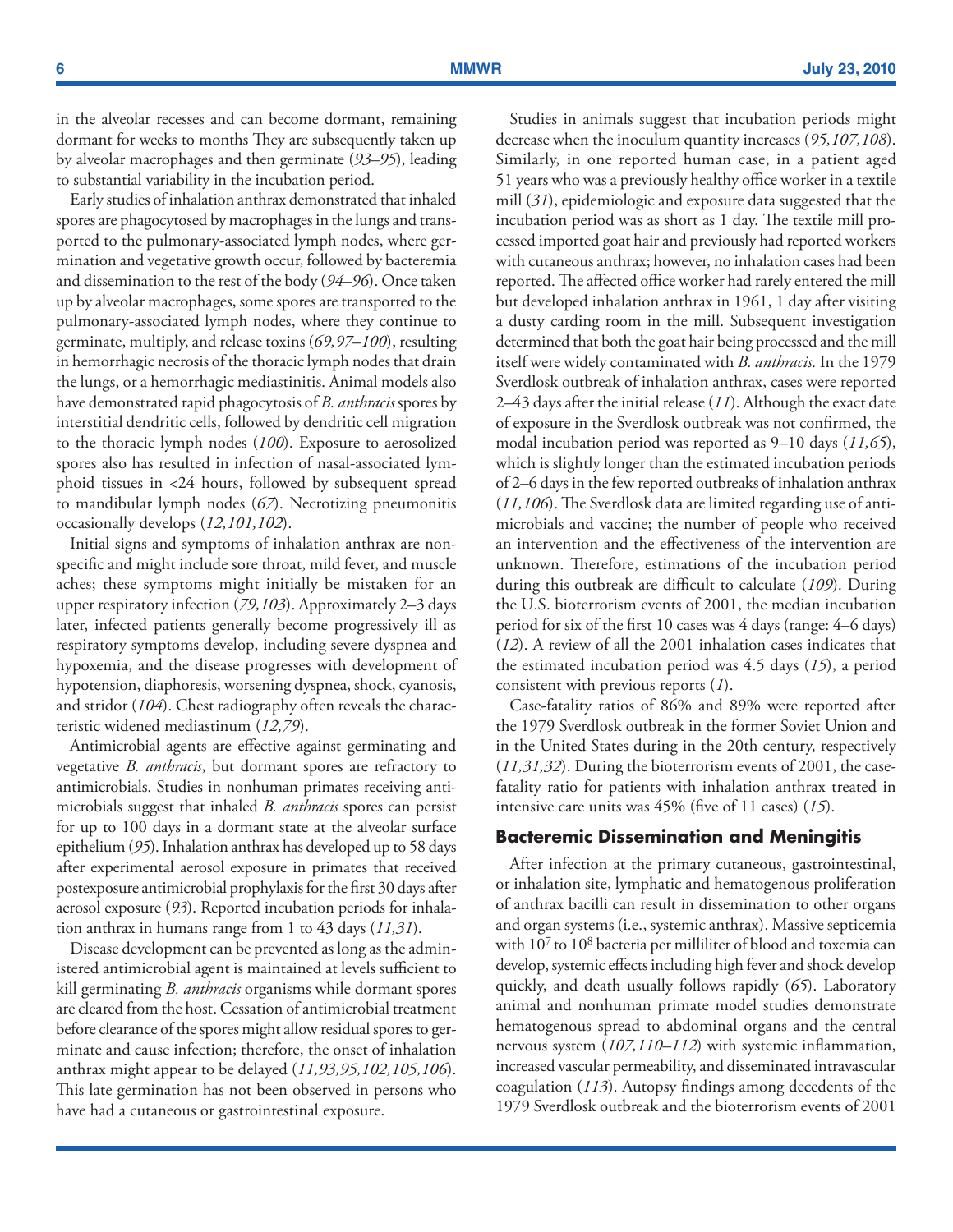in the alveolar recesses and can become dormant, remaining dormant for weeks to months They are subsequently taken up by alveolar macrophages and then germinate (*93–95*), leading to substantial variability in the incubation period.

Early studies of inhalation anthrax demonstrated that inhaled spores are phagocytosed by macrophages in the lungs and transported to the pulmonary-associated lymph nodes, where germination and vegetative growth occur, followed by bacteremia and dissemination to the rest of the body (*94–96*). Once taken up by alveolar macrophages, some spores are transported to the pulmonary-associated lymph nodes, where they continue to germinate, multiply, and release toxins (*69,97–100*), resulting in hemorrhagic necrosis of the thoracic lymph nodes that drain the lungs, or a hemorrhagic mediastinitis. Animal models also have demonstrated rapid phagocytosis of *B. anthracis* spores by interstitial dendritic cells, followed by dendritic cell migration to the thoracic lymph nodes (*100*). Exposure to aerosolized spores also has resulted in infection of nasal-associated lymphoid tissues in <24 hours, followed by subsequent spread to mandibular lymph nodes (*67*). Necrotizing pneumonitis occasionally develops (*12,101,102*).

Initial signs and symptoms of inhalation anthrax are nonspecific and might include sore throat, mild fever, and muscle aches; these symptoms might initially be mistaken for an upper respiratory infection (*79,103*). Approximately 2–3 days later, infected patients generally become progressively ill as respiratory symptoms develop, including severe dyspnea and hypoxemia, and the disease progresses with development of hypotension, diaphoresis, worsening dyspnea, shock, cyanosis, and stridor (*104*). Chest radiography often reveals the characteristic widened mediastinum (*12,79*).

Antimicrobial agents are effective against germinating and vegetative *B. anthracis*, but dormant spores are refractory to antimicrobials. Studies in nonhuman primates receiving antimicrobials suggest that inhaled *B. anthracis* spores can persist for up to 100 days in a dormant state at the alveolar surface epithelium (*95*). Inhalation anthrax has developed up to 58 days after experimental aerosol exposure in primates that received postexposure antimicrobial prophylaxis for the first 30 days after aerosol exposure (*93*). Reported incubation periods for inhalation anthrax in humans range from 1 to 43 days (*11,31*).

Disease development can be prevented as long as the administered antimicrobial agent is maintained at levels sufficient to kill germinating *B. anthracis* organisms while dormant spores are cleared from the host. Cessation of antimicrobial treatment before clearance of the spores might allow residual spores to germinate and cause infection; therefore, the onset of inhalation anthrax might appear to be delayed (*11,93,95,102,105,106*). This late germination has not been observed in persons who have had a cutaneous or gastrointestinal exposure.

Studies in animals suggest that incubation periods might decrease when the inoculum quantity increases (*95,107,108*). Similarly, in one reported human case, in a patient aged 51 years who was a previously healthy office worker in a textile mill (*31*), epidemiologic and exposure data suggested that the incubation period was as short as 1 day. The textile mill processed imported goat hair and previously had reported workers with cutaneous anthrax; however, no inhalation cases had been reported. The affected office worker had rarely entered the mill but developed inhalation anthrax in 1961, 1 day after visiting a dusty carding room in the mill. Subsequent investigation determined that both the goat hair being processed and the mill itself were widely contaminated with *B. anthracis.* In the 1979 Sverdlosk outbreak of inhalation anthrax, cases were reported 2–43 days after the initial release (*11*). Although the exact date of exposure in the Sverdlosk outbreak was not confirmed, the modal incubation period was reported as 9–10 days (*11,65*), which is slightly longer than the estimated incubation periods of 2–6 days in the few reported outbreaks of inhalation anthrax (*11,106*). The Sverdlosk data are limited regarding use of antimicrobials and vaccine; the number of people who received an intervention and the effectiveness of the intervention are unknown. Therefore, estimations of the incubation period during this outbreak are difficult to calculate (*109*). During the U.S. bioterrorism events of 2001, the median incubation period for six of the first 10 cases was 4 days (range: 4–6 days) (*12*). A review of all the 2001 inhalation cases indicates that the estimated incubation period was 4.5 days (*15*), a period consistent with previous reports (*1*).

Case-fatality ratios of 86% and 89% were reported after the 1979 Sverdlosk outbreak in the former Soviet Union and in the United States during in the 20th century, respectively (*11,31,32*). During the bioterrorism events of 2001, the case-fatality ratio for patients with inhalation anthrax treated in intensive care units was 45% (five of 11 cases) (*15*).

## Bacteremic Dissemination and Meningitis

After infection at the primary cutaneous, gastrointestinal, or inhalation site, lymphatic and hematogenous proliferation of anthrax bacilli can result in dissemination to other organs and organ systems (i.e., systemic anthrax). Massive septicemia with $10^7$ to $10^8$ bacteria per milliliter of blood and toxemia can develop, systemic effects including high fever and shock develop quickly, and death usually follows rapidly (*65*). Laboratory animal and nonhuman primate model studies demonstrate hematogenous spread to abdominal organs and the central nervous system (*107,110–112*) with systemic inflammation, increased vascular permeability, and disseminated intravascular coagulation (*113*). Autopsy findings among decedents of the 1979 Sverdlosk outbreak and the bioterrorism events of 2001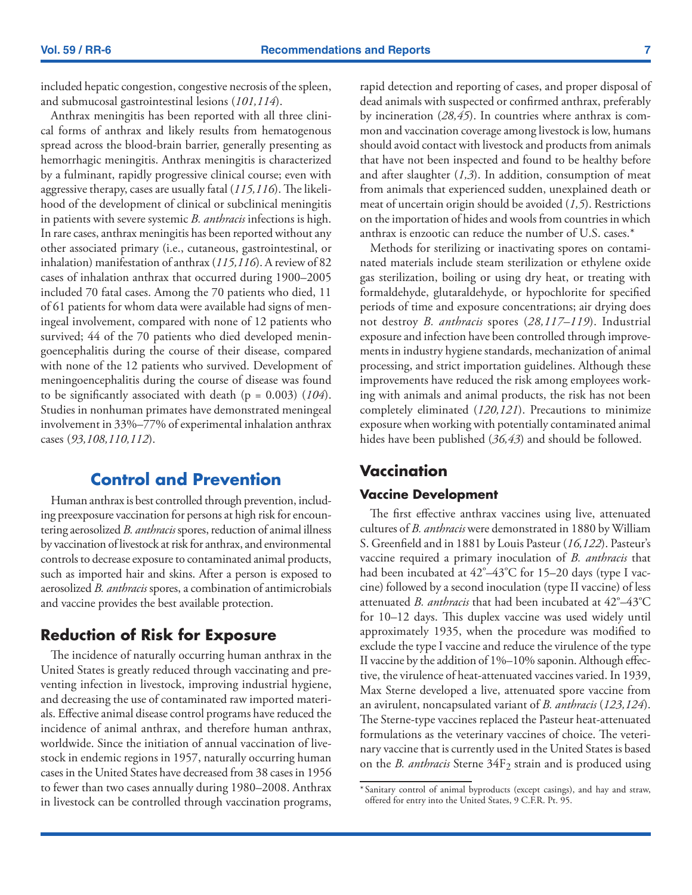included hepatic congestion, congestive necrosis of the spleen, and submucosal gastrointestinal lesions (*101,114*).

Anthrax meningitis has been reported with all three clinical forms of anthrax and likely results from hematogenous spread across the blood-brain barrier, generally presenting as hemorrhagic meningitis. Anthrax meningitis is characterized by a fulminant, rapidly progressive clinical course; even with aggressive therapy, cases are usually fatal (*115,116*). The likelihood of the development of clinical or subclinical meningitis in patients with severe systemic *B. anthracis* infections is high. In rare cases, anthrax meningitis has been reported without any other associated primary (i.e., cutaneous, gastrointestinal, or inhalation) manifestation of anthrax (*115,116*). A review of 82 cases of inhalation anthrax that occurred during 1900–2005 included 70 fatal cases. Among the 70 patients who died, 11 of 61 patients for whom data were available had signs of meningeal involvement, compared with none of 12 patients who survived; 44 of the 70 patients who died developed meningoencephalitis during the course of their disease, compared with none of the 12 patients who survived. Development of meningoencephalitis during the course of disease was found to be significantly associated with death ($p = 0.003$) (*104*). Studies in nonhuman primates have demonstrated meningeal involvement in 33%–77% of experimental inhalation anthrax cases (*93,108,110,112*).

## Control and Prevention

Human anthrax is best controlled through prevention, including preexposure vaccination for persons at high risk for encountering aerosolized *B. anthracis* spores, reduction of animal illness by vaccination of livestock at risk for anthrax, and environmental controls to decrease exposure to contaminated animal products, such as imported hair and skins. After a person is exposed to aerosolized *B. anthracis* spores, a combination of antimicrobials and vaccine provides the best available protection.

### Reduction of Risk for Exposure

The incidence of naturally occurring human anthrax in the United States is greatly reduced through vaccinating and preventing infection in livestock, improving industrial hygiene, and decreasing the use of contaminated raw imported materials. Effective animal disease control programs have reduced the incidence of animal anthrax, and therefore human anthrax, worldwide. Since the initiation of annual vaccination of livestock in endemic regions in 1957, naturally occurring human cases in the United States have decreased from 38 cases in 1956 to fewer than two cases annually during 1980–2008. Anthrax in livestock can be controlled through vaccination programs, rapid detection and reporting of cases, and proper disposal of dead animals with suspected or confirmed anthrax, preferably by incineration (*28,45*). In countries where anthrax is common and vaccination coverage among livestock is low, humans should avoid contact with livestock and products from animals that have not been inspected and found to be healthy before and after slaughter (*1,3*). In addition, consumption of meat from animals that experienced sudden, unexplained death or meat of uncertain origin should be avoided (*1,5*). Restrictions on the importation of hides and wools from countries in which anthrax is enzootic can reduce the number of U.S. cases.*

Methods for sterilizing or inactivating spores on contaminated materials include steam sterilization or ethylene oxide gas sterilization, boiling or using dry heat, or treating with formaldehyde, glutaraldehyde, or hypochlorite for specified periods of time and exposure concentrations; air drying does not destroy *B. anthracis* spores (*28,117–119*). Industrial exposure and infection have been controlled through improvements in industry hygiene standards, mechanization of animal processing, and strict importation guidelines. Although these improvements have reduced the risk among employees working with animals and animal products, the risk has not been completely eliminated (*120,121*). Precautions to minimize exposure when working with potentially contaminated animal hides have been published (*36,43*) and should be followed.

## Vaccination

### Vaccine Development

The first effective anthrax vaccines using live, attenuated cultures of *B. anthracis* were demonstrated in 1880 by William S. Greenfield and in 1881 by Louis Pasteur (*16,122*). Pasteur's vaccine required a primary inoculation of *B. anthracis* that had been incubated at 42°–43°C for 15–20 days (type I vaccine) followed by a second inoculation (type II vaccine) of less attenuated *B. anthracis* that had been incubated at 42°–43°C for 10–12 days. This duplex vaccine was used widely until approximately 1935, when the procedure was modified to exclude the type I vaccine and reduce the virulence of the type II vaccine by the addition of 1%–10% saponin. Although effective, the virulence of heat-attenuated vaccines varied. In 1939, Max Sterne developed a live, attenuated spore vaccine from an avirulent, noncapsulated variant of *B. anthracis* (*123,124*). The Sterne-type vaccines replaced the Pasteur heat-attenuated formulations as the veterinary vaccines of choice. The veterinary vaccine that is currently used in the United States is based on the *B. anthracis* Sterne $34F_2$ strain and is produced using

* Sanitary control of animal byproducts (except casings), and hay and straw, offered for entry into the United States, 9 C.F.R. Pt. 95.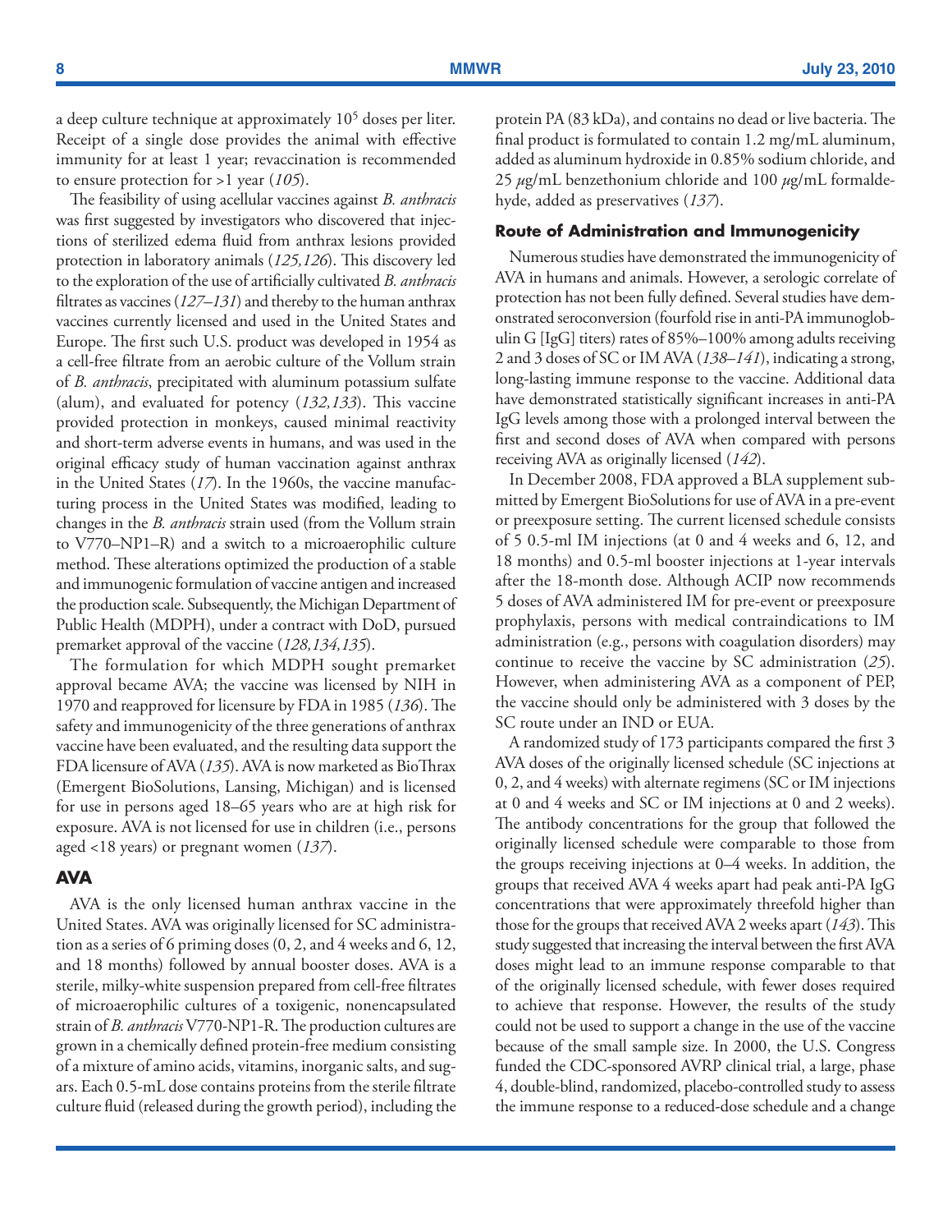a deep culture technique at approximately $10^5$ doses per liter. Receipt of a single dose provides the animal with effective immunity for at least 1 year; revaccination is recommended to ensure protection for >1 year (*105*).

The feasibility of using acellular vaccines against *B. anthracis* was first suggested by investigators who discovered that injections of sterilized edema fluid from anthrax lesions provided protection in laboratory animals (*125,126*). This discovery led to the exploration of the use of artificially cultivated *B. anthracis* filtrates as vaccines (*127–131*) and thereby to the human anthrax vaccines currently licensed and used in the United States and Europe. The first such U.S. product was developed in 1954 as a cell-free filtrate from an aerobic culture of the Vollum strain of *B. anthracis*, precipitated with aluminum potassium sulfate (alum), and evaluated for potency (*132,133*). This vaccine provided protection in monkeys, caused minimal reactivity and short-term adverse events in humans, and was used in the original efficacy study of human vaccination against anthrax in the United States (*17*). In the 1960s, the vaccine manufacturing process in the United States was modified, leading to changes in the *B. anthracis* strain used (from the Vollum strain to V770–NP1–R) and a switch to a microaerophilic culture method. These alterations optimized the production of a stable and immunogenic formulation of vaccine antigen and increased the production scale. Subsequently, the Michigan Department of Public Health (MDPH), under a contract with DoD, pursued premarket approval of the vaccine (*128,134,135*).

The formulation for which MDPH sought premarket approval became AVA; the vaccine was licensed by NIH in 1970 and reapproved for licensure by FDA in 1985 (*136*). The safety and immunogenicity of the three generations of anthrax vaccine have been evaluated, and the resulting data support the FDA licensure of AVA (*135*). AVA is now marketed as BioThrax (Emergent BioSolutions, Lansing, Michigan) and is licensed for use in persons aged 18–65 years who are at high risk for exposure. AVA is not licensed for use in children (i.e., persons aged <18 years) or pregnant women (*137*).

## AVA

AVA is the only licensed human anthrax vaccine in the United States. AVA was originally licensed for SC administration as a series of 6 priming doses (0, 2, and 4 weeks and 6, 12, and 18 months) followed by annual booster doses. AVA is a sterile, milky-white suspension prepared from cell-free filtrates of microaerophilic cultures of a toxigenic, nonencapsulated strain of *B. anthracis* V770-NP1-R. The production cultures are grown in a chemically defined protein-free medium consisting of a mixture of amino acids, vitamins, inorganic salts, and sugars. Each 0.5-mL dose contains proteins from the sterile filtrate culture fluid (released during the growth period), including the protein PA (83 kDa), and contains no dead or live bacteria. The final product is formulated to contain 1.2 mg/mL aluminum, added as aluminum hydroxide in 0.85% sodium chloride, and 25 $\mu$g/mL benzethonium chloride and 100 $\mu$g/mL formaldehyde, added as preservatives (*137*).

### Route of Administration and Immunogenicity

Numerous studies have demonstrated the immunogenicity of AVA in humans and animals. However, a serologic correlate of protection has not been fully defined. Several studies have demonstrated seroconversion (fourfold rise in anti-PA immunoglobulin G [IgG] titers) rates of 85%–100% among adults receiving 2 and 3 doses of SC or IM AVA (*138–141*), indicating a strong, long-lasting immune response to the vaccine. Additional data have demonstrated statistically significant increases in anti-PA IgG levels among those with a prolonged interval between the first and second doses of AVA when compared with persons receiving AVA as originally licensed (*142*).

In December 2008, FDA approved a BLA supplement submitted by Emergent BioSolutions for use of AVA in a pre-event or preexposure setting. The current licensed schedule consists of 5 0.5-ml IM injections (at 0 and 4 weeks and 6, 12, and 18 months) and 0.5-ml booster injections at 1-year intervals after the 18-month dose. Although ACIP now recommends 5 doses of AVA administered IM for pre-event or preexposure prophylaxis, persons with medical contraindications to IM administration (e.g., persons with coagulation disorders) may continue to receive the vaccine by SC administration (*25*). However, when administering AVA as a component of PEP, the vaccine should only be administered with 3 doses by the SC route under an IND or EUA.

A randomized study of 173 participants compared the first 3 AVA doses of the originally licensed schedule (SC injections at 0, 2, and 4 weeks) with alternate regimens (SC or IM injections at 0 and 4 weeks and SC or IM injections at 0 and 2 weeks). The antibody concentrations for the group that followed the originally licensed schedule were comparable to those from the groups receiving injections at 0–4 weeks. In addition, the groups that received AVA 4 weeks apart had peak anti-PA IgG concentrations that were approximately threefold higher than those for the groups that received AVA 2 weeks apart (*143*). This study suggested that increasing the interval between the first AVA doses might lead to an immune response comparable to that of the originally licensed schedule, with fewer doses required to achieve that response. However, the results of the study could not be used to support a change in the use of the vaccine because of the small sample size. In 2000, the U.S. Congress funded the CDC-sponsored AVRP clinical trial, a large, phase 4, double-blind, randomized, placebo-controlled study to assess the immune response to a reduced-dose schedule and a change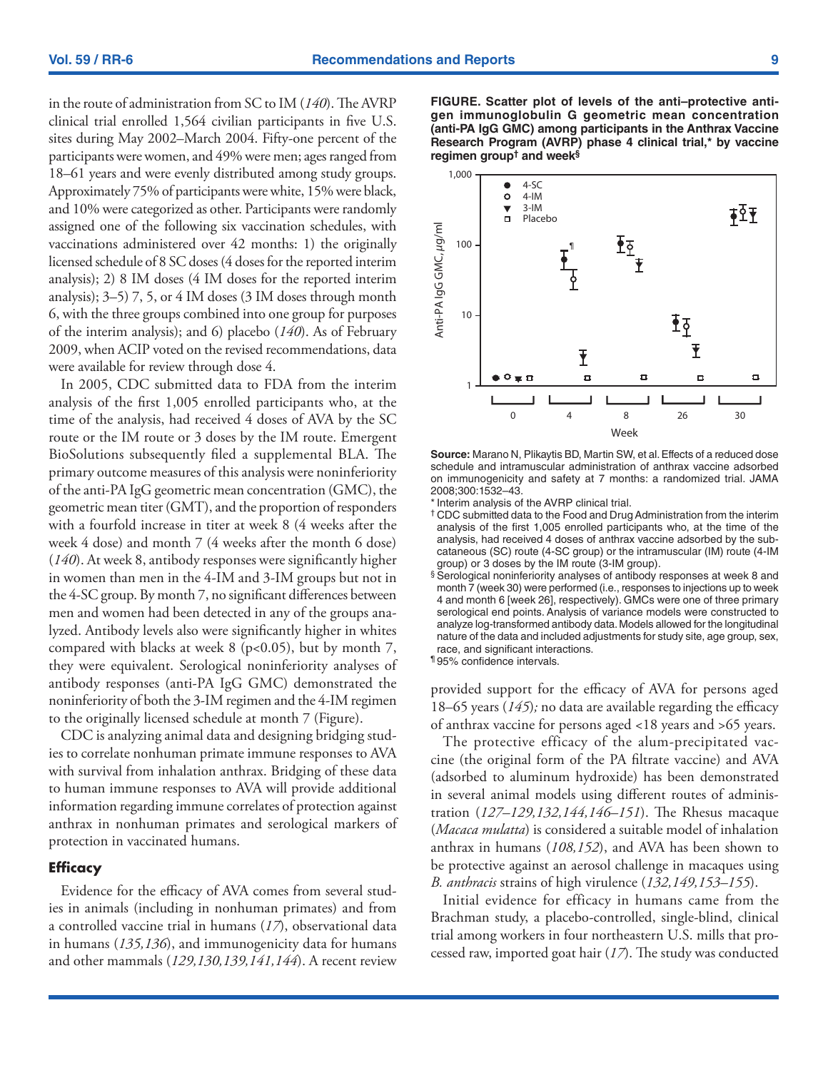in the route of administration from SC to IM (*140*). The AVRP clinical trial enrolled 1,564 civilian participants in five U.S. sites during May 2002–March 2004. Fifty-one percent of the participants were women, and 49% were men; ages ranged from 18–61 years and were evenly distributed among study groups. Approximately 75% of participants were white, 15% were black, and 10% were categorized as other. Participants were randomly assigned one of the following six vaccination schedules, with vaccinations administered over 42 months: 1) the originally licensed schedule of 8 SC doses (4 doses for the reported interim analysis); 2) 8 IM doses (4 IM doses for the reported interim analysis); 3–5) 7, 5, or 4 IM doses (3 IM doses through month 6, with the three groups combined into one group for purposes of the interim analysis); and 6) placebo (*140*). As of February 2009, when ACIP voted on the revised recommendations, data were available for review through dose 4.

In 2005, CDC submitted data to FDA from the interim analysis of the first 1,005 enrolled participants who, at the time of the analysis, had received 4 doses of AVA by the SC route or the IM route or 3 doses by the IM route. Emergent BioSolutions subsequently filed a supplemental BLA. The primary outcome measures of this analysis were noninferiority of the anti-PA IgG geometric mean concentration (GMC), the geometric mean titer (GMT), and the proportion of responders with a fourfold increase in titer at week 8 (4 weeks after the week 4 dose) and month 7 (4 weeks after the month 6 dose) (*140*). At week 8, antibody responses were significantly higher in women than men in the 4-IM and 3-IM groups but not in the 4-SC group. By month 7, no significant differences between men and women had been detected in any of the groups analyzed. Antibody levels also were significantly higher in whites compared with blacks at week 8 ($p<0.05$), but by month 7, they were equivalent. Serological noninferiority analyses of antibody responses (anti-PA IgG GMC) demonstrated the noninferiority of both the 3-IM regimen and the 4-IM regimen to the originally licensed schedule at month 7 (Figure).

CDC is analyzing animal data and designing bridging studies to correlate nonhuman primate immune responses to AVA with survival from inhalation anthrax. Bridging of these data to human immune responses to AVA will provide additional information regarding immune correlates of protection against anthrax in nonhuman primates and serological markers of protection in vaccinated humans.

**FIGURE. Scatter plot of levels of the anti–protective antigen immunoglobulin G geometric mean concentration (anti-PA IgG GMC) among participants in the Anthrax Vaccine Research Program (AVRP) phase 4 clinical trial,\* by vaccine regimen group† and week§**

**Source:** Marano N, Plikaytis BD, Martin SW, et al. Effects of a reduced dose schedule and intramuscular administration of anthrax vaccine adsorbed on immunogenicity and safety at 7 months: a randomized trial. JAMA 2008;300:1532–43.

\* Interim analysis of the AVRP clinical trial.

† CDC submitted data to the Food and Drug Administration from the interim analysis of the first 1,005 enrolled participants who, at the time of the analysis, had received 4 doses of anthrax vaccine adsorbed by the subcataneous (SC) route (4-SC group) or the intramuscular (IM) route (4-IM group) or 3 doses by the IM route (3-IM group).

§ Serological noninferiority analyses of antibody responses at week 8 and month 7 (week 30) were performed (i.e., responses to injections up to week 4 and month 6 [week 26], respectively). GMCs were one of three primary serological end points. Analysis of variance models were constructed to analyze log-transformed antibody data. Models allowed for the longitudinal nature of the data and included adjustments for study site, age group, sex, race, and significant interactions.

¶ 95% confidence intervals.

## Efficacy

Evidence for the efficacy of AVA comes from several studies in animals (including in nonhuman primates) and from a controlled vaccine trial in humans (*17*), observational data in humans (*135,136*), and immunogenicity data for humans and other mammals (*129,130,139,141,144*). A recent review provided support for the efficacy of AVA for persons aged 18–65 years (*145*)*;* no data are available regarding the efficacy of anthrax vaccine for persons aged <18 years and >65 years.

The protective efficacy of the alum-precipitated vaccine (the original form of the PA filtrate vaccine) and AVA (adsorbed to aluminum hydroxide) has been demonstrated in several animal models using different routes of administration (*127–129,132,144,146–151*). The Rhesus macaque (*Macaca mulatta*) is considered a suitable model of inhalation anthrax in humans (*108,152*), and AVA has been shown to be protective against an aerosol challenge in macaques using *B. anthracis* strains of high virulence (*132,149,153–155*).

Initial evidence for efficacy in humans came from the Brachman study, a placebo-controlled, single-blind, clinical trial among workers in four northeastern U.S. mills that processed raw, imported goat hair (*17*). The study was conducted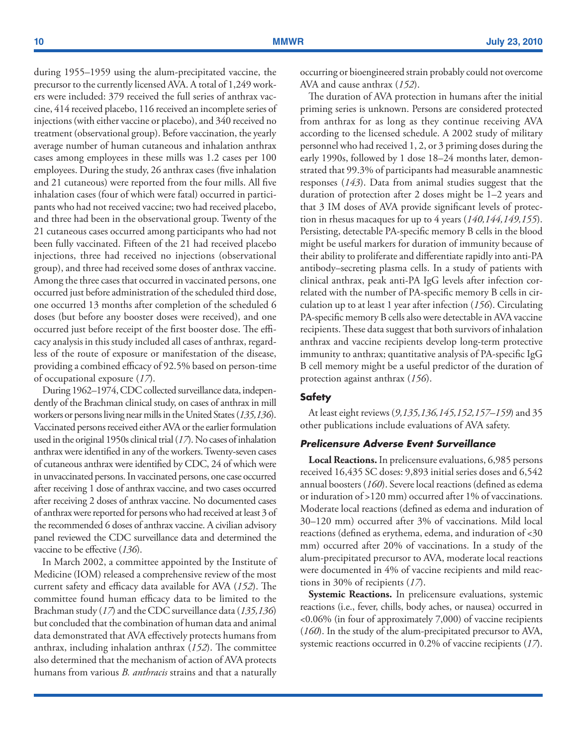during 1955–1959 using the alum-precipitated vaccine, the precursor to the currently licensed AVA. A total of 1,249 workers were included: 379 received the full series of anthrax vaccine, 414 received placebo, 116 received an incomplete series of injections (with either vaccine or placebo), and 340 received no treatment (observational group). Before vaccination, the yearly average number of human cutaneous and inhalation anthrax cases among employees in these mills was 1.2 cases per 100 employees. During the study, 26 anthrax cases (five inhalation and 21 cutaneous) were reported from the four mills. All five inhalation cases (four of which were fatal) occurred in participants who had not received vaccine; two had received placebo, and three had been in the observational group. Twenty of the 21 cutaneous cases occurred among participants who had not been fully vaccinated. Fifteen of the 21 had received placebo injections, three had received no injections (observational group), and three had received some doses of anthrax vaccine. Among the three cases that occurred in vaccinated persons, one occurred just before administration of the scheduled third dose, one occurred 13 months after completion of the scheduled 6 doses (but before any booster doses were received), and one occurred just before receipt of the first booster dose. The efficacy analysis in this study included all cases of anthrax, regardless of the route of exposure or manifestation of the disease, providing a combined efficacy of 92.5% based on person-time of occupational exposure (*17*).

During 1962–1974, CDC collected surveillance data, independently of the Brachman clinical study, on cases of anthrax in mill workers or persons living near mills in the United States (*135,136*). Vaccinated persons received either AVA or the earlier formulation used in the original 1950s clinical trial (*17*). No cases of inhalation anthrax were identified in any of the workers. Twenty-seven cases of cutaneous anthrax were identified by CDC, 24 of which were in unvaccinated persons. In vaccinated persons, one case occurred after receiving 1 dose of anthrax vaccine, and two cases occurred after receiving 2 doses of anthrax vaccine. No documented cases of anthrax were reported for persons who had received at least 3 of the recommended 6 doses of anthrax vaccine. A civilian advisory panel reviewed the CDC surveillance data and determined the vaccine to be effective (*136*).

In March 2002, a committee appointed by the Institute of Medicine (IOM) released a comprehensive review of the most current safety and efficacy data available for AVA (*152*). The committee found human efficacy data to be limited to the Brachman study (*17*) and the CDC surveillance data (*135,136*) but concluded that the combination of human data and animal data demonstrated that AVA effectively protects humans from anthrax, including inhalation anthrax (*152*). The committee also determined that the mechanism of action of AVA protects humans from various *B. anthracis* strains and that a naturally occurring or bioengineered strain probably could not overcome AVA and cause anthrax (*152*).

The duration of AVA protection in humans after the initial priming series is unknown. Persons are considered protected from anthrax for as long as they continue receiving AVA according to the licensed schedule. A 2002 study of military personnel who had received 1, 2, or 3 priming doses during the early 1990s, followed by 1 dose 18–24 months later, demonstrated that 99.3% of participants had measurable anamnestic responses (*143*). Data from animal studies suggest that the duration of protection after 2 doses might be 1–2 years and that 3 IM doses of AVA provide significant levels of protection in rhesus macaques for up to 4 years (*140,144,149,155*). Persisting, detectable PA-specific memory B cells in the blood might be useful markers for duration of immunity because of their ability to proliferate and differentiate rapidly into anti-PA antibody–secreting plasma cells. In a study of patients with clinical anthrax, peak anti-PA IgG levels after infection correlated with the number of PA-specific memory B cells in circulation up to at least 1 year after infection (*156*). Circulating PA-specific memory B cells also were detectable in AVA vaccine recipients. These data suggest that both survivors of inhalation anthrax and vaccine recipients develop long-term protective immunity to anthrax; quantitative analysis of PA-specific IgG B cell memory might be a useful predictor of the duration of protection against anthrax (*156*).

## Safety

At least eight reviews (*9,135,136,145,152,157–159*) and 35 other publications include evaluations of AVA safety.

### *Prelicensure Adverse Event Surveillance*

**Local Reactions.** In prelicensure evaluations, 6,985 persons received 16,435 SC doses: 9,893 initial series doses and 6,542 annual boosters (*160*). Severe local reactions (defined as edema or induration of >120 mm) occurred after 1% of vaccinations. Moderate local reactions (defined as edema and induration of 30–120 mm) occurred after 3% of vaccinations. Mild local reactions (defined as erythema, edema, and induration of <30 mm) occurred after 20% of vaccinations. In a study of the alum-precipitated precursor to AVA, moderate local reactions were documented in 4% of vaccine recipients and mild reactions in 30% of recipients (*17*).

**Systemic Reactions.** In prelicensure evaluations, systemic reactions (i.e., fever, chills, body aches, or nausea) occurred in <0.06% (in four of approximately 7,000) of vaccine recipients (*160*). In the study of the alum-precipitated precursor to AVA, systemic reactions occurred in 0.2% of vaccine recipients (*17*).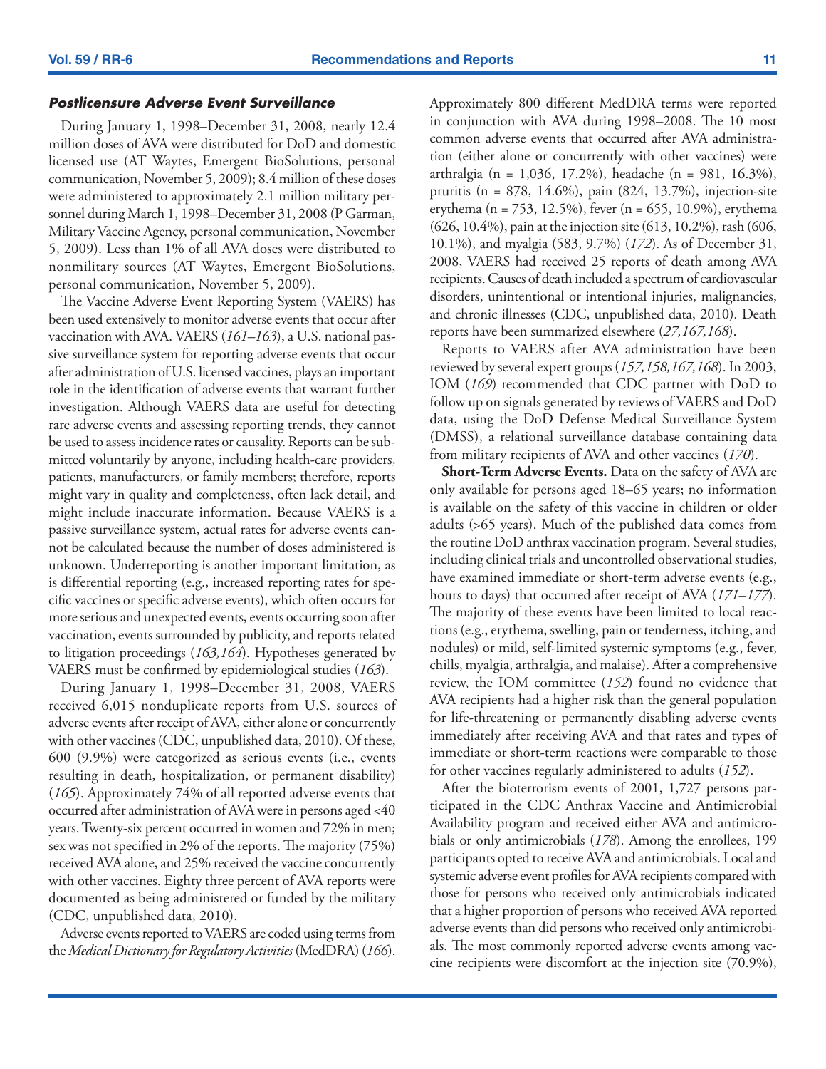### *Postlicensure Adverse Event Surveillance*

During January 1, 1998–December 31, 2008, nearly 12.4 million doses of AVA were distributed for DoD and domestic licensed use (AT Waytes, Emergent BioSolutions, personal communication, November 5, 2009); 8.4 million of these doses were administered to approximately 2.1 million military personnel during March 1, 1998–December 31, 2008 (P Garman, Military Vaccine Agency, personal communication, November 5, 2009). Less than 1% of all AVA doses were distributed to nonmilitary sources (AT Waytes, Emergent BioSolutions, personal communication, November 5, 2009).

The Vaccine Adverse Event Reporting System (VAERS) has been used extensively to monitor adverse events that occur after vaccination with AVA. VAERS (*161–163*), a U.S. national passive surveillance system for reporting adverse events that occur after administration of U.S. licensed vaccines, plays an important role in the identification of adverse events that warrant further investigation. Although VAERS data are useful for detecting rare adverse events and assessing reporting trends, they cannot be used to assess incidence rates or causality. Reports can be submitted voluntarily by anyone, including health-care providers, patients, manufacturers, or family members; therefore, reports might vary in quality and completeness, often lack detail, and might include inaccurate information. Because VAERS is a passive surveillance system, actual rates for adverse events cannot be calculated because the number of doses administered is unknown. Underreporting is another important limitation, as is differential reporting (e.g., increased reporting rates for specific vaccines or specific adverse events), which often occurs for more serious and unexpected events, events occurring soon after vaccination, events surrounded by publicity, and reports related to litigation proceedings (*163,164*). Hypotheses generated by VAERS must be confirmed by epidemiological studies (*163*).

During January 1, 1998–December 31, 2008, VAERS received 6,015 nonduplicate reports from U.S. sources of adverse events after receipt of AVA, either alone or concurrently with other vaccines (CDC, unpublished data, 2010). Of these, 600 (9.9%) were categorized as serious events (i.e., events resulting in death, hospitalization, or permanent disability) (*165*). Approximately 74% of all reported adverse events that occurred after administration of AVA were in persons aged <40 years. Twenty-six percent occurred in women and 72% in men; sex was not specified in 2% of the reports. The majority (75%) received AVA alone, and 25% received the vaccine concurrently with other vaccines. Eighty three percent of AVA reports were documented as being administered or funded by the military (CDC, unpublished data, 2010).

Adverse events reported to VAERS are coded using terms from the *Medical Dictionary for Regulatory Activities* (MedDRA) (*166*). Approximately 800 different MedDRA terms were reported in conjunction with AVA during 1998–2008. The 10 most common adverse events that occurred after AVA administration (either alone or concurrently with other vaccines) were arthralgia (n = 1,036, 17.2%), headache (n = 981, 16.3%), pruritis (n = 878, 14.6%), pain (824, 13.7%), injection-site erythema (n = 753, 12.5%), fever (n = 655, 10.9%), erythema (626, 10.4%), pain at the injection site (613, 10.2%), rash (606, 10.1%), and myalgia (583, 9.7%) (*172*). As of December 31, 2008, VAERS had received 25 reports of death among AVA recipients. Causes of death included a spectrum of cardiovascular disorders, unintentional or intentional injuries, malignancies, and chronic illnesses (CDC, unpublished data, 2010). Death reports have been summarized elsewhere (*27,167,168*).

Reports to VAERS after AVA administration have been reviewed by several expert groups (*157,158,167,168*). In 2003, IOM (*169*) recommended that CDC partner with DoD to follow up on signals generated by reviews of VAERS and DoD data, using the DoD Defense Medical Surveillance System (DMSS), a relational surveillance database containing data from military recipients of AVA and other vaccines (*170*).

**Short-Term Adverse Events.** Data on the safety of AVA are only available for persons aged 18–65 years; no information is available on the safety of this vaccine in children or older adults (>65 years). Much of the published data comes from the routine DoD anthrax vaccination program. Several studies, including clinical trials and uncontrolled observational studies, have examined immediate or short-term adverse events (e.g., hours to days) that occurred after receipt of AVA (*171–177*). The majority of these events have been limited to local reactions (e.g., erythema, swelling, pain or tenderness, itching, and nodules) or mild, self-limited systemic symptoms (e.g., fever, chills, myalgia, arthralgia, and malaise). After a comprehensive review, the IOM committee (*152*) found no evidence that AVA recipients had a higher risk than the general population for life-threatening or permanently disabling adverse events immediately after receiving AVA and that rates and types of immediate or short-term reactions were comparable to those for other vaccines regularly administered to adults (*152*).

After the bioterrorism events of 2001, 1,727 persons participated in the CDC Anthrax Vaccine and Antimicrobial Availability program and received either AVA and antimicrobials or only antimicrobials (*178*). Among the enrollees, 199 participants opted to receive AVA and antimicrobials. Local and systemic adverse event profiles for AVA recipients compared with those for persons who received only antimicrobials indicated that a higher proportion of persons who received AVA reported adverse events than did persons who received only antimicrobials. The most commonly reported adverse events among vaccine recipients were discomfort at the injection site (70.9%),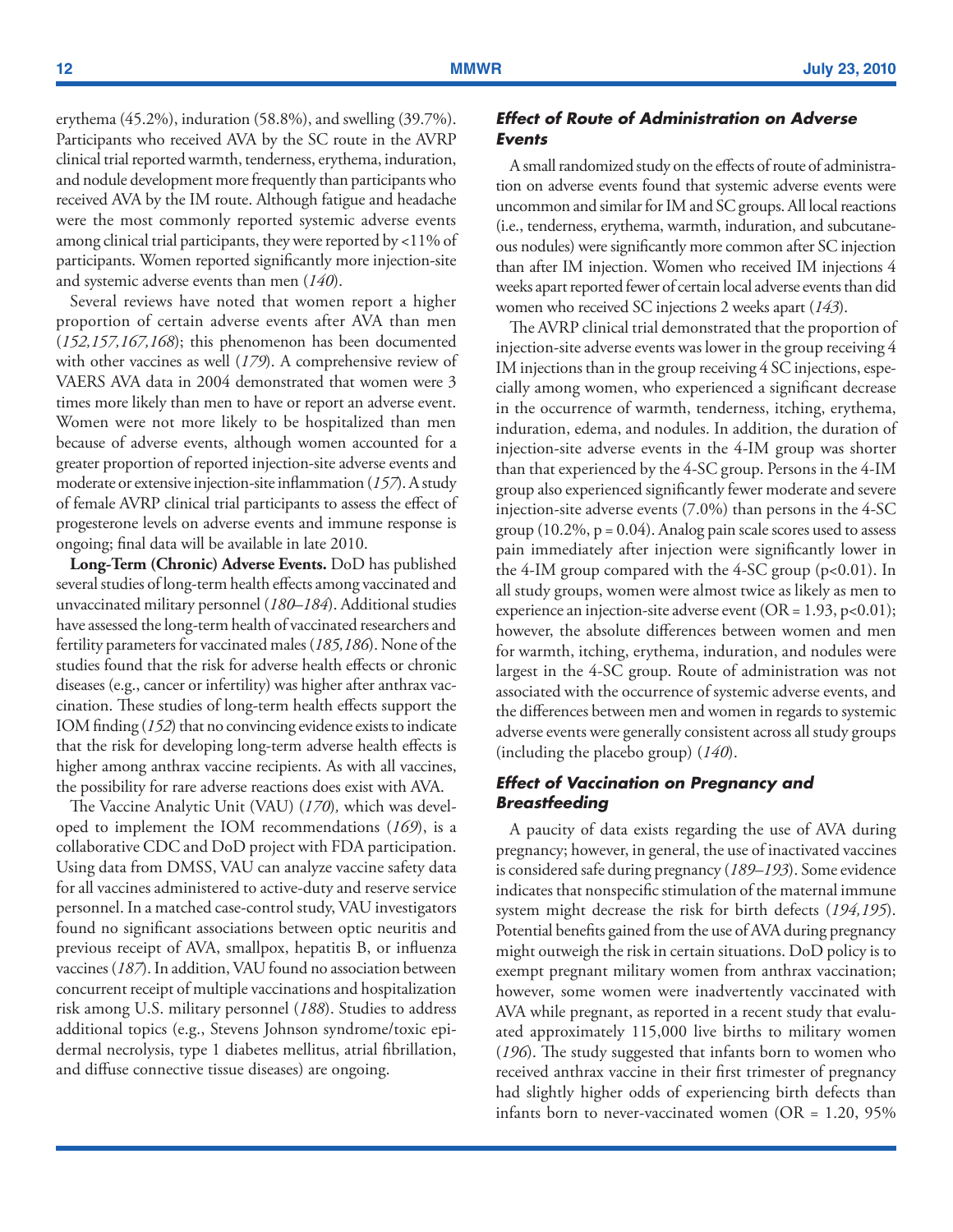erythema (45.2%), induration (58.8%), and swelling (39.7%). Participants who received AVA by the SC route in the AVRP clinical trial reported warmth, tenderness, erythema, induration, and nodule development more frequently than participants who received AVA by the IM route. Although fatigue and headache were the most commonly reported systemic adverse events among clinical trial participants, they were reported by <11% of participants. Women reported significantly more injection-site and systemic adverse events than men (*140*).

Several reviews have noted that women report a higher proportion of certain adverse events after AVA than men (*152,157,167,168*); this phenomenon has been documented with other vaccines as well (*179*). A comprehensive review of VAERS AVA data in 2004 demonstrated that women were 3 times more likely than men to have or report an adverse event. Women were not more likely to be hospitalized than men because of adverse events, although women accounted for a greater proportion of reported injection-site adverse events and moderate or extensive injection-site inflammation (*157*). A study of female AVRP clinical trial participants to assess the effect of progesterone levels on adverse events and immune response is ongoing; final data will be available in late 2010.

**Long-Term (Chronic) Adverse Events.** DoD has published several studies of long-term health effects among vaccinated and unvaccinated military personnel (*180–184*). Additional studies have assessed the long-term health of vaccinated researchers and fertility parameters for vaccinated males (*185,186*). None of the studies found that the risk for adverse health effects or chronic diseases (e.g., cancer or infertility) was higher after anthrax vaccination. These studies of long-term health effects support the IOM finding (*152*) that no convincing evidence exists to indicate that the risk for developing long-term adverse health effects is higher among anthrax vaccine recipients. As with all vaccines, the possibility for rare adverse reactions does exist with AVA.

The Vaccine Analytic Unit (VAU) (*170*), which was developed to implement the IOM recommendations (*169*), is a collaborative CDC and DoD project with FDA participation. Using data from DMSS, VAU can analyze vaccine safety data for all vaccines administered to active-duty and reserve service personnel. In a matched case-control study, VAU investigators found no significant associations between optic neuritis and previous receipt of AVA, smallpox, hepatitis B, or influenza vaccines (*187*). In addition, VAU found no association between concurrent receipt of multiple vaccinations and hospitalization risk among U.S. military personnel (*188*). Studies to address additional topics (e.g., Stevens Johnson syndrome/toxic epidermal necrolysis, type 1 diabetes mellitus, atrial fibrillation, and diffuse connective tissue diseases) are ongoing.

### *Effect of Route of Administration on Adverse Events*

A small randomized study on the effects of route of administration on adverse events found that systemic adverse events were uncommon and similar for IM and SC groups. All local reactions (i.e., tenderness, erythema, warmth, induration, and subcutaneous nodules) were significantly more common after SC injection than after IM injection. Women who received IM injections 4 weeks apart reported fewer of certain local adverse events than did women who received SC injections 2 weeks apart (*143*).

The AVRP clinical trial demonstrated that the proportion of injection-site adverse events was lower in the group receiving 4 IM injections than in the group receiving 4 SC injections, especially among women, who experienced a significant decrease in the occurrence of warmth, tenderness, itching, erythema, induration, edema, and nodules. In addition, the duration of injection-site adverse events in the 4-IM group was shorter than that experienced by the 4-SC group. Persons in the 4-IM group also experienced significantly fewer moderate and severe injection-site adverse events (7.0%) than persons in the 4-SC group (10.2%, $p = 0.04$). Analog pain scale scores used to assess pain immediately after injection were significantly lower in the 4-IM group compared with the 4-SC group ($p<0.01$). In all study groups, women were almost twice as likely as men to experience an injection-site adverse event (OR = 1.93, $p<0.01$); however, the absolute differences between women and men for warmth, itching, erythema, induration, and nodules were largest in the 4-SC group. Route of administration was not associated with the occurrence of systemic adverse events, and the differences between men and women in regards to systemic adverse events were generally consistent across all study groups (including the placebo group) (*140*).

### *Effect of Vaccination on Pregnancy and Breastfeeding*

A paucity of data exists regarding the use of AVA during pregnancy; however, in general, the use of inactivated vaccines is considered safe during pregnancy (*189–193*). Some evidence indicates that nonspecific stimulation of the maternal immune system might decrease the risk for birth defects (*194,195*). Potential benefits gained from the use of AVA during pregnancy might outweigh the risk in certain situations. DoD policy is to exempt pregnant military women from anthrax vaccination; however, some women were inadvertently vaccinated with AVA while pregnant, as reported in a recent study that evaluated approximately 115,000 live births to military women (*196*). The study suggested that infants born to women who received anthrax vaccine in their first trimester of pregnancy had slightly higher odds of experiencing birth defects than infants born to never-vaccinated women (OR = 1.20, 95%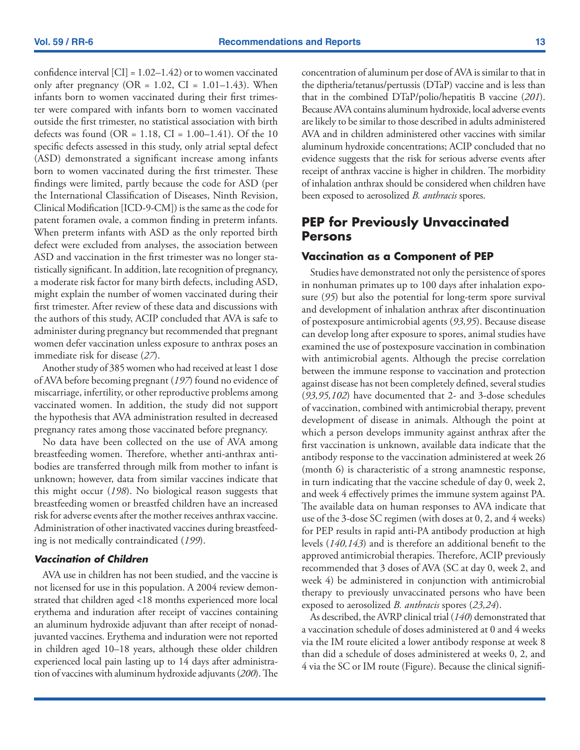confidence interval [CI] = 1.02–1.42) or to women vaccinated only after pregnancy (OR = 1.02, CI = 1.01–1.43). When infants born to women vaccinated during their first trimester were compared with infants born to women vaccinated outside the first trimester, no statistical association with birth defects was found (OR = 1.18, CI = 1.00–1.41). Of the 10 specific defects assessed in this study, only atrial septal defect (ASD) demonstrated a significant increase among infants born to women vaccinated during the first trimester. These findings were limited, partly because the code for ASD (per the International Classification of Diseases, Ninth Revision, Clinical Modification [ICD-9-CM]) is the same as the code for patent foramen ovale, a common finding in preterm infants. When preterm infants with ASD as the only reported birth defect were excluded from analyses, the association between ASD and vaccination in the first trimester was no longer statistically significant. In addition, late recognition of pregnancy, a moderate risk factor for many birth defects, including ASD, might explain the number of women vaccinated during their first trimester. After review of these data and discussions with the authors of this study, ACIP concluded that AVA is safe to administer during pregnancy but recommended that pregnant women defer vaccination unless exposure to anthrax poses an immediate risk for disease (*27*).

Another study of 385 women who had received at least 1 dose of AVA before becoming pregnant (*197*) found no evidence of miscarriage, infertility, or other reproductive problems among vaccinated women. In addition, the study did not support the hypothesis that AVA administration resulted in decreased pregnancy rates among those vaccinated before pregnancy.

No data have been collected on the use of AVA among breastfeeding women. Therefore, whether anti-anthrax antibodies are transferred through milk from mother to infant is unknown; however, data from similar vaccines indicate that this might occur (*198*). No biological reason suggests that breastfeeding women or breastfed children have an increased risk for adverse events after the mother receives anthrax vaccine. Administration of other inactivated vaccines during breastfeeding is not medically contraindicated (*199*).

#### *Vaccination of Children*

AVA use in children has not been studied, and the vaccine is not licensed for use in this population. A 2004 review demonstrated that children aged <18 months experienced more local erythema and induration after receipt of vaccines containing an aluminum hydroxide adjuvant than after receipt of nonadjuvanted vaccines. Erythema and induration were not reported in children aged 10–18 years, although these older children experienced local pain lasting up to 14 days after administration of vaccines with aluminum hydroxide adjuvants (*200*). The concentration of aluminum per dose of AVA is similar to that in the diptheria/tetanus/pertussis (DTaP) vaccine and is less than that in the combined DTaP/polio/hepatitis B vaccine (*201*). Because AVA contains aluminum hydroxide, local adverse events are likely to be similar to those described in adults administered AVA and in children administered other vaccines with similar aluminum hydroxide concentrations; ACIP concluded that no evidence suggests that the risk for serious adverse events after receipt of anthrax vaccine is higher in children. The morbidity of inhalation anthrax should be considered when children have been exposed to aerosolized *B. anthracis* spores.

## PEP for Previously Unvaccinated Persons

### Vaccination as a Component of PEP

Studies have demonstrated not only the persistence of spores in nonhuman primates up to 100 days after inhalation exposure (*95*) but also the potential for long-term spore survival and development of inhalation anthrax after discontinuation of postexposure antimicrobial agents (*93,95*). Because disease can develop long after exposure to spores, animal studies have examined the use of postexposure vaccination in combination with antimicrobial agents. Although the precise correlation between the immune response to vaccination and protection against disease has not been completely defined, several studies (*93,95,102*) have documented that 2- and 3-dose schedules of vaccination, combined with antimicrobial therapy, prevent development of disease in animals. Although the point at which a person develops immunity against anthrax after the first vaccination is unknown, available data indicate that the antibody response to the vaccination administered at week 26 (month 6) is characteristic of a strong anamnestic response, in turn indicating that the vaccine schedule of day 0, week 2, and week 4 effectively primes the immune system against PA. The available data on human responses to AVA indicate that use of the 3-dose SC regimen (with doses at 0, 2, and 4 weeks) for PEP results in rapid anti-PA antibody production at high levels (*140,143*) and is therefore an additional benefit to the approved antimicrobial therapies. Therefore, ACIP previously recommended that 3 doses of AVA (SC at day 0, week 2, and week 4) be administered in conjunction with antimicrobial therapy to previously unvaccinated persons who have been exposed to aerosolized *B. anthracis* spores (*23,24*).

As described, the AVRP clinical trial (*140*) demonstrated that a vaccination schedule of doses administered at 0 and 4 weeks via the IM route elicited a lower antibody response at week 8 than did a schedule of doses administered at weeks 0, 2, and 4 via the SC or IM route (Figure). Because the clinical signifi-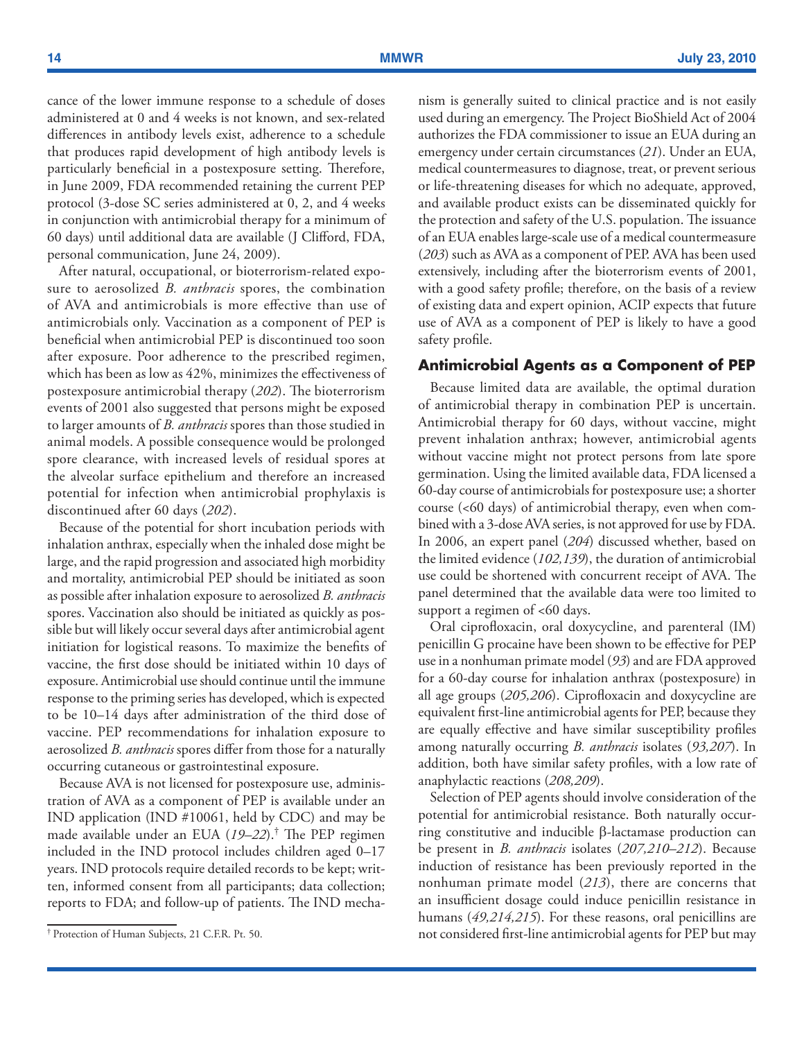cance of the lower immune response to a schedule of doses administered at 0 and 4 weeks is not known, and sex-related differences in antibody levels exist, adherence to a schedule that produces rapid development of high antibody levels is particularly beneficial in a postexposure setting. Therefore, in June 2009, FDA recommended retaining the current PEP protocol (3-dose SC series administered at 0, 2, and 4 weeks in conjunction with antimicrobial therapy for a minimum of 60 days) until additional data are available (J Clifford, FDA, personal communication, June 24, 2009).

After natural, occupational, or bioterrorism-related exposure to aerosolized *B. anthracis* spores, the combination of AVA and antimicrobials is more effective than use of antimicrobials only. Vaccination as a component of PEP is beneficial when antimicrobial PEP is discontinued too soon after exposure. Poor adherence to the prescribed regimen, which has been as low as 42%, minimizes the effectiveness of postexposure antimicrobial therapy (*202*). The bioterrorism events of 2001 also suggested that persons might be exposed to larger amounts of *B. anthracis* spores than those studied in animal models. A possible consequence would be prolonged spore clearance, with increased levels of residual spores at the alveolar surface epithelium and therefore an increased potential for infection when antimicrobial prophylaxis is discontinued after 60 days (*202*).

Because of the potential for short incubation periods with inhalation anthrax, especially when the inhaled dose might be large, and the rapid progression and associated high morbidity and mortality, antimicrobial PEP should be initiated as soon as possible after inhalation exposure to aerosolized *B. anthracis* spores. Vaccination also should be initiated as quickly as possible but will likely occur several days after antimicrobial agent initiation for logistical reasons. To maximize the benefits of vaccine, the first dose should be initiated within 10 days of exposure. Antimicrobial use should continue until the immune response to the priming series has developed, which is expected to be 10–14 days after administration of the third dose of vaccine. PEP recommendations for inhalation exposure to aerosolized *B. anthracis* spores differ from those for a naturally occurring cutaneous or gastrointestinal exposure.

Because AVA is not licensed for postexposure use, administration of AVA as a component of PEP is available under an IND application (IND #10061, held by CDC) and may be made available under an EUA (*19–22*).[†] The PEP regimen included in the IND protocol includes children aged 0–17 years. IND protocols require detailed records to be kept; written, informed consent from all participants; data collection; reports to FDA; and follow-up of patients. The IND mechanism is generally suited to clinical practice and is not easily used during an emergency. The Project BioShield Act of 2004 authorizes the FDA commissioner to issue an EUA during an emergency under certain circumstances (*21*). Under an EUA, medical countermeasures to diagnose, treat, or prevent serious or life-threatening diseases for which no adequate, approved, and available product exists can be disseminated quickly for the protection and safety of the U.S. population. The issuance of an EUA enables large-scale use of a medical countermeasure (*203*) such as AVA as a component of PEP. AVA has been used extensively, including after the bioterrorism events of 2001, with a good safety profile; therefore, on the basis of a review of existing data and expert opinion, ACIP expects that future use of AVA as a component of PEP is likely to have a good safety profile.

[†] Protection of Human Subjects, 21 C.F.R. Pt. 50.

### Antimicrobial Agents as a Component of PEP

Because limited data are available, the optimal duration of antimicrobial therapy in combination PEP is uncertain. Antimicrobial therapy for 60 days, without vaccine, might prevent inhalation anthrax; however, antimicrobial agents without vaccine might not protect persons from late spore germination. Using the limited available data, FDA licensed a 60-day course of antimicrobials for postexposure use; a shorter course (<60 days) of antimicrobial therapy, even when combined with a 3-dose AVA series, is not approved for use by FDA. In 2006, an expert panel (*204*) discussed whether, based on the limited evidence (*102,139*), the duration of antimicrobial use could be shortened with concurrent receipt of AVA. The panel determined that the available data were too limited to support a regimen of <60 days.

Oral ciprofloxacin, oral doxycycline, and parenteral (IM) penicillin G procaine have been shown to be effective for PEP use in a nonhuman primate model (*93*) and are FDA approved for a 60-day course for inhalation anthrax (postexposure) in all age groups (*205,206*). Ciprofloxacin and doxycycline are equivalent first-line antimicrobial agents for PEP, because they are equally effective and have similar susceptibility profiles among naturally occurring *B. anthracis* isolates (*93,207*). In addition, both have similar safety profiles, with a low rate of anaphylactic reactions (*208,209*).

Selection of PEP agents should involve consideration of the potential for antimicrobial resistance. Both naturally occurring constitutive and inducible β-lactamase production can be present in *B. anthracis* isolates (*207,210–212*). Because induction of resistance has been previously reported in the nonhuman primate model (*213*), there are concerns that an insufficient dosage could induce penicillin resistance in humans (*49,214,215*). For these reasons, oral penicillins are not considered first-line antimicrobial agents for PEP but may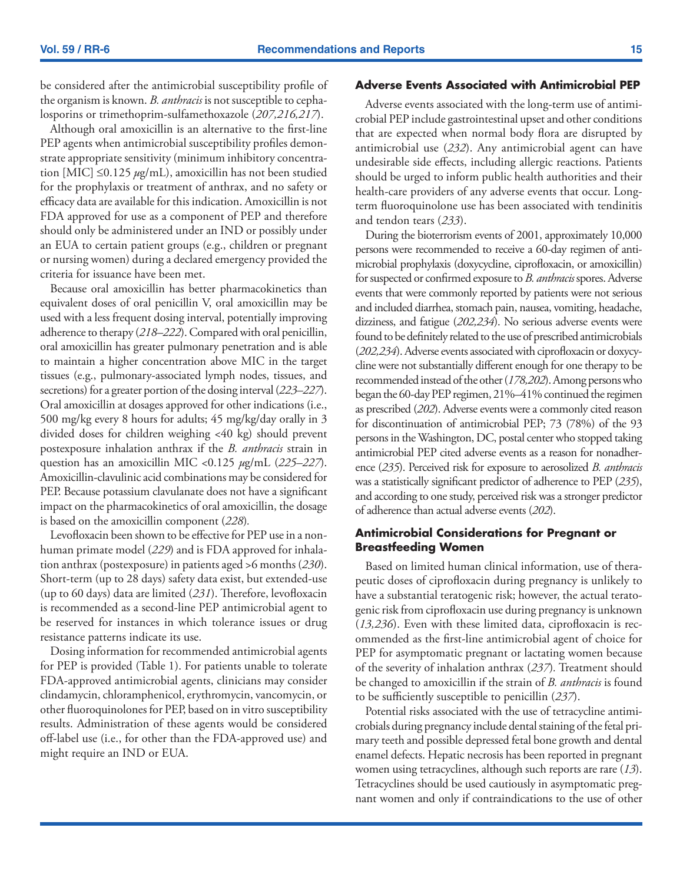be considered after the antimicrobial susceptibility profile of the organism is known. *B. anthracis* is not susceptible to cephalosporins or trimethoprim-sulfamethoxazole (*207,216,217*).

Although oral amoxicillin is an alternative to the first-line PEP agents when antimicrobial susceptibility profiles demonstrate appropriate sensitivity (minimum inhibitory concentration [MIC] ≤0.125 $\mu$g/mL), amoxicillin has not been studied for the prophylaxis or treatment of anthrax, and no safety or efficacy data are available for this indication. Amoxicillin is not FDA approved for use as a component of PEP and therefore should only be administered under an IND or possibly under an EUA to certain patient groups (e.g., children or pregnant or nursing women) during a declared emergency provided the criteria for issuance have been met.

Because oral amoxicillin has better pharmacokinetics than equivalent doses of oral penicillin V, oral amoxicillin may be used with a less frequent dosing interval, potentially improving adherence to therapy (*218–222*). Compared with oral penicillin, oral amoxicillin has greater pulmonary penetration and is able to maintain a higher concentration above MIC in the target tissues (e.g., pulmonary-associated lymph nodes, tissues, and secretions) for a greater portion of the dosing interval (*223–227*). Oral amoxicillin at dosages approved for other indications (i.e., 500 mg/kg every 8 hours for adults; 45 mg/kg/day orally in 3 divided doses for children weighing <40 kg) should prevent postexposure inhalation anthrax if the *B. anthracis* strain in question has an amoxicillin MIC <0.125 $\mu$g/mL (*225–227*). Amoxicillin-clavulinic acid combinations may be considered for PEP. Because potassium clavulanate does not have a significant impact on the pharmacokinetics of oral amoxicillin, the dosage is based on the amoxicillin component (*228*).

Levofloxacin been shown to be effective for PEP use in a nonhuman primate model (*229*) and is FDA approved for inhalation anthrax (postexposure) in patients aged >6 months (*230*). Short-term (up to 28 days) safety data exist, but extended-use (up to 60 days) data are limited (*231*). Therefore, levofloxacin is recommended as a second-line PEP antimicrobial agent to be reserved for instances in which tolerance issues or drug resistance patterns indicate its use.

Dosing information for recommended antimicrobial agents for PEP is provided (Table 1). For patients unable to tolerate FDA-approved antimicrobial agents, clinicians may consider clindamycin, chloramphenicol, erythromycin, vancomycin, or other fluoroquinolones for PEP, based on in vitro susceptibility results. Administration of these agents would be considered off-label use (i.e., for other than the FDA-approved use) and might require an IND or EUA.

### Adverse Events Associated with Antimicrobial PEP

Adverse events associated with the long-term use of antimicrobial PEP include gastrointestinal upset and other conditions that are expected when normal body flora are disrupted by antimicrobial use (*232*). Any antimicrobial agent can have undesirable side effects, including allergic reactions. Patients should be urged to inform public health authorities and their health-care providers of any adverse events that occur. Long-term fluoroquinolone use has been associated with tendinitis and tendon tears (*233*).

During the bioterrorism events of 2001, approximately 10,000 persons were recommended to receive a 60-day regimen of antimicrobial prophylaxis (doxycycline, ciprofloxacin, or amoxicillin) for suspected or confirmed exposure to *B. anthracis* spores. Adverse events that were commonly reported by patients were not serious and included diarrhea, stomach pain, nausea, vomiting, headache, dizziness, and fatigue (*202,234*). No serious adverse events were found to be definitely related to the use of prescribed antimicrobials (*202,234*). Adverse events associated with ciprofloxacin or doxycycline were not substantially different enough for one therapy to be recommended instead of the other (*178,202*). Among persons who began the 60-day PEP regimen, 21%–41% continued the regimen as prescribed (*202*). Adverse events were a commonly cited reason for discontinuation of antimicrobial PEP; 73 (78%) of the 93 persons in the Washington, DC, postal center who stopped taking antimicrobial PEP cited adverse events as a reason for nonadherence (*235*). Perceived risk for exposure to aerosolized *B. anthracis* was a statistically significant predictor of adherence to PEP (*235*), and according to one study, perceived risk was a stronger predictor of adherence than actual adverse events (*202*).

### Antimicrobial Considerations for Pregnant or Breastfeeding Women

Based on limited human clinical information, use of therapeutic doses of ciprofloxacin during pregnancy is unlikely to have a substantial teratogenic risk; however, the actual teratogenic risk from ciprofloxacin use during pregnancy is unknown (*13,236*). Even with these limited data, ciprofloxacin is recommended as the first-line antimicrobial agent of choice for PEP for asymptomatic pregnant or lactating women because of the severity of inhalation anthrax (*237*). Treatment should be changed to amoxicillin if the strain of *B. anthracis* is found to be sufficiently susceptible to penicillin (*237*).

Potential risks associated with the use of tetracycline antimicrobials during pregnancy include dental staining of the fetal primary teeth and possible depressed fetal bone growth and dental enamel defects. Hepatic necrosis has been reported in pregnant women using tetracyclines, although such reports are rare (*13*). Tetracyclines should be used cautiously in asymptomatic pregnant women and only if contraindications to the use of other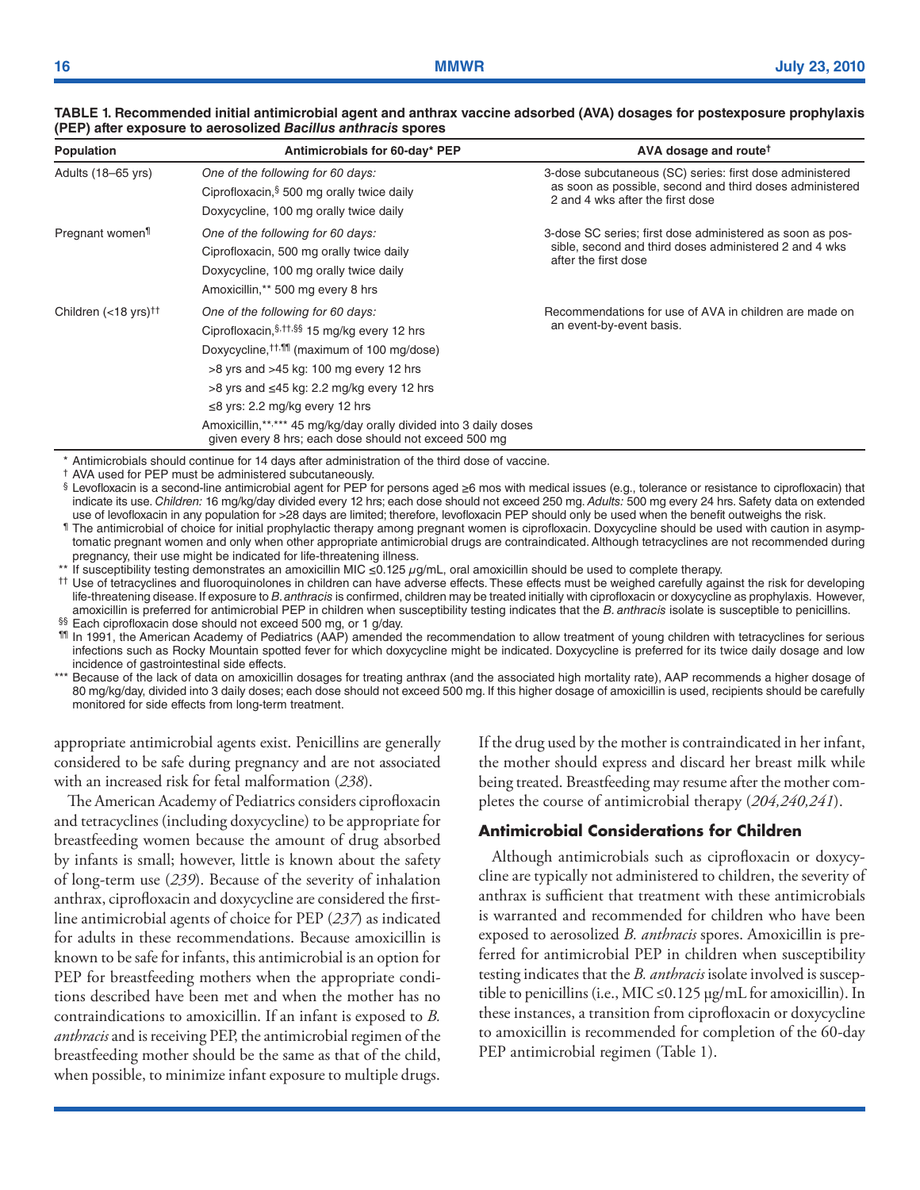**TABLE 1. Recommended initial antimicrobial agent and anthrax vaccine adsorbed (AVA) dosages for postexposure prophylaxis (PEP) after exposure to aerosolized *Bacillus anthracis* spores**

| Population | Antimicrobials for 60-day* PEP | AVA dosage and route† |
|---|---|---|
| Adults (18–65 yrs) | *One of the following for 60 days:*<br>Ciprofloxacin,§ 500 mg orally twice daily<br>Doxycycline, 100 mg orally twice daily | 3-dose subcutaneous (SC) series: first dose administered as soon as possible, second and third doses administered 2 and 4 wks after the first dose |
| Pregnant women¶ | *One of the following for 60 days:*<br>Ciprofloxacin, 500 mg orally twice daily<br>Doxycycline, 100 mg orally twice daily<br>Amoxicillin,** 500 mg every 8 hrs | 3-dose SC series; first dose administered as soon as possible, second and third doses administered 2 and 4 wks after the first dose |
| Children (<18 yrs)†† | *One of the following for 60 days:*<br>Ciprofloxacin,§,††,§§ 15 mg/kg every 12 hrs<br>Doxycycline,††,¶¶ (maximum of 100 mg/dose)<br>>8 yrs and >45 kg: 100 mg every 12 hrs<br>>8 yrs and ≤45 kg: 2.2 mg/kg every 12 hrs<br>≤8 yrs: 2.2 mg/kg every 12 hrs<br>Amoxicillin,**,*** 45 mg/kg/day orally divided into 3 daily doses given every 8 hrs; each dose should not exceed 500 mg | Recommendations for use of AVA in children are made on an event-by-event basis. |

\* Antimicrobials should continue for 14 days after administration of the third dose of vaccine.

† AVA used for PEP must be administered subcutaneously.

§ Levofloxacin is a second-line antimicrobial agent for PEP for persons aged ≥6 mos with medical issues (e.g., tolerance or resistance to ciprofloxacin) that indicate its use. *Children:* 16 mg/kg/day divided every 12 hrs; each dose should not exceed 250 mg. *Adults:* 500 mg every 24 hrs. Safety data on extended use of levofloxacin in any population for >28 days are limited; therefore, levofloxacin PEP should only be used when the benefit outweighs the risk.

¶ The antimicrobial of choice for initial prophylactic therapy among pregnant women is ciprofloxacin. Doxycycline should be used with caution in asymptomatic pregnant women and only when other appropriate antimicrobial drugs are contraindicated. Although tetracyclines are not recommended during pregnancy, their use might be indicated for life-threatening illness.

\*\* If susceptibility testing demonstrates an amoxicillin MIC ≤0.125 μg/mL, oral amoxicillin should be used to complete therapy.

†† Use of tetracyclines and fluoroquinolones in children can have adverse effects. These effects must be weighed carefully against the risk for developing life-threatening disease. If exposure to *B. anthracis* is confirmed, children may be treated initially with ciprofloxacin or doxycycline as prophylaxis. However, amoxicillin is preferred for antimicrobial PEP in children when susceptibility testing indicates that the *B. anthracis* isolate is susceptible to penicillins.

§§ Each ciprofloxacin dose should not exceed 500 mg, or 1 g/day.

¶¶ In 1991, the American Academy of Pediatrics (AAP) amended the recommendation to allow treatment of young children with tetracyclines for serious infections such as Rocky Mountain spotted fever for which doxycycline might be indicated. Doxycycline is preferred for its twice daily dosage and low incidence of gastrointestinal side effects.

\*\*\* Because of the lack of data on amoxicillin dosages for treating anthrax (and the associated high mortality rate), AAP recommends a higher dosage of 80 mg/kg/day, divided into 3 daily doses; each dose should not exceed 500 mg. If this higher dosage of amoxicillin is used, recipients should be carefully monitored for side effects from long-term treatment.

appropriate antimicrobial agents exist. Penicillins are generally considered to be safe during pregnancy and are not associated with an increased risk for fetal malformation (*238*).

The American Academy of Pediatrics considers ciprofloxacin and tetracyclines (including doxycycline) to be appropriate for breastfeeding women because the amount of drug absorbed by infants is small; however, little is known about the safety of long-term use (*239*). Because of the severity of inhalation anthrax, ciprofloxacin and doxycycline are considered the first-line antimicrobial agents of choice for PEP (*237*) as indicated for adults in these recommendations. Because amoxicillin is known to be safe for infants, this antimicrobial is an option for PEP for breastfeeding mothers when the appropriate conditions described have been met and when the mother has no contraindications to amoxicillin. If an infant is exposed to *B. anthracis* and is receiving PEP, the antimicrobial regimen of the breastfeeding mother should be the same as that of the child, when possible, to minimize infant exposure to multiple drugs. If the drug used by the mother is contraindicated in her infant, the mother should express and discard her breast milk while being treated. Breastfeeding may resume after the mother completes the course of antimicrobial therapy (*204,240,241*).

### Antimicrobial Considerations for Children

Although antimicrobials such as ciprofloxacin or doxycycline are typically not administered to children, the severity of anthrax is sufficient that treatment with these antimicrobials is warranted and recommended for children who have been exposed to aerosolized *B. anthracis* spores. Amoxicillin is preferred for antimicrobial PEP in children when susceptibility testing indicates that the *B. anthracis* isolate involved is susceptible to penicillins (i.e., MIC ≤0.125 μg/mL for amoxicillin). In these instances, a transition from ciprofloxacin or doxycycline to amoxicillin is recommended for completion of the 60-day PEP antimicrobial regimen (Table 1).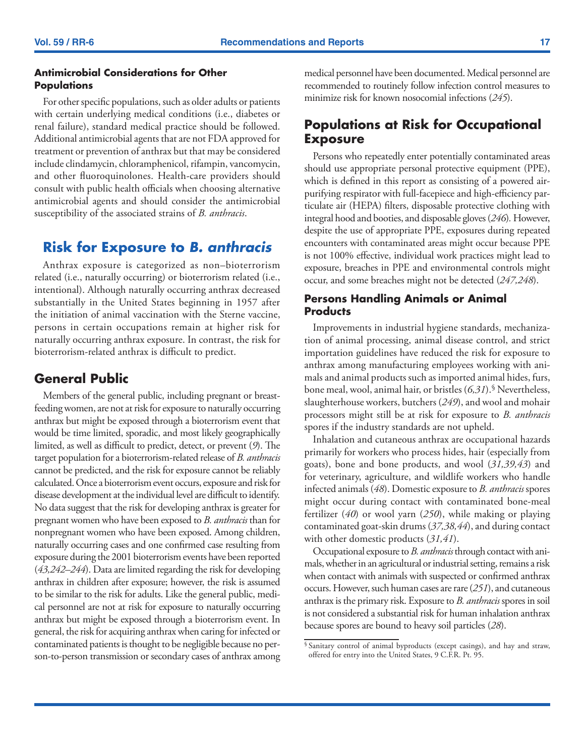### Antimicrobial Considerations for Other Populations

For other specific populations, such as older adults or patients with certain underlying medical conditions (i.e., diabetes or renal failure), standard medical practice should be followed. Additional antimicrobial agents that are not FDA approved for treatment or prevention of anthrax but that may be considered include clindamycin, chloramphenicol, rifampin, vancomycin, and other fluoroquinolones. Health-care providers should consult with public health officials when choosing alternative antimicrobial agents and should consider the antimicrobial susceptibility of the associated strains of *B. anthracis*.

## Risk for Exposure to *B. anthracis*

Anthrax exposure is categorized as non–bioterrorism related (i.e., naturally occurring) or bioterrorism related (i.e., intentional). Although naturally occurring anthrax decreased substantially in the United States beginning in 1957 after the initiation of animal vaccination with the Sterne vaccine, persons in certain occupations remain at higher risk for naturally occurring anthrax exposure. In contrast, the risk for bioterrorism-related anthrax is difficult to predict.

## General Public

Members of the general public, including pregnant or breastfeeding women, are not at risk for exposure to naturally occurring anthrax but might be exposed through a bioterrorism event that would be time limited, sporadic, and most likely geographically limited, as well as difficult to predict, detect, or prevent (*9*). The target population for a bioterrorism-related release of *B. anthracis* cannot be predicted, and the risk for exposure cannot be reliably calculated. Once a bioterrorism event occurs, exposure and risk for disease development at the individual level are difficult to identify. No data suggest that the risk for developing anthrax is greater for pregnant women who have been exposed to *B. anthracis* than for nonpregnant women who have been exposed. Among children, naturally occurring cases and one confirmed case resulting from exposure during the 2001 bioterrorism events have been reported (*43,242–244*). Data are limited regarding the risk for developing anthrax in children after exposure; however, the risk is assumed to be similar to the risk for adults. Like the general public, medical personnel are not at risk for exposure to naturally occurring anthrax but might be exposed through a bioterrorism event. In general, the risk for acquiring anthrax when caring for infected or contaminated patients is thought to be negligible because no person-to-person transmission or secondary cases of anthrax among medical personnel have been documented. Medical personnel are recommended to routinely follow infection control measures to minimize risk for known nosocomial infections (*245*).

## Populations at Risk for Occupational Exposure

Persons who repeatedly enter potentially contaminated areas should use appropriate personal protective equipment (PPE), which is defined in this report as consisting of a powered air-purifying respirator with full-facepiece and high-efficiency particulate air (HEPA) filters, disposable protective clothing with integral hood and booties, and disposable gloves (*246*). However, despite the use of appropriate PPE, exposures during repeated encounters with contaminated areas might occur because PPE is not 100% effective, individual work practices might lead to exposure, breaches in PPE and environmental controls might occur, and some breaches might not be detected (*247,248*).

### Persons Handling Animals or Animal Products

Improvements in industrial hygiene standards, mechanization of animal processing, animal disease control, and strict importation guidelines have reduced the risk for exposure to anthrax among manufacturing employees working with animals and animal products such as imported animal hides, furs, bone meal, wool, animal hair, or bristles (*6,31*).[§] Nevertheless, slaughterhouse workers, butchers (*249*), and wool and mohair processors might still be at risk for exposure to *B. anthracis* spores if the industry standards are not upheld.

Inhalation and cutaneous anthrax are occupational hazards primarily for workers who process hides, hair (especially from goats), bone and bone products, and wool (*31,39,43*) and for veterinary, agriculture, and wildlife workers who handle infected animals (*48*). Domestic exposure to *B. anthracis* spores might occur during contact with contaminated bone-meal fertilizer (*40*) or wool yarn (*250*), while making or playing contaminated goat-skin drums (*37,38,44*), and during contact with other domestic products (*31,41*).

Occupational exposure to *B. anthracis* through contact with animals, whether in an agricultural or industrial setting, remains a risk when contact with animals with suspected or confirmed anthrax occurs. However, such human cases are rare (*251*), and cutaneous anthrax is the primary risk. Exposure to *B. anthracis* spores in soil is not considered a substantial risk for human inhalation anthrax because spores are bound to heavy soil particles (*28*).

[§] Sanitary control of animal byproducts (except casings), and hay and straw, offered for entry into the United States, 9 C.F.R. Pt. 95.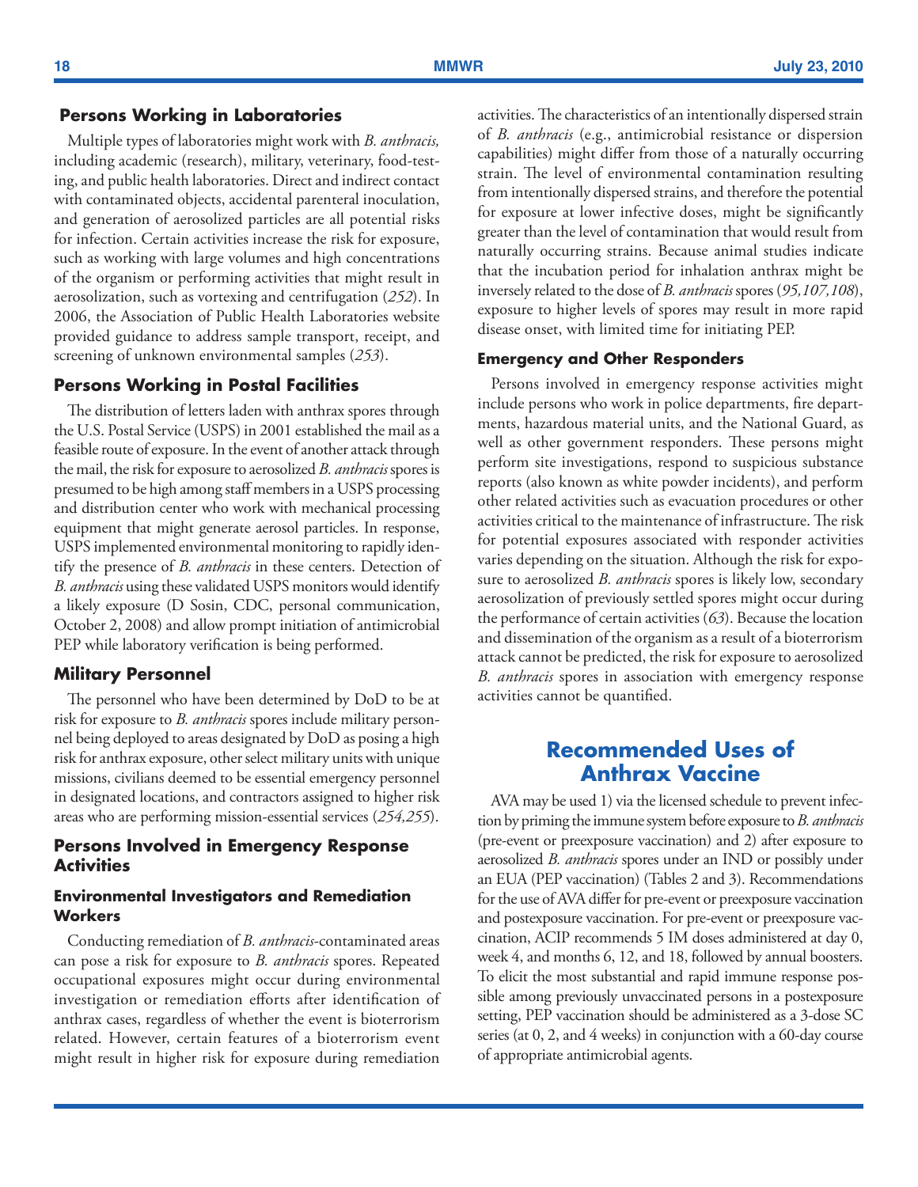### Persons Working in Laboratories

Multiple types of laboratories might work with *B. anthracis,* including academic (research), military, veterinary, food-testing, and public health laboratories. Direct and indirect contact with contaminated objects, accidental parenteral inoculation, and generation of aerosolized particles are all potential risks for infection. Certain activities increase the risk for exposure, such as working with large volumes and high concentrations of the organism or performing activities that might result in aerosolization, such as vortexing and centrifugation (*252*). In 2006, the Association of Public Health Laboratories website provided guidance to address sample transport, receipt, and screening of unknown environmental samples (*253*).

### Persons Working in Postal Facilities

The distribution of letters laden with anthrax spores through the U.S. Postal Service (USPS) in 2001 established the mail as a feasible route of exposure. In the event of another attack through the mail, the risk for exposure to aerosolized *B. anthracis* spores is presumed to be high among staff members in a USPS processing and distribution center who work with mechanical processing equipment that might generate aerosol particles. In response, USPS implemented environmental monitoring to rapidly identify the presence of *B. anthracis* in these centers. Detection of *B. anthracis* using these validated USPS monitors would identify a likely exposure (D Sosin, CDC, personal communication, October 2, 2008) and allow prompt initiation of antimicrobial PEP while laboratory verification is being performed.

### Military Personnel

The personnel who have been determined by DoD to be at risk for exposure to *B. anthracis* spores include military personnel being deployed to areas designated by DoD as posing a high risk for anthrax exposure, other select military units with unique missions, civilians deemed to be essential emergency personnel in designated locations, and contractors assigned to higher risk areas who are performing mission-essential services (*254,255*).

### Persons Involved in Emergency Response Activities

#### Environmental Investigators and Remediation Workers

Conducting remediation of *B. anthracis*-contaminated areas can pose a risk for exposure to *B. anthracis* spores. Repeated occupational exposures might occur during environmental investigation or remediation efforts after identification of anthrax cases, regardless of whether the event is bioterrorism related. However, certain features of a bioterrorism event might result in higher risk for exposure during remediation activities. The characteristics of an intentionally dispersed strain of *B. anthracis* (e.g., antimicrobial resistance or dispersion capabilities) might differ from those of a naturally occurring strain. The level of environmental contamination resulting from intentionally dispersed strains, and therefore the potential for exposure at lower infective doses, might be significantly greater than the level of contamination that would result from naturally occurring strains. Because animal studies indicate that the incubation period for inhalation anthrax might be inversely related to the dose of *B. anthracis* spores (*95,107,108*), exposure to higher levels of spores may result in more rapid disease onset, with limited time for initiating PEP.

#### Emergency and Other Responders

Persons involved in emergency response activities might include persons who work in police departments, fire departments, hazardous material units, and the National Guard, as well as other government responders. These persons might perform site investigations, respond to suspicious substance reports (also known as white powder incidents), and perform other related activities such as evacuation procedures or other activities critical to the maintenance of infrastructure. The risk for potential exposures associated with responder activities varies depending on the situation. Although the risk for exposure to aerosolized *B. anthracis* spores is likely low, secondary aerosolization of previously settled spores might occur during the performance of certain activities (*63*). Because the location and dissemination of the organism as a result of a bioterrorism attack cannot be predicted, the risk for exposure to aerosolized *B. anthracis* spores in association with emergency response activities cannot be quantified.

## Recommended Uses of Anthrax Vaccine

AVA may be used 1) via the licensed schedule to prevent infection by priming the immune system before exposure to *B. anthracis* (pre-event or preexposure vaccination) and 2) after exposure to aerosolized *B. anthracis* spores under an IND or possibly under an EUA (PEP vaccination) (Tables 2 and 3). Recommendations for the use of AVA differ for pre-event or preexposure vaccination and postexposure vaccination. For pre-event or preexposure vaccination, ACIP recommends 5 IM doses administered at day 0, week 4, and months 6, 12, and 18, followed by annual boosters. To elicit the most substantial and rapid immune response possible among previously unvaccinated persons in a postexposure setting, PEP vaccination should be administered as a 3-dose SC series (at 0, 2, and 4 weeks) in conjunction with a 60-day course of appropriate antimicrobial agents.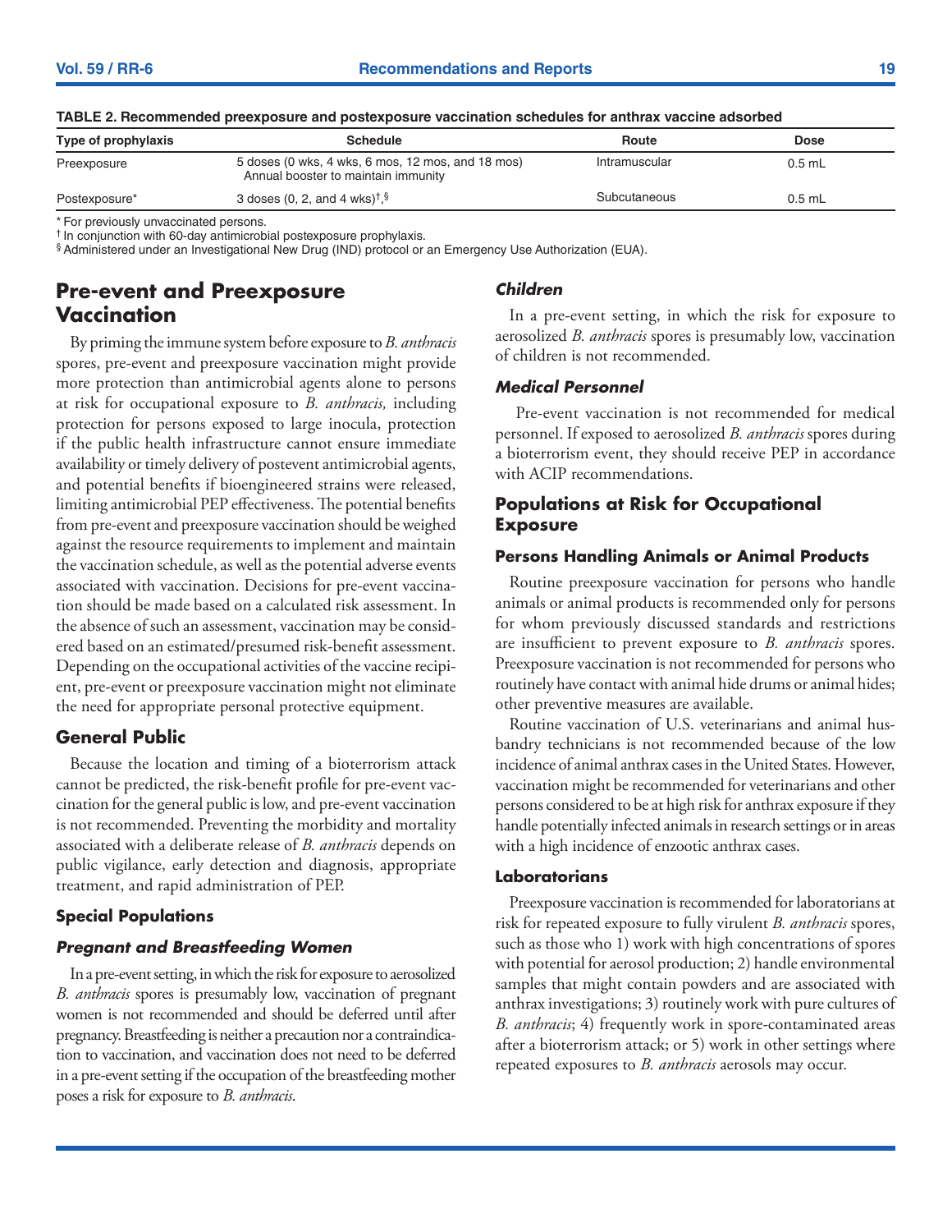**TABLE 2. Recommended preexposure and postexposure vaccination schedules for anthrax vaccine adsorbed**

| Type of prophylaxis | Schedule | Route | Dose |
|---|---|---|---|
| Preexposure | 5 doses (0 wks, 4 wks, 6 mos, 12 mos, and 18 mos) Annual booster to maintain immunity | Intramuscular | 0.5 mL |
| Postexposure* | 3 doses (0, 2, and 4 wks)†,§ | Subcutaneous | 0.5 mL |

\* For previously unvaccinated persons.
† In conjunction with 60-day antimicrobial postexposure prophylaxis.
§ Administered under an Investigational New Drug (IND) protocol or an Emergency Use Authorization (EUA).

## Pre-event and Preexposure Vaccination

By priming the immune system before exposure to *B. anthracis* spores, pre-event and preexposure vaccination might provide more protection than antimicrobial agents alone to persons at risk for occupational exposure to *B. anthracis,* including protection for persons exposed to large inocula, protection if the public health infrastructure cannot ensure immediate availability or timely delivery of postevent antimicrobial agents, and potential benefits if bioengineered strains were released, limiting antimicrobial PEP effectiveness. The potential benefits from pre-event and preexposure vaccination should be weighed against the resource requirements to implement and maintain the vaccination schedule, as well as the potential adverse events associated with vaccination. Decisions for pre-event vaccination should be made based on a calculated risk assessment. In the absence of such an assessment, vaccination may be considered based on an estimated/presumed risk-benefit assessment. Depending on the occupational activities of the vaccine recipient, pre-event or preexposure vaccination might not eliminate the need for appropriate personal protective equipment.

### General Public

Because the location and timing of a bioterrorism attack cannot be predicted, the risk-benefit profile for pre-event vaccination for the general public is low, and pre-event vaccination is not recommended. Preventing the morbidity and mortality associated with a deliberate release of *B. anthracis* depends on public vigilance, early detection and diagnosis, appropriate treatment, and rapid administration of PEP.

#### Special Populations

##### *Pregnant and Breastfeeding Women*

In a pre-event setting, in which the risk for exposure to aerosolized *B. anthracis* spores is presumably low, vaccination of pregnant women is not recommended and should be deferred until after pregnancy. Breastfeeding is neither a precaution nor a contraindication to vaccination, and vaccination does not need to be deferred in a pre-event setting if the occupation of the breastfeeding mother poses a risk for exposure to *B. anthracis*.

##### *Children*

In a pre-event setting, in which the risk for exposure to aerosolized *B. anthracis* spores is presumably low, vaccination of children is not recommended.

##### *Medical Personnel*

Pre-event vaccination is not recommended for medical personnel. If exposed to aerosolized *B. anthracis* spores during a bioterrorism event, they should receive PEP in accordance with ACIP recommendations.

### Populations at Risk for Occupational Exposure

#### Persons Handling Animals or Animal Products

Routine preexposure vaccination for persons who handle animals or animal products is recommended only for persons for whom previously discussed standards and restrictions are insufficient to prevent exposure to *B. anthracis* spores. Preexposure vaccination is not recommended for persons who routinely have contact with animal hide drums or animal hides; other preventive measures are available.

Routine vaccination of U.S. veterinarians and animal husbandry technicians is not recommended because of the low incidence of animal anthrax cases in the United States. However, vaccination might be recommended for veterinarians and other persons considered to be at high risk for anthrax exposure if they handle potentially infected animals in research settings or in areas with a high incidence of enzootic anthrax cases.

#### Laboratorians

Preexposure vaccination is recommended for laboratorians at risk for repeated exposure to fully virulent *B. anthracis* spores, such as those who 1) work with high concentrations of spores with potential for aerosol production; 2) handle environmental samples that might contain powders and are associated with anthrax investigations; 3) routinely work with pure cultures of *B. anthracis*; 4) frequently work in spore-contaminated areas after a bioterrorism attack; or 5) work in other settings where repeated exposures to *B. anthracis* aerosols may occur.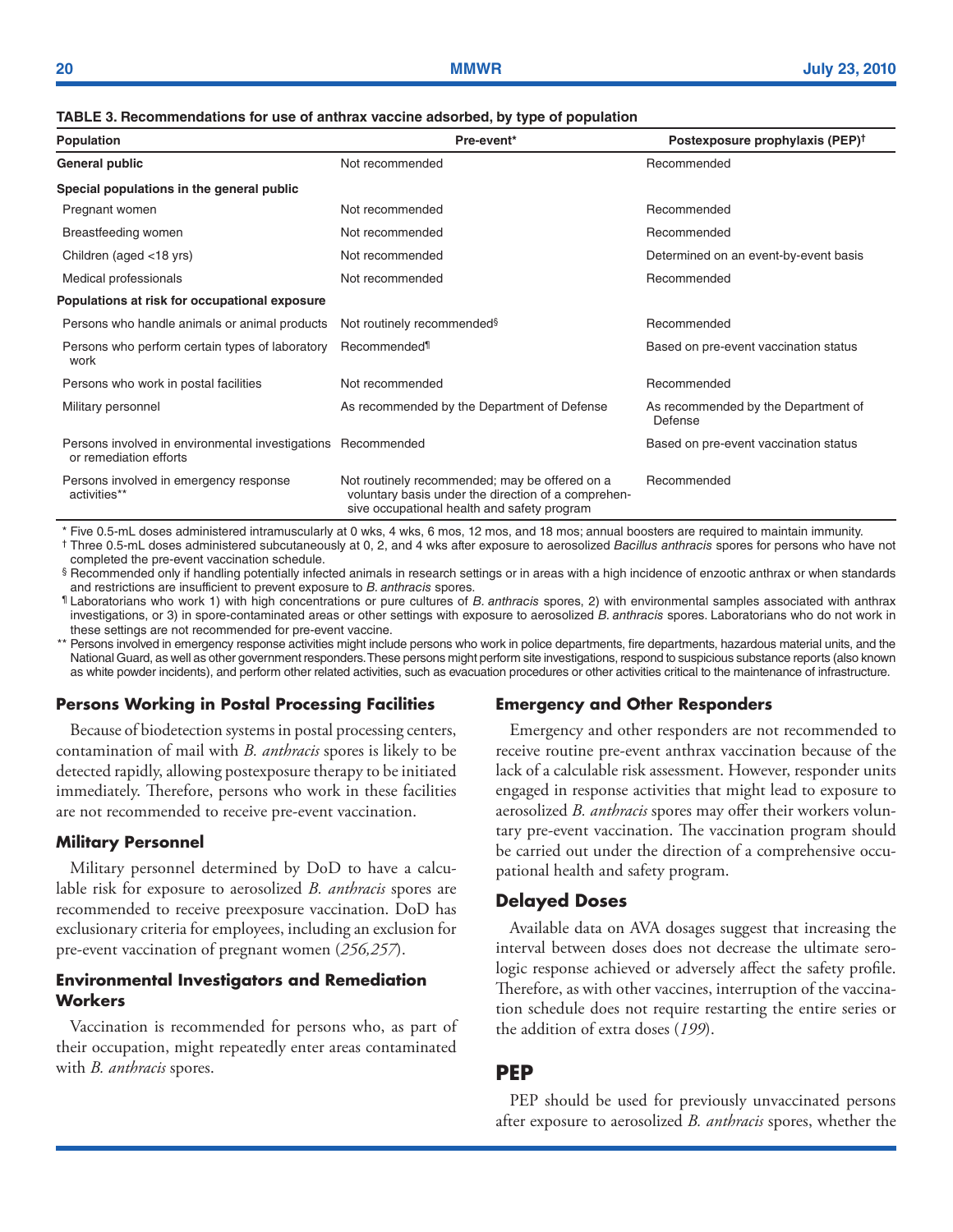**TABLE 3. Recommendations for use of anthrax vaccine adsorbed, by type of population**

| Population | Pre-event* | Postexposure prophylaxis (PEP)† |
|---|---|---|
| **General public** | Not recommended | Recommended |
| **Special populations in the general public** | | |
| Pregnant women | Not recommended | Recommended |
| Breastfeeding women | Not recommended | Recommended |
| Children (aged <18 yrs) | Not recommended | Determined on an event-by-event basis |
| Medical professionals | Not recommended | Recommended |
| **Populations at risk for occupational exposure** | | |
| Persons who handle animals or animal products | Not routinely recommended§ | Recommended |
| Persons who perform certain types of laboratory work | Recommended¶ | Based on pre-event vaccination status |
| Persons who work in postal facilities | Not recommended | Recommended |
| Military personnel | As recommended by the Department of Defense | As recommended by the Department of Defense |
| Persons involved in environmental investigations or remediation efforts | Recommended | Based on pre-event vaccination status |
| Persons involved in emergency response activities** | Not routinely recommended; may be offered on a voluntary basis under the direction of a comprehensive occupational health and safety program | Recommended |

\* Five 0.5-mL doses administered intramuscularly at 0 wks, 4 wks, 6 mos, 12 mos, and 18 mos; annual boosters are required to maintain immunity.

† Three 0.5-mL doses administered subcutaneously at 0, 2, and 4 wks after exposure to aerosolized *Bacillus anthracis* spores for persons who have not completed the pre-event vaccination schedule.

§ Recommended only if handling potentially infected animals in research settings or in areas with a high incidence of enzootic anthrax or when standards and restrictions are insufficient to prevent exposure to *B. anthracis* spores.

¶ Laboratorians who work 1) with high concentrations or pure cultures of *B. anthracis* spores, 2) with environmental samples associated with anthrax investigations, or 3) in spore-contaminated areas or other settings with exposure to aerosolized *B. anthracis* spores. Laboratorians who do not work in these settings are not recommended for pre-event vaccine.

** Persons involved in emergency response activities might include persons who work in police departments, fire departments, hazardous material units, and the National Guard, as well as other government responders. These persons might perform site investigations, respond to suspicious substance reports (also known as white powder incidents), and perform other related activities, such as evacuation procedures or other activities critical to the maintenance of infrastructure.

### Persons Working in Postal Processing Facilities

Because of biodetection systems in postal processing centers, contamination of mail with *B. anthracis* spores is likely to be detected rapidly, allowing postexposure therapy to be initiated immediately. Therefore, persons who work in these facilities are not recommended to receive pre-event vaccination.

### Military Personnel

Military personnel determined by DoD to have a calculable risk for exposure to aerosolized *B. anthracis* spores are recommended to receive preexposure vaccination. DoD has exclusionary criteria for employees, including an exclusion for pre-event vaccination of pregnant women (*256,257*).

### Environmental Investigators and Remediation Workers

Vaccination is recommended for persons who, as part of their occupation, might repeatedly enter areas contaminated with *B. anthracis* spores.

### Emergency and Other Responders

Emergency and other responders are not recommended to receive routine pre-event anthrax vaccination because of the lack of a calculable risk assessment. However, responder units engaged in response activities that might lead to exposure to aerosolized *B. anthracis* spores may offer their workers voluntary pre-event vaccination. The vaccination program should be carried out under the direction of a comprehensive occupational health and safety program.

### Delayed Doses

Available data on AVA dosages suggest that increasing the interval between doses does not decrease the ultimate serologic response achieved or adversely affect the safety profile. Therefore, as with other vaccines, interruption of the vaccination schedule does not require restarting the entire series or the addition of extra doses (*199*).

## PEP

PEP should be used for previously unvaccinated persons after exposure to aerosolized *B. anthracis* spores, whether the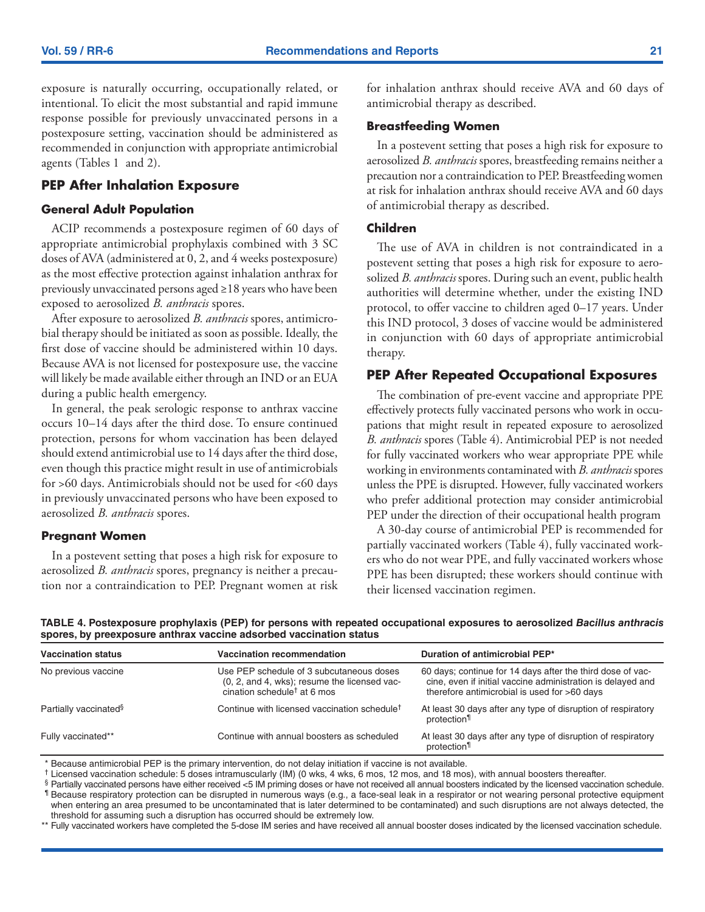exposure is naturally occurring, occupationally related, or intentional. To elicit the most substantial and rapid immune response possible for previously unvaccinated persons in a postexposure setting, vaccination should be administered as recommended in conjunction with appropriate antimicrobial agents (Tables 1 and 2).

## PEP After Inhalation Exposure

### General Adult Population

ACIP recommends a postexposure regimen of 60 days of appropriate antimicrobial prophylaxis combined with 3 SC doses of AVA (administered at 0, 2, and 4 weeks postexposure) as the most effective protection against inhalation anthrax for previously unvaccinated persons aged ≥18 years who have been exposed to aerosolized *B. anthracis* spores.

After exposure to aerosolized *B. anthracis* spores, antimicrobial therapy should be initiated as soon as possible. Ideally, the first dose of vaccine should be administered within 10 days. Because AVA is not licensed for postexposure use, the vaccine will likely be made available either through an IND or an EUA during a public health emergency.

In general, the peak serologic response to anthrax vaccine occurs 10–14 days after the third dose. To ensure continued protection, persons for whom vaccination has been delayed should extend antimicrobial use to 14 days after the third dose, even though this practice might result in use of antimicrobials for >60 days. Antimicrobials should not be used for <60 days in previously unvaccinated persons who have been exposed to aerosolized *B. anthracis* spores.

### Pregnant Women

In a postevent setting that poses a high risk for exposure to aerosolized *B. anthracis* spores, pregnancy is neither a precaution nor a contraindication to PEP. Pregnant women at risk for inhalation anthrax should receive AVA and 60 days of antimicrobial therapy as described.

### Breastfeeding Women

In a postevent setting that poses a high risk for exposure to aerosolized *B. anthracis* spores, breastfeeding remains neither a precaution nor a contraindication to PEP. Breastfeeding women at risk for inhalation anthrax should receive AVA and 60 days of antimicrobial therapy as described.

### Children

The use of AVA in children is not contraindicated in a postevent setting that poses a high risk for exposure to aerosolized *B. anthracis* spores. During such an event, public health authorities will determine whether, under the existing IND protocol, to offer vaccine to children aged 0–17 years. Under this IND protocol, 3 doses of vaccine would be administered in conjunction with 60 days of appropriate antimicrobial therapy.

## PEP After Repeated Occupational Exposures

The combination of pre-event vaccine and appropriate PPE effectively protects fully vaccinated persons who work in occupations that might result in repeated exposure to aerosolized *B. anthracis* spores (Table 4). Antimicrobial PEP is not needed for fully vaccinated workers who wear appropriate PPE while working in environments contaminated with *B. anthracis* spores unless the PPE is disrupted. However, fully vaccinated workers who prefer additional protection may consider antimicrobial PEP under the direction of their occupational health program

A 30-day course of antimicrobial PEP is recommended for partially vaccinated workers (Table 4), fully vaccinated workers who do not wear PPE, and fully vaccinated workers whose PPE has been disrupted; these workers should continue with their licensed vaccination regimen.

**TABLE 4. Postexposure prophylaxis (PEP) for persons with repeated occupational exposures to aerosolized *Bacillus anthracis* spores, by preexposure anthrax vaccine adsorbed vaccination status**

| Vaccination status | Vaccination recommendation | Duration of antimicrobial PEP* |
|---|---|---|
| No previous vaccine | Use PEP schedule of 3 subcutaneous doses (0, 2, and 4 wks); resume the licensed vaccination schedule† at 6 mos | 60 days; continue for 14 days after the third dose of vaccine, even if initial vaccine administration is delayed and therefore antimicrobial is used for >60 days |
| Partially vaccinated§ | Continue with licensed vaccination schedule† | At least 30 days after any type of disruption of respiratory protection¶ |
| Fully vaccinated** | Continue with annual boosters as scheduled | At least 30 days after any type of disruption of respiratory protection¶ |

\* Because antimicrobial PEP is the primary intervention, do not delay initiation if vaccine is not available.
† Licensed vaccination schedule: 5 doses intramuscularly (IM) (0 wks, 4 wks, 6 mos, 12 mos, and 18 mos), with annual boosters thereafter.
§ Partially vaccinated persons have either received <5 IM priming doses or have not received all annual boosters indicated by the licensed vaccination schedule.
¶ Because respiratory protection can be disrupted in numerous ways (e.g., a face-seal leak in a respirator or not wearing personal protective equipment when entering an area presumed to be uncontaminated that is later determined to be contaminated) and such disruptions are not always detected, the threshold for assuming such a disruption has occurred should be extremely low.
** Fully vaccinated workers have completed the 5-dose IM series and have received all annual booster doses indicated by the licensed vaccination schedule.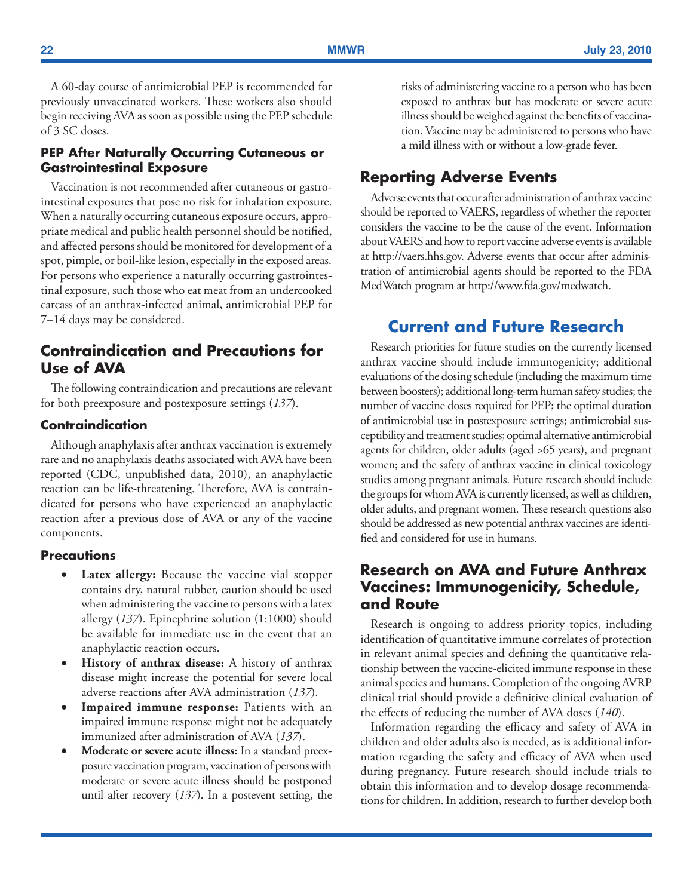A 60-day course of antimicrobial PEP is recommended for previously unvaccinated workers. These workers also should begin receiving AVA as soon as possible using the PEP schedule of 3 SC doses.

### PEP After Naturally Occurring Cutaneous or Gastrointestinal Exposure

Vaccination is not recommended after cutaneous or gastrointestinal exposures that pose no risk for inhalation exposure. When a naturally occurring cutaneous exposure occurs, appropriate medical and public health personnel should be notified, and affected persons should be monitored for development of a spot, pimple, or boil-like lesion, especially in the exposed areas. For persons who experience a naturally occurring gastrointestinal exposure, such those who eat meat from an undercooked carcass of an anthrax-infected animal, antimicrobial PEP for 7–14 days may be considered.

## Contraindication and Precautions for Use of AVA

The following contraindication and precautions are relevant for both preexposure and postexposure settings (*137*).

### Contraindication

Although anaphylaxis after anthrax vaccination is extremely rare and no anaphylaxis deaths associated with AVA have been reported (CDC, unpublished data, 2010), an anaphylactic reaction can be life-threatening. Therefore, AVA is contraindicated for persons who have experienced an anaphylactic reaction after a previous dose of AVA or any of the vaccine components.

### Precautions

- **Latex allergy:** Because the vaccine vial stopper contains dry, natural rubber, caution should be used when administering the vaccine to persons with a latex allergy (*137*). Epinephrine solution (1:1000) should be available for immediate use in the event that an anaphylactic reaction occurs.
- **History of anthrax disease:** A history of anthrax disease might increase the potential for severe local adverse reactions after AVA administration (*137*).
- **Impaired immune response:** Patients with an impaired immune response might not be adequately immunized after administration of AVA (*137*).
- **Moderate or severe acute illness:** In a standard preexposure vaccination program, vaccination of persons with moderate or severe acute illness should be postponed until after recovery (*137*). In a postevent setting, the risks of administering vaccine to a person who has been exposed to anthrax but has moderate or severe acute illness should be weighed against the benefits of vaccination. Vaccine may be administered to persons who have a mild illness with or without a low-grade fever.

## Reporting Adverse Events

Adverse events that occur after administration of anthrax vaccine should be reported to VAERS, regardless of whether the reporter considers the vaccine to be the cause of the event. Information about VAERS and how to report vaccine adverse events is available at http://vaers.hhs.gov. Adverse events that occur after administration of antimicrobial agents should be reported to the FDA MedWatch program at http://www.fda.gov/medwatch.

# Current and Future Research

Research priorities for future studies on the currently licensed anthrax vaccine should include immunogenicity; additional evaluations of the dosing schedule (including the maximum time between boosters); additional long-term human safety studies; the number of vaccine doses required for PEP; the optimal duration of antimicrobial use in postexposure settings; antimicrobial susceptibility and treatment studies; optimal alternative antimicrobial agents for children, older adults (aged >65 years), and pregnant women; and the safety of anthrax vaccine in clinical toxicology studies among pregnant animals. Future research should include the groups for whom AVA is currently licensed, as well as children, older adults, and pregnant women. These research questions also should be addressed as new potential anthrax vaccines are identified and considered for use in humans.

## Research on AVA and Future Anthrax Vaccines: Immunogenicity, Schedule, and Route

Research is ongoing to address priority topics, including identification of quantitative immune correlates of protection in relevant animal species and defining the quantitative relationship between the vaccine-elicited immune response in these animal species and humans. Completion of the ongoing AVRP clinical trial should provide a definitive clinical evaluation of the effects of reducing the number of AVA doses (*140*).

Information regarding the efficacy and safety of AVA in children and older adults also is needed, as is additional information regarding the safety and efficacy of AVA when used during pregnancy. Future research should include trials to obtain this information and to develop dosage recommendations for children. In addition, research to further develop both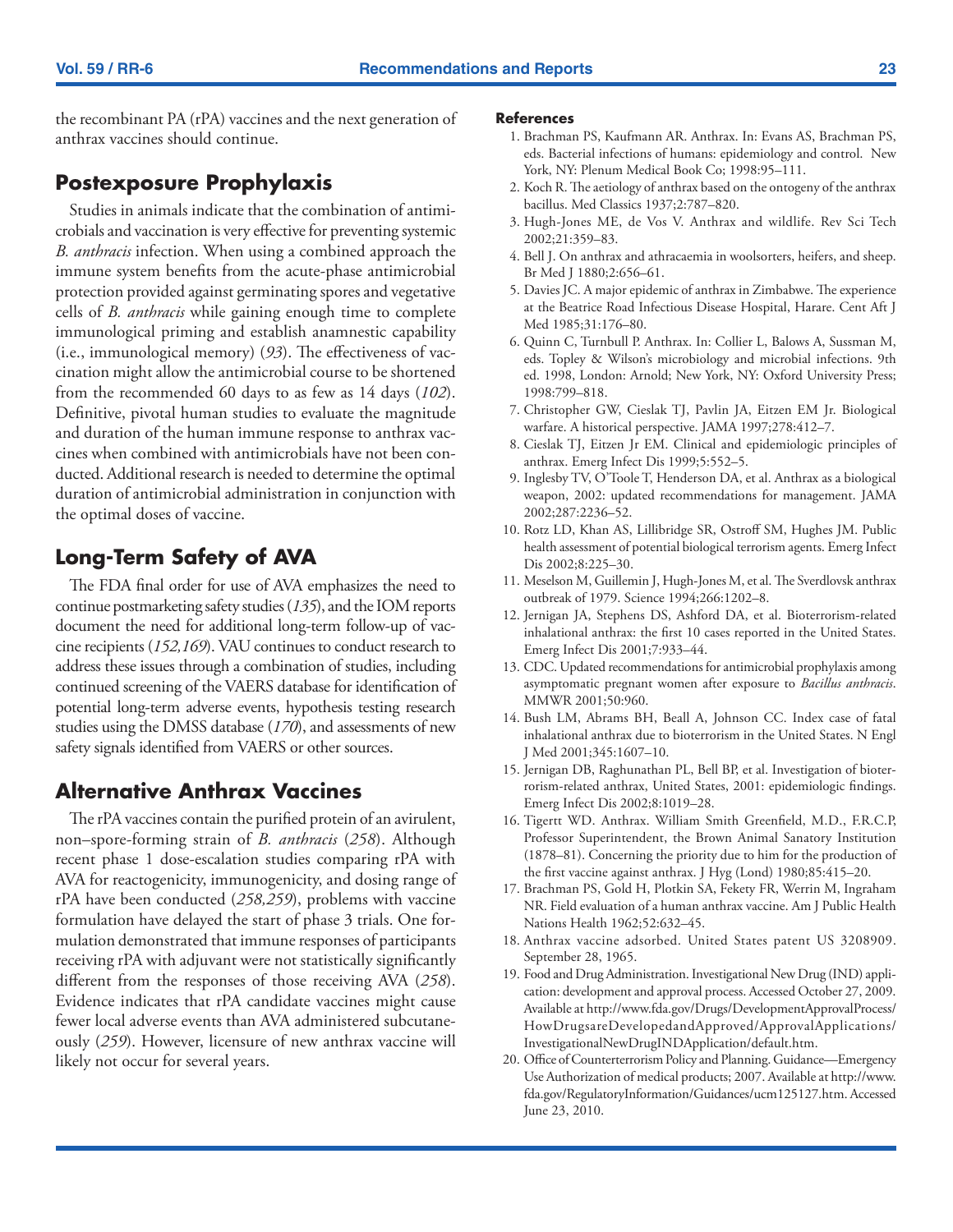the recombinant PA (rPA) vaccines and the next generation of anthrax vaccines should continue.

## Postexposure Prophylaxis

Studies in animals indicate that the combination of antimicrobials and vaccination is very effective for preventing systemic *B. anthracis* infection. When using a combined approach the immune system benefits from the acute-phase antimicrobial protection provided against germinating spores and vegetative cells of *B. anthracis* while gaining enough time to complete immunological priming and establish anamnestic capability (i.e., immunological memory) (*93*). The effectiveness of vaccination might allow the antimicrobial course to be shortened from the recommended 60 days to as few as 14 days (*102*). Definitive, pivotal human studies to evaluate the magnitude and duration of the human immune response to anthrax vaccines when combined with antimicrobials have not been conducted. Additional research is needed to determine the optimal duration of antimicrobial administration in conjunction with the optimal doses of vaccine.

## Long-Term Safety of AVA

The FDA final order for use of AVA emphasizes the need to continue postmarketing safety studies (*135*), and the IOM reports document the need for additional long-term follow-up of vaccine recipients (*152,169*). VAU continues to conduct research to address these issues through a combination of studies, including continued screening of the VAERS database for identification of potential long-term adverse events, hypothesis testing research studies using the DMSS database (*170*), and assessments of new safety signals identified from VAERS or other sources.

## Alternative Anthrax Vaccines

The rPA vaccines contain the purified protein of an avirulent, non–spore-forming strain of *B. anthracis* (*258*). Although recent phase 1 dose-escalation studies comparing rPA with AVA for reactogenicity, immunogenicity, and dosing range of rPA have been conducted (*258,259*), problems with vaccine formulation have delayed the start of phase 3 trials. One formulation demonstrated that immune responses of participants receiving rPA with adjuvant were not statistically significantly different from the responses of those receiving AVA (*258*). Evidence indicates that rPA candidate vaccines might cause fewer local adverse events than AVA administered subcutaneously (*259*). However, licensure of new anthrax vaccine will likely not occur for several years.

### References

1. Brachman PS, Kaufmann AR. Anthrax. In: Evans AS, Brachman PS, eds. Bacterial infections of humans: epidemiology and control. New York, NY: Plenum Medical Book Co; 1998:95–111.
2. Koch R. The aetiology of anthrax based on the ontogeny of the anthrax bacillus. Med Classics 1937;2:787–820.
3. Hugh-Jones ME, de Vos V. Anthrax and wildlife. Rev Sci Tech 2002;21:359–83.
4. Bell J. On anthrax and athracaemia in woolsorters, heifers, and sheep. Br Med J 1880;2:656–61.
5. Davies JC. A major epidemic of anthrax in Zimbabwe. The experience at the Beatrice Road Infectious Disease Hospital, Harare. Cent Aft J Med 1985;31:176–80.
6. Quinn C, Turnbull P. Anthrax. In: Collier L, Balows A, Sussman M, eds. Topley & Wilson's microbiology and microbial infections. 9th ed. 1998, London: Arnold; New York, NY: Oxford University Press; 1998:799–818.
7. Christopher GW, Cieslak TJ, Pavlin JA, Eitzen EM Jr. Biological warfare. A historical perspective. JAMA 1997;278:412–7.
8. Cieslak TJ, Eitzen Jr EM. Clinical and epidemiologic principles of anthrax. Emerg Infect Dis 1999;5:552–5.
9. Inglesby TV, O'Toole T, Henderson DA, et al. Anthrax as a biological weapon, 2002: updated recommendations for management. JAMA 2002;287:2236–52.
10. Rotz LD, Khan AS, Lillibridge SR, Ostroff SM, Hughes JM. Public health assessment of potential biological terrorism agents. Emerg Infect Dis 2002;8:225–30.
11. Meselson M, Guillemin J, Hugh-Jones M, et al. The Sverdlovsk anthrax outbreak of 1979. Science 1994;266:1202–8.
12. Jernigan JA, Stephens DS, Ashford DA, et al. Bioterrorism-related inhalational anthrax: the first 10 cases reported in the United States. Emerg Infect Dis 2001;7:933–44.
13. CDC. Updated recommendations for antimicrobial prophylaxis among asymptomatic pregnant women after exposure to *Bacillus anthracis*. MMWR 2001;50:960.
14. Bush LM, Abrams BH, Beall A, Johnson CC. Index case of fatal inhalational anthrax due to bioterrorism in the United States. N Engl J Med 2001;345:1607–10.
15. Jernigan DB, Raghunathan PL, Bell BP, et al. Investigation of bioterrorism-related anthrax, United States, 2001: epidemiologic findings. Emerg Infect Dis 2002;8:1019–28.
16. Tigertt WD. Anthrax. William Smith Greenfield, M.D., F.R.C.P, Professor Superintendent, the Brown Animal Sanatory Institution (1878–81). Concerning the priority due to him for the production of the first vaccine against anthrax. J Hyg (Lond) 1980;85:415–20.
17. Brachman PS, Gold H, Plotkin SA, Fekety FR, Werrin M, Ingraham NR. Field evaluation of a human anthrax vaccine. Am J Public Health Nations Health 1962;52:632–45.
18. Anthrax vaccine adsorbed. United States patent US 3208909. September 28, 1965.
19. Food and Drug Administration. Investigational New Drug (IND) application: development and approval process. Accessed October 27, 2009. Available at http://www.fda.gov/Drugs/DevelopmentApprovalProcess/HowDrugsareDevelopedandApproved/ApprovalApplications/InvestigationalNewDrugINDApplication/default.htm.
20. Office of Counterterrorism Policy and Planning. Guidance—Emergency Use Authorization of medical products; 2007. Available at http://www.fda.gov/RegulatoryInformation/Guidances/ucm125127.htm. Accessed June 23, 2010.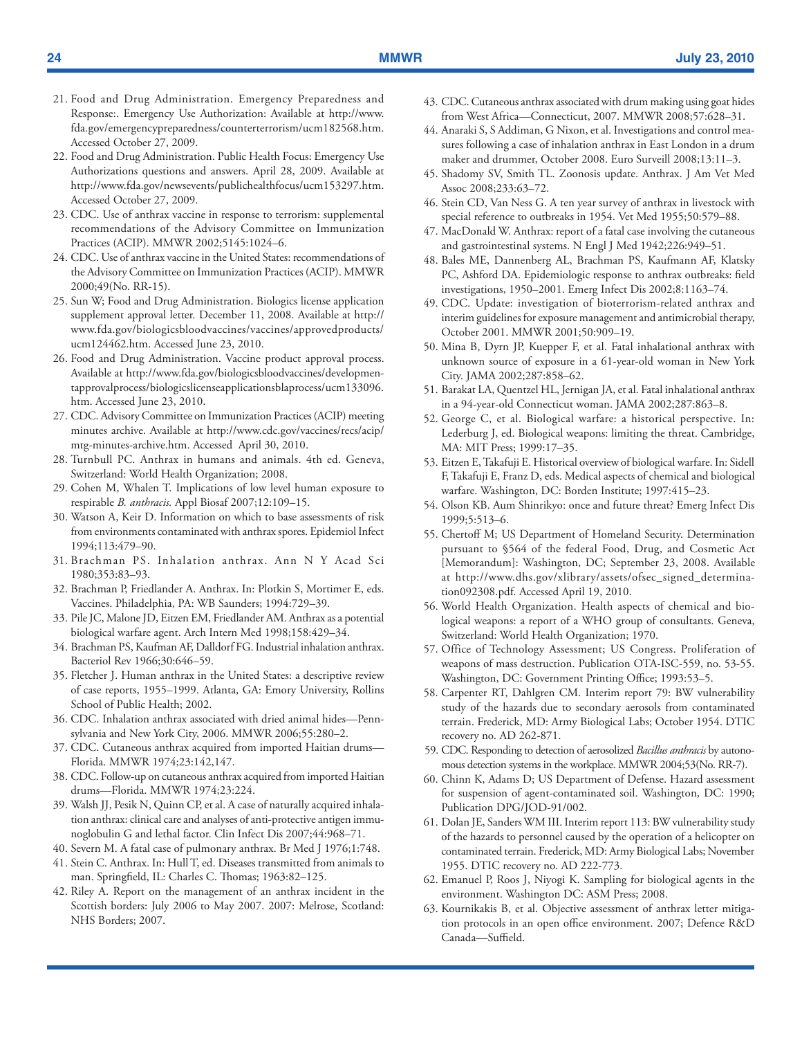21. Food and Drug Administration. Emergency Preparedness and Response:. Emergency Use Authorization: Available at http://www.fda.gov/emergencypreparedness/counterterrorism/ucm182568.htm. Accessed October 27, 2009.
22. Food and Drug Administration. Public Health Focus: Emergency Use Authorizations questions and answers. April 28, 2009. Available at http://www.fda.gov/newsevents/publichealthfocus/ucm153297.htm. Accessed October 27, 2009.
23. CDC. Use of anthrax vaccine in response to terrorism: supplemental recommendations of the Advisory Committee on Immunization Practices (ACIP). MMWR 2002;5145:1024–6.
24. CDC. Use of anthrax vaccine in the United States: recommendations of the Advisory Committee on Immunization Practices (ACIP). MMWR 2000;49(No. RR-15).
25. Sun W; Food and Drug Administration. Biologics license application supplement approval letter. December 11, 2008. Available at http://www.fda.gov/biologicsbloodvaccines/vaccines/approvedproducts/ucm124462.htm. Accessed June 23, 2010.
26. Food and Drug Administration. Vaccine product approval process. Available at http://www.fda.gov/biologicsbloodvaccines/developmentapprovalprocess/biologicslicenseapplicationsblaprocess/ucm133096.htm. Accessed June 23, 2010.
27. CDC. Advisory Committee on Immunization Practices (ACIP) meeting minutes archive. Available at http://www.cdc.gov/vaccines/recs/acip/mtg-minutes-archive.htm. Accessed April 30, 2010.
28. Turnbull PC. Anthrax in humans and animals. 4th ed. Geneva, Switzerland: World Health Organization; 2008.
29. Cohen M, Whalen T. Implications of low level human exposure to respirable *B. anthracis.* Appl Biosaf 2007;12:109–15.
30. Watson A, Keir D. Information on which to base assessments of risk from environments contaminated with anthrax spores. Epidemiol Infect 1994;113:479–90.
31. Brachman PS. Inhalation anthrax. Ann N Y Acad Sci 1980;353:83–93.
32. Brachman P, Friedlander A. Anthrax. In: Plotkin S, Mortimer E, eds. Vaccines. Philadelphia, PA: WB Saunders; 1994:729–39.
33. Pile JC, Malone JD, Eitzen EM, Friedlander AM. Anthrax as a potential biological warfare agent. Arch Intern Med 1998;158:429–34.
34. Brachman PS, Kaufman AF, Dalldorf FG. Industrial inhalation anthrax. Bacteriol Rev 1966;30:646–59.
35. Fletcher J. Human anthrax in the United States: a descriptive review of case reports, 1955–1999. Atlanta, GA: Emory University, Rollins School of Public Health; 2002.
36. CDC. Inhalation anthrax associated with dried animal hides—Pennsylvania and New York City, 2006. MMWR 2006;55:280–2.
37. CDC. Cutaneous anthrax acquired from imported Haitian drums—Florida. MMWR 1974;23:142,147.
38. CDC. Follow-up on cutaneous anthrax acquired from imported Haitian drums—Florida. MMWR 1974;23:224.
39. Walsh JJ, Pesik N, Quinn CP, et al. A case of naturally acquired inhalation anthrax: clinical care and analyses of anti-protective antigen immunoglobulin G and lethal factor. Clin Infect Dis 2007;44:968–71.
40. Severn M. A fatal case of pulmonary anthrax. Br Med J 1976;1:748.
41. Stein C. Anthrax. In: Hull T, ed. Diseases transmitted from animals to man. Springfield, IL: Charles C. Thomas; 1963:82–125.
42. Riley A. Report on the management of an anthrax incident in the Scottish borders: July 2006 to May 2007. 2007: Melrose, Scotland: NHS Borders; 2007.
43. CDC. Cutaneous anthrax associated with drum making using goat hides from West Africa—Connecticut, 2007. MMWR 2008;57:628–31.
44. Anaraki S, S Addiman, G Nixon, et al. Investigations and control measures following a case of inhalation anthrax in East London in a drum maker and drummer, October 2008. Euro Surveill 2008;13:11–3.
45. Shadomy SV, Smith TL. Zoonosis update. Anthrax. J Am Vet Med Assoc 2008;233:63–72.
46. Stein CD, Van Ness G. A ten year survey of anthrax in livestock with special reference to outbreaks in 1954. Vet Med 1955;50:579–88.
47. MacDonald W. Anthrax: report of a fatal case involving the cutaneous and gastrointestinal systems. N Engl J Med 1942;226:949–51.
48. Bales ME, Dannenberg AL, Brachman PS, Kaufmann AF, Klatsky PC, Ashford DA. Epidemiologic response to anthrax outbreaks: field investigations, 1950–2001. Emerg Infect Dis 2002;8:1163–74.
49. CDC. Update: investigation of bioterrorism-related anthrax and interim guidelines for exposure management and antimicrobial therapy, October 2001. MMWR 2001;50:909–19.
50. Mina B, Dyrn JP, Kuepper F, et al. Fatal inhalational anthrax with unknown source of exposure in a 61-year-old woman in New York City. JAMA 2002;287:858–62.
51. Barakat LA, Quentzel HL, Jernigan JA, et al. Fatal inhalational anthrax in a 94-year-old Connecticut woman. JAMA 2002;287:863–8.
52. George C, et al. Biological warfare: a historical perspective. In: Lederburg J, ed. Biological weapons: limiting the threat. Cambridge, MA: MIT Press; 1999:17–35.
53. Eitzen E, Takafuji E. Historical overview of biological warfare. In: Sidell F, Takafuji E, Franz D, eds. Medical aspects of chemical and biological warfare. Washington, DC: Borden Institute; 1997:415–23.
54. Olson KB. Aum Shinrikyo: once and future threat? Emerg Infect Dis 1999;5:513–6.
55. Chertoff M; US Department of Homeland Security. Determination pursuant to §564 of the federal Food, Drug, and Cosmetic Act [Memorandum]: Washington, DC; September 23, 2008. Available at http://www.dhs.gov/xlibrary/assets/ofsec_signed_determination092308.pdf. Accessed April 19, 2010.
56. World Health Organization. Health aspects of chemical and biological weapons: a report of a WHO group of consultants. Geneva, Switzerland: World Health Organization; 1970.
57. Office of Technology Assessment; US Congress. Proliferation of weapons of mass destruction. Publication OTA-ISC-559, no. 53-55. Washington, DC: Government Printing Office; 1993:53–5.
58. Carpenter RT, Dahlgren CM. Interim report 79: BW vulnerability study of the hazards due to secondary aerosols from contaminated terrain. Frederick, MD: Army Biological Labs; October 1954. DTIC recovery no. AD 262-871.
59. CDC. Responding to detection of aerosolized *Bacillus anthracis* by autonomous detection systems in the workplace. MMWR 2004;53(No. RR-7).
60. Chinn K, Adams D; US Department of Defense. Hazard assessment for suspension of agent-contaminated soil. Washington, DC: 1990; Publication DPG/JOD-91/002.
61. Dolan JE, Sanders WM III. Interim report 113: BW vulnerability study of the hazards to personnel caused by the operation of a helicopter on contaminated terrain. Frederick, MD: Army Biological Labs; November 1955. DTIC recovery no. AD 222-773.
62. Emanuel P, Roos J, Niyogi K. Sampling for biological agents in the environment. Washington DC: ASM Press; 2008.
63. Kournikakis B, et al. Objective assessment of anthrax letter mitigation protocols in an open office environment. 2007; Defence R&D Canada—Suffield.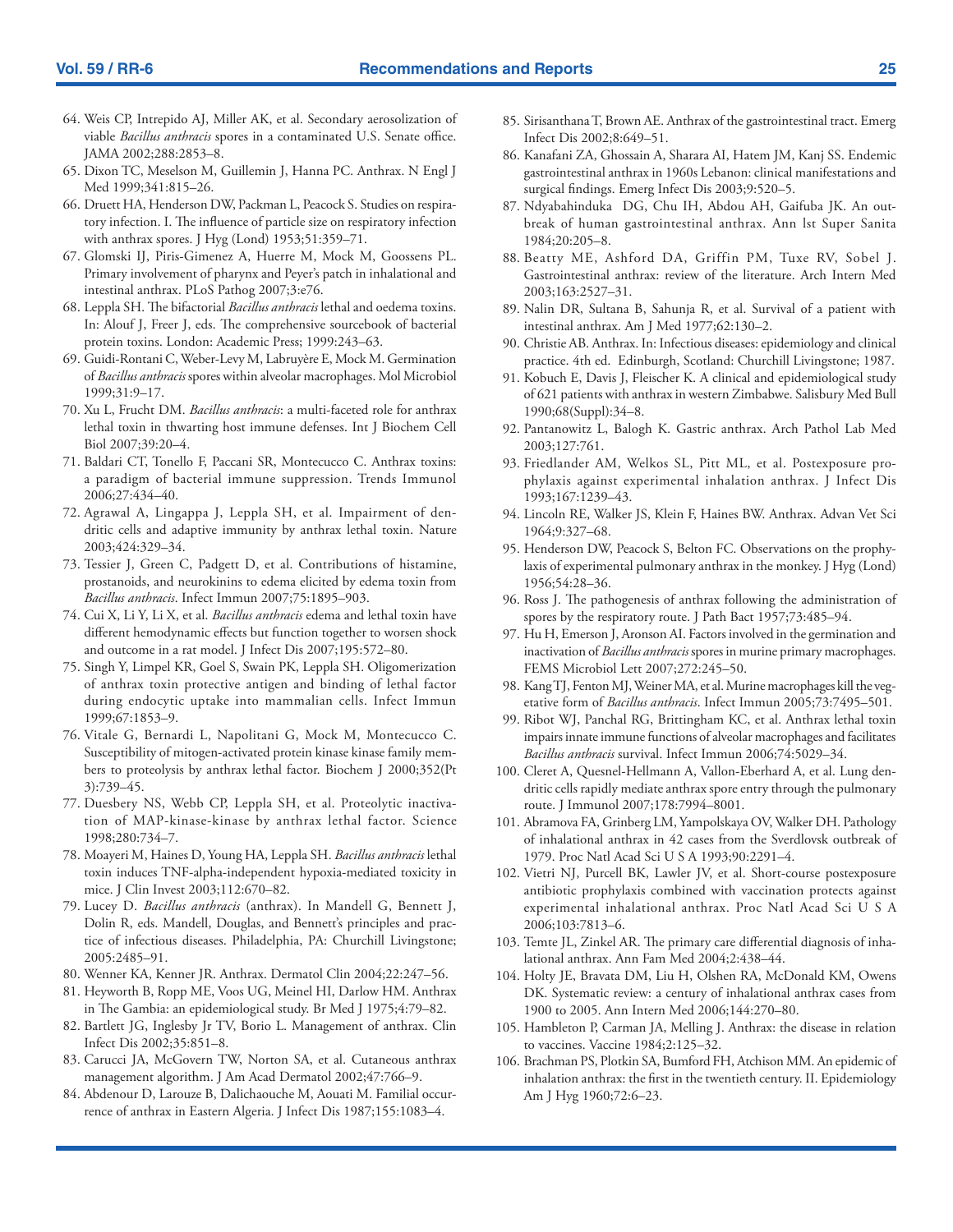64. Weis CP, Intrepido AJ, Miller AK, et al. Secondary aerosolization of viable *Bacillus anthracis* spores in a contaminated U.S. Senate office. JAMA 2002;288:2853–8.
65. Dixon TC, Meselson M, Guillemin J, Hanna PC. Anthrax. N Engl J Med 1999;341:815–26.
66. Druett HA, Henderson DW, Packman L, Peacock S. Studies on respiratory infection. I. The influence of particle size on respiratory infection with anthrax spores. J Hyg (Lond) 1953;51:359–71.
67. Glomski IJ, Piris-Gimenez A, Huerre M, Mock M, Goossens PL. Primary involvement of pharynx and Peyer's patch in inhalational and intestinal anthrax. PLoS Pathog 2007;3:e76.
68. Leppla SH. The bifactorial *Bacillus anthracis* lethal and oedema toxins. In: Alouf J, Freer J, eds. The comprehensive sourcebook of bacterial protein toxins. London: Academic Press; 1999:243–63.
69. Guidi-Rontani C, Weber-Levy M, Labruyère E, Mock M. Germination of *Bacillus anthracis* spores within alveolar macrophages. Mol Microbiol 1999;31:9–17.
70. Xu L, Frucht DM. *Bacillus anthracis*: a multi-faceted role for anthrax lethal toxin in thwarting host immune defenses. Int J Biochem Cell Biol 2007;39:20–4.
71. Baldari CT, Tonello F, Paccani SR, Montecucco C. Anthrax toxins: a paradigm of bacterial immune suppression. Trends Immunol 2006;27:434–40.
72. Agrawal A, Lingappa J, Leppla SH, et al. Impairment of dendritic cells and adaptive immunity by anthrax lethal toxin. Nature 2003;424:329–34.
73. Tessier J, Green C, Padgett D, et al. Contributions of histamine, prostanoids, and neurokinins to edema elicited by edema toxin from *Bacillus anthracis*. Infect Immun 2007;75:1895–903.
74. Cui X, Li Y, Li X, et al. *Bacillus anthracis* edema and lethal toxin have different hemodynamic effects but function together to worsen shock and outcome in a rat model. J Infect Dis 2007;195:572–80.
75. Singh Y, Limpel KR, Goel S, Swain PK, Leppla SH. Oligomerization of anthrax toxin protective antigen and binding of lethal factor during endocytic uptake into mammalian cells. Infect Immun 1999;67:1853–9.
76. Vitale G, Bernardi L, Napolitani G, Mock M, Montecucco C. Susceptibility of mitogen-activated protein kinase kinase family members to proteolysis by anthrax lethal factor. Biochem J 2000;352(Pt 3):739–45.
77. Duesbery NS, Webb CP, Leppla SH, et al. Proteolytic inactivation of MAP-kinase-kinase by anthrax lethal factor. Science 1998;280:734–7.
78. Moayeri M, Haines D, Young HA, Leppla SH. *Bacillus anthracis* lethal toxin induces TNF-alpha-independent hypoxia-mediated toxicity in mice. J Clin Invest 2003;112:670–82.
79. Lucey D. *Bacillus anthracis* (anthrax). In Mandell G, Bennett J, Dolin R, eds. Mandell, Douglas, and Bennett's principles and practice of infectious diseases. Philadelphia, PA: Churchill Livingstone; 2005:2485–91.
80. Wenner KA, Kenner JR. Anthrax. Dermatol Clin 2004;22:247–56.
81. Heyworth B, Ropp ME, Voos UG, Meinel HI, Darlow HM. Anthrax in The Gambia: an epidemiological study. Br Med J 1975;4:79–82.
82. Bartlett JG, Inglesby Jr TV, Borio L. Management of anthrax. Clin Infect Dis 2002;35:851–8.
83. Carucci JA, McGovern TW, Norton SA, et al. Cutaneous anthrax management algorithm. J Am Acad Dermatol 2002;47:766–9.
84. Abdenour D, Larouze B, Dalichaouche M, Aouati M. Familial occurrence of anthrax in Eastern Algeria. J Infect Dis 1987;155:1083–4.
85. Sirisanthana T, Brown AE. Anthrax of the gastrointestinal tract. Emerg Infect Dis 2002;8:649–51.
86. Kanafani ZA, Ghossain A, Sharara AI, Hatem JM, Kanj SS. Endemic gastrointestinal anthrax in 1960s Lebanon: clinical manifestations and surgical findings. Emerg Infect Dis 2003;9:520–5.
87. Ndyabahinduka DG, Chu IH, Abdou AH, Gaifuba JK. An outbreak of human gastrointestinal anthrax. Ann lst Super Sanita 1984;20:205–8.
88. Beatty ME, Ashford DA, Griffin PM, Tuxe RV, Sobel J. Gastrointestinal anthrax: review of the literature. Arch Intern Med 2003;163:2527–31.
89. Nalin DR, Sultana B, Sahunja R, et al. Survival of a patient with intestinal anthrax. Am J Med 1977;62:130–2.
90. Christie AB. Anthrax. In: Infectious diseases: epidemiology and clinical practice. 4th ed. Edinburgh, Scotland: Churchill Livingstone; 1987.
91. Kobuch E, Davis J, Fleischer K. A clinical and epidemiological study of 621 patients with anthrax in western Zimbabwe. Salisbury Med Bull 1990;68(Suppl):34–8.
92. Pantanowitz L, Balogh K. Gastric anthrax. Arch Pathol Lab Med 2003;127:761.
93. Friedlander AM, Welkos SL, Pitt ML, et al. Postexposure prophylaxis against experimental inhalation anthrax. J Infect Dis 1993;167:1239–43.
94. Lincoln RE, Walker JS, Klein F, Haines BW. Anthrax. Advan Vet Sci 1964;9:327–68.
95. Henderson DW, Peacock S, Belton FC. Observations on the prophylaxis of experimental pulmonary anthrax in the monkey. J Hyg (Lond) 1956;54:28–36.
96. Ross J. The pathogenesis of anthrax following the administration of spores by the respiratory route. J Path Bact 1957;73:485–94.
97. Hu H, Emerson J, Aronson AI. Factors involved in the germination and inactivation of *Bacillus anthracis* spores in murine primary macrophages. FEMS Microbiol Lett 2007;272:245–50.
98. Kang TJ, Fenton MJ, Weiner MA, et al. Murine macrophages kill the vegetative form of *Bacillus anthracis*. Infect Immun 2005;73:7495–501.
99. Ribot WJ, Panchal RG, Brittingham KC, et al. Anthrax lethal toxin impairs innate immune functions of alveolar macrophages and facilitates *Bacillus anthracis* survival. Infect Immun 2006;74:5029–34.
100. Cleret A, Quesnel-Hellmann A, Vallon-Eberhard A, et al. Lung dendritic cells rapidly mediate anthrax spore entry through the pulmonary route. J Immunol 2007;178:7994–8001.
101. Abramova FA, Grinberg LM, Yampolskaya OV, Walker DH. Pathology of inhalational anthrax in 42 cases from the Sverdlovsk outbreak of 1979. Proc Natl Acad Sci U S A 1993;90:2291–4.
102. Vietri NJ, Purcell BK, Lawler JV, et al. Short-course postexposure antibiotic prophylaxis combined with vaccination protects against experimental inhalational anthrax. Proc Natl Acad Sci U S A 2006;103:7813–6.
103. Temte JL, Zinkel AR. The primary care differential diagnosis of inhalational anthrax. Ann Fam Med 2004;2:438–44.
104. Holty JE, Bravata DM, Liu H, Olshen RA, McDonald KM, Owens DK. Systematic review: a century of inhalational anthrax cases from 1900 to 2005. Ann Intern Med 2006;144:270–80.
105. Hambleton P, Carman JA, Melling J. Anthrax: the disease in relation to vaccines. Vaccine 1984;2:125–32.
106. Brachman PS, Plotkin SA, Bumford FH, Atchison MM. An epidemic of inhalation anthrax: the first in the twentieth century. II. Epidemiology Am J Hyg 1960;72:6–23.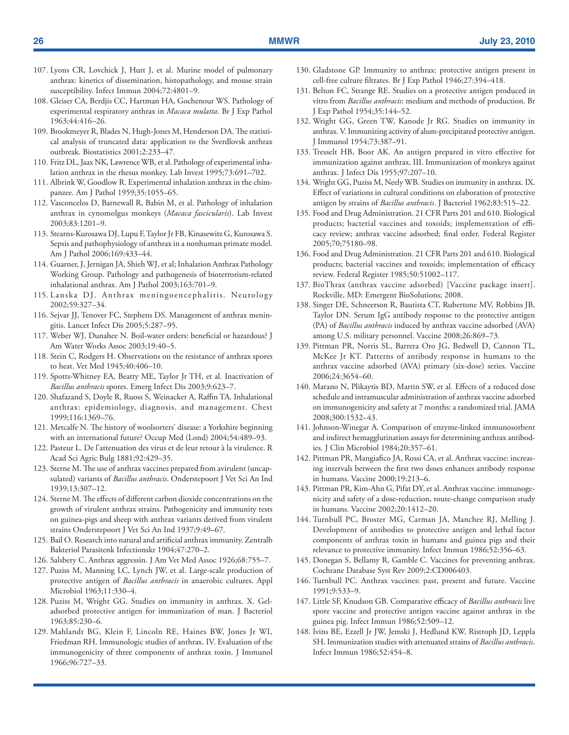107. Lyons CR, Lovchick J, Hutt J, et al. Murine model of pulmonary anthrax: kinetics of dissemination, histopathology, and mouse strain susceptibility. Infect Immun 2004;72:4801–9.
108. Gleiser CA, Berdjis CC, Hartman HA, Gochenour WS. Pathology of experimental respiratory anthrax in *Macaca mulatta*. Br J Exp Pathol 1963;44:416–26.
109. Brookmeyer R, Blades N, Hugh-Jones M, Henderson DA. The statistical analysis of truncated data: application to the Sverdlovsk anthrax outbreak. Biostatistics 2001;2:233–47.
110. Fritz DL, Jaax NK, Lawrence WB, et al. Pathology of experimental inhalation anthrax in the rhesus monkey. Lab Invest 1995;73:691–702.
111. Albrink W, Goodlow R. Experimental inhalation anthrax in the chimpanzee. Am J Pathol 1959;35:1055–65.
112. Vasconcelos D, Barnewall R, Babin M, et al. Pathology of inhalation anthrax in cynomolgus monkeys (*Macaca fascicularis*). Lab Invest 2003;83:1201–9.
113. Stearns-Kurosawa DJ, Lupu F, Taylor Jr FB, Kinasewitz G, Kurosawa S. Sepsis and pathophysiology of anthrax in a nonhuman primate model. Am J Pathol 2006;169:433–44.
114. Guarner, J, Jernigan JA, Shieh WJ, et al; Inhalation Anthrax Pathology Working Group. Pathology and pathogenesis of bioterrorism-related inhalational anthrax. Am J Pathol 2003;163:701–9.
115. Lanska DJ. Anthrax meningoencephalitis. Neurology 2002;59:327–34.
116. Sejvar JJ, Tenover FC, Stephens DS. Management of anthrax meningitis. Lancet Infect Dis 2005;5:287–95.
117. Weber WJ, Dunahee N. Boil-water orders: beneficial or hazardous? J Am Water Works Assoc 2003;19:40–5.
118. Stein C, Rodgers H. Observations on the resistance of anthrax spores to heat. Vet Med 1945;40:406–10.
119. Spotts-Whitney EA, Beatty ME, Taylor Jr TH, et al. Inactivation of *Bacillus anthracis* spores. Emerg Infect Dis 2003;9:623–7.
120. Shafazand S, Doyle R, Ruoss S, Weinacker A, Raffin TA. Inhalational anthrax: epidemiology, diagnosis, and management. Chest 1999;116:1369–76.
121. Metcalfe N. The history of woolsorters' disease: a Yorkshire beginning with an international future? Occup Med (Lond) 2004;54:489–93.
122. Pasteur L. De l'attenuation des virus et de leur retour à la virulence. R Acad Sci Agric Bulg 1881;92:429–35.
123. Sterne M. The use of anthrax vaccines prepared from avirulent (uncapsulated) variants of *Bacillus anthracis*. Onderstepoort J Vet Sci An Ind 1939;13:307–12.
124. Sterne M. The effects of different carbon dioxide concentrations on the growth of virulent anthrax strains. Pathogenicity and immunity tests on guinea-pigs and sheep with anthrax variants derived from virulent strains Onderstepoort J Vet Sci An Ind 1937;9:49–67.
125. Bail O. Research into natural and artificial anthrax immunity. Zentralb Bakteriol Parasitenk Infectionskr 1904;47:270–2.
126. Salsbery C. Anthrax aggressin. J Am Vet Med Assoc 1926;68:755–7.
127. Puziss M, Manning LC, Lynch JW, et al. Large-scale production of protective antigen of *Bacillus anthracis* in anaerobic cultures. Appl Microbiol 1963;11:330–4.
128. Puziss M, Wright GG. Studies on immunity in anthrax. X. Gel-adsorbed protective antigen for immunization of man. J Bacteriol 1963;85:230–6.
129. Mahlandt BG, Klein F, Lincoln RE, Haines BW, Jones Jr WI, Friedman RH. Immunologic studies of anthrax. IV. Evaluation of the immunogenicity of three components of anthrax toxin. J Immunol 1966;96:727–33.
130. Gladstone GP. Immunity to anthrax: protective antigen present in cell-free culture filtrates. Br J Exp Pathol 1946;27:394–418.
131. Belton FC, Strange RE. Studies on a protective antigen produced in vitro from *Bacillus anthracis*: medium and methods of production. Br J Exp Pathol 1954;35:144–52.
132. Wright GG, Green TW, Kanode Jr RG. Studies on immunity in anthrax. V. Immunizing activity of alum-precipitated protective antigen. J Immunol 1954;73:387–91.
133. Tresselt HB, Boor AK. An antigen prepared in vitro effective for immunization against anthrax. III. Immunization of monkeys against anthrax. J Infect Dis 1955;97:207–10.
134. Wright GG, Puziss M, Neely WB. Studies on immunity in anthrax. IX. Effect of variations in cultural conditions on elaboration of protective antigen by strains of *Bacillus anthracis*. J Bacteriol 1962;83:515–22.
135. Food and Drug Administration. 21 CFR Parts 201 and 610. Biological products; bacterial vaccines and toxoids; implementation of efficacy review; anthrax vaccine adsorbed; final order. Federal Register 2005;70;75180–98.
136. Food and Drug Administration. 21 CFR Parts 201 and 610. Biological products; bacterial vaccines and toxoids; implementation of efficacy review. Federal Register 1985;50:51002–117.
137. BioThrax (anthrax vaccine adsorbed) [Vaccine package insert]. Rockville, MD: Emergent BioSolutions; 2008.
138. Singer DE, Schneerson R, Bautista CT, Rubertone MV, Robbins JB, Taylor DN. Serum IgG antibody response to the protective antigen (PA) of *Bacillus anthracis* induced by anthrax vaccine adsorbed (AVA) among U.S. military personnel. Vaccine 2008;26:869–73.
139. Pittman PR, Norris SL, Barrera Oro JG, Bedwell D, Cannon TL, McKee Jr KT. Patterns of antibody response in humans to the anthrax vaccine adsorbed (AVA) primary (six-dose) series. Vaccine 2006;24:3654–60.
140. Marano N, Plikaytis BD, Martin SW, et al. Effects of a reduced dose schedule and intramuscular administration of anthrax vaccine adsorbed on immunogenicity and safety at 7 months: a randomized trial. JAMA 2008;300:1532–43.
141. Johnson-Winegar A. Comparison of enzyme-linked immunosorbent and indirect hemagglutination assays for determining anthrax antibodies. J Clin Microbiol 1984;20:357–61.
142. Pittman PR, Mangiafico JA, Rossi CA, et al. Anthrax vaccine: increasing intervals between the first two doses enhances antibody response in humans. Vaccine 2000;19:213–6.
143. Pittman PR, Kim-Ahn G, Pifat DY, et al. Anthrax vaccine: immunogenicity and safety of a dose-reduction, route-change comparison study in humans. Vaccine 2002;20:1412–20.
144. Turnbull PC, Broster MG, Carman JA, Manchee RJ, Melling J. Development of antibodies to protective antigen and lethal factor components of anthrax toxin in humans and guinea pigs and their relevance to protective immunity. Infect Immun 1986;52:356–63.
145. Donegan S, Bellamy R, Gamble C. Vaccines for preventing anthrax. Cochrane Database Syst Rev 2009;2:CD006403.
146. Turnbull PC. Anthrax vaccines: past, present and future. Vaccine 1991;9:533–9.
147. Little SF, Knudson GB. Comparative efficacy of *Bacillus anthracis* live spore vaccine and protective antigen vaccine against anthrax in the guinea pig. Infect Immun 1986;52:509–12.
148. Ivins BE, Ezzell Jr JW, Jemski J, Hedlund KW, Ristroph JD, Leppla SH. Immunization studies with attenuated strains of *Bacillus anthracis*. Infect Immun 1986;52:454–8.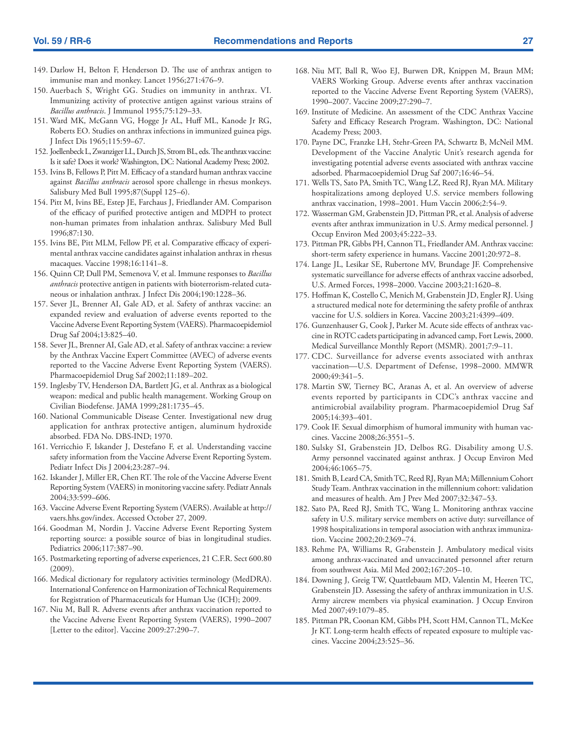149. Darlow H, Belton F, Henderson D. The use of anthrax antigen to immunise man and monkey. Lancet 1956;271:476–9.
150. Auerbach S, Wright GG. Studies on immunity in anthrax. VI. Immunizing activity of protective antigen against various strains of *Bacillus anthracis*. J Immunol 1955;75:129–33.
151. Ward MK, McGann VG, Hogge Jr AL, Huff ML, Kanode Jr RG, Roberts EO. Studies on anthrax infections in immunized guinea pigs. J Infect Dis 1965;115:59–67.
152. Joellenbeck L, Zwanziger LL, Durch JS, Strom BL, eds. The anthrax vaccine: Is it safe? Does it work? Washington, DC: National Academy Press; 2002.
153. Ivins B, Fellows P, Pitt M. Efficacy of a standard human anthrax vaccine against *Bacillus anthracis* aerosol spore challenge in rhesus monkeys. Salisbury Med Bull 1995;87(Suppl 125–6).
154. Pitt M, Ivins BE, Estep JE, Farchaus J, Friedlander AM. Comparison of the efficacy of purified protective antigen and MDPH to protect non-human primates from inhalation anthrax. Salisbury Med Bull 1996;87:130.
155. Ivins BE, Pitt MLM, Fellow PF, et al. Comparative efficacy of experimental anthrax vaccine candidates against inhalation anthrax in rhesus macaques. Vaccine 1998;16:1141–8.
156. Quinn CP, Dull PM, Semenova V, et al. Immune responses to *Bacillus anthracis* protective antigen in patients with bioterrorism-related cutaneous or inhalation anthrax. J Infect Dis 2004;190:1228–36.
157. Sever JL, Brenner AI, Gale AD, et al. Safety of anthrax vaccine: an expanded review and evaluation of adverse events reported to the Vaccine Adverse Event Reporting System (VAERS). Pharmacoepidemiol Drug Saf 2004;13:825–40.
158. Sever JL, Brenner AI, Gale AD, et al. Safety of anthrax vaccine: a review by the Anthrax Vaccine Expert Committee (AVEC) of adverse events reported to the Vaccine Adverse Event Reporting System (VAERS). Pharmacoepidemiol Drug Saf 2002;11:189–202.
159. Inglesby TV, Henderson DA, Bartlett JG, et al. Anthrax as a biological weapon: medical and public health management. Working Group on Civilian Biodefense. JAMA 1999;281:1735–45.
160. National Communicable Disease Center. Investigational new drug application for anthrax protective antigen, aluminum hydroxide absorbed. FDA No. DBS-IND; 1970.
161. Verricchio F, Iskander J, Destefano F, et al. Understanding vaccine safety information from the Vaccine Adverse Event Reporting System. Pediatr Infect Dis J 2004;23:287–94.
162. Iskander J, Miller ER, Chen RT. The role of the Vaccine Adverse Event Reporting System (VAERS) in monitoring vaccine safety. Pediatr Annals 2004;33:599–606.
163. Vaccine Adverse Event Reporting System (VAERS). Available at http://vaers.hhs.gov/index. Accessed October 27, 2009.
164. Goodman M, Nordin J. Vaccine Adverse Event Reporting System reporting source: a possible source of bias in longitudinal studies. Pediatrics 2006;117:387–90.
165. Postmarketing reporting of adverse experiences, 21 C.F.R. Sect 600.80 (2009).
166. Medical dictionary for regulatory activities terminology (MedDRA). International Conference on Harmonization of Technical Requirements for Registration of Pharmaceuticals for Human Use (ICH); 2009.
167. Niu M, Ball R. Adverse events after anthrax vaccination reported to the Vaccine Adverse Event Reporting System (VAERS), 1990–2007 [Letter to the editor]. Vaccine 2009:27:290–7.
168. Niu MT, Ball R, Woo EJ, Burwen DR, Knippen M, Braun MM; VAERS Working Group. Adverse events after anthrax vaccination reported to the Vaccine Adverse Event Reporting System (VAERS), 1990–2007. Vaccine 2009;27:290–7.
169. Institute of Medicine. An assessment of the CDC Anthrax Vaccine Safety and Efficacy Research Program. Washington, DC: National Academy Press; 2003.
170. Payne DC, Franzke LH, Stehr-Green PA, Schwartz B, McNeil MM. Development of the Vaccine Analytic Unit's research agenda for investigating potential adverse events associated with anthrax vaccine adsorbed. Pharmacoepidemiol Drug Saf 2007;16:46–54.
171. Wells TS, Sato PA, Smith TC, Wang LZ, Reed RJ, Ryan MA. Military hospitalizations among deployed U.S. service members following anthrax vaccination, 1998–2001. Hum Vaccin 2006;2:54–9.
172. Wasserman GM, Grabenstein JD, Pittman PR, et al. Analysis of adverse events after anthrax immunization in U.S. Army medical personnel. J Occup Environ Med 2003;45:222–33.
173. Pittman PR, Gibbs PH, Cannon TL, Friedlander AM. Anthrax vaccine: short-term safety experience in humans. Vaccine 2001;20:972–8.
174. Lange JL, Lesikar SE, Rubertone MV, Brundage JF. Comprehensive systematic surveillance for adverse effects of anthrax vaccine adsorbed, U.S. Armed Forces, 1998–2000. Vaccine 2003;21:1620–8.
175. Hoffman K, Costello C, Menich M, Grabenstein JD, Engler RJ. Using a structured medical note for determining the safety profile of anthrax vaccine for U.S. soldiers in Korea. Vaccine 2003;21:4399–409.
176. Gunzenhauser G, Cook J, Parker M. Acute side effects of anthrax vaccine in ROTC cadets participating in advanced camp, Fort Lewis, 2000. Medical Surveillance Monthly Report (MSMR). 2001;7:9–11.
177. CDC. Surveillance for adverse events associated with anthrax vaccination—U.S. Department of Defense, 1998–2000. MMWR 2000;49:341–5.
178. Martin SW, Tierney BC, Aranas A, et al. An overview of adverse events reported by participants in CDC's anthrax vaccine and antimicrobial availability program. Pharmacoepidemiol Drug Saf 2005;14:393–401.
179. Cook IF. Sexual dimorphism of humoral immunity with human vaccines. Vaccine 2008;26:3551–5.
180. Sulsky SI, Grabenstein JD, Delbos RG. Disability among U.S. Army personnel vaccinated against anthrax. J Occup Environ Med 2004;46:1065–75.
181. Smith B, Leard CA, Smith TC, Reed RJ, Ryan MA; Millennium Cohort Study Team. Anthrax vaccination in the millennium cohort: validation and measures of health. Am J Prev Med 2007;32:347–53.
182. Sato PA, Reed RJ, Smith TC, Wang L. Monitoring anthrax vaccine safety in U.S. military service members on active duty: surveillance of 1998 hospitalizations in temporal association with anthrax immunization. Vaccine 2002;20:2369–74.
183. Rehme PA, Williams R, Grabenstein J. Ambulatory medical visits among anthrax-vaccinated and unvaccinated personnel after return from southwest Asia. Mil Med 2002;167:205–10.
184. Downing J, Greig TW, Quattlebaum MD, Valentin M, Heeren TC, Grabenstein JD. Assessing the safety of anthrax immunization in U.S. Army aircrew members via physical examination. J Occup Environ Med 2007;49:1079–85.
185. Pittman PR, Coonan KM, Gibbs PH, Scott HM, Cannon TL, McKee Jr KT. Long-term health effects of repeated exposure to multiple vaccines. Vaccine 2004;23:525–36.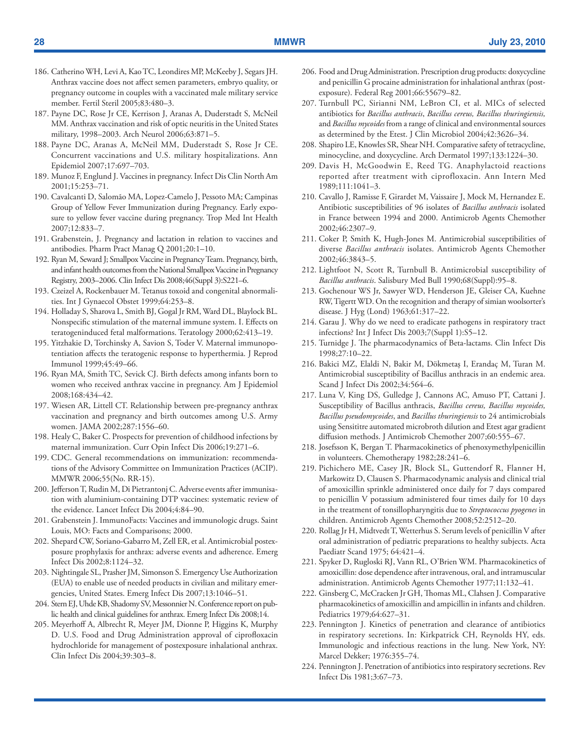186. Catherino WH, Levi A, Kao TC, Leondires MP, McKeeby J, Segars JH. Anthrax vaccine does not affect semen parameters, embryo quality, or pregnancy outcome in couples with a vaccinated male military service member. Fertil Steril 2005;83:480–3.
187. Payne DC, Rose Jr CE, Kerrison J, Aranas A, Duderstadt S, McNeil MM. Anthrax vaccination and risk of optic neuritis in the United States military, 1998–2003. Arch Neurol 2006;63:871–5.
188. Payne DC, Aranas A, McNeil MM, Duderstadt S, Rose Jr CE. Concurrent vaccinations and U.S. military hospitalizations. Ann Epidemiol 2007;17:697–703.
189. Munoz F, Englund J. Vaccines in pregnancy. Infect Dis Clin North Am 2001;15:253–71.
190. Cavalcanti D, Salomão MA, Lopez-Camelo J, Pessoto MA; Campinas Group of Yellow Fever Immunization during Pregnancy. Early exposure to yellow fever vaccine during pregnancy. Trop Med Int Health 2007;12:833–7.
191. Grabenstein, J. Pregnancy and lactation in relation to vaccines and antibodies. Pharm Pract Manag Q 2001;20:1–10.
192. Ryan M, Seward J; Smallpox Vaccine in Pregnancy Team. Pregnancy, birth, and infant health outcomes from the National Smallpox Vaccine in Pregnancy Registry, 2003–2006. Clin Infect Dis 2008;46(Suppl 3):S221–6.
193. Czeizel A, Rockenbauer M. Tetanus toxoid and congenital abnormalities. Int J Gynaecol Obstet 1999;64:253–8.
194. Holladay S, Sharova L, Smith BJ, Gogal Jr RM, Ward DL, Blaylock BL. Nonspecific stimulation of the maternal immune system. I. Effects on teratogeninduced fetal malformations. Teratology 2000;62:413–19.
195. Yitzhakie D, Torchinsky A, Savion S, Toder V. Maternal immunopotentiation affects the teratogenic response to hyperthermia. J Reprod Immunol 1999;45:49–66.
196. Ryan MA, Smith TC, Sevick CJ. Birth defects among infants born to women who received anthrax vaccine in pregnancy. Am J Epidemiol 2008;168:434–42.
197. Wiesen AR, Littell CT. Relationship between pre-pregnancy anthrax vaccination and pregnancy and birth outcomes among U.S. Army women. JAMA 2002;287:1556–60.
198. Healy C, Baker C. Prospects for prevention of childhood infections by maternal immunization. Curr Opin Infect Dis 2006;19:271–6.
199. CDC. General recommendations on immunization: recommendations of the Advisory Committee on Immunization Practices (ACIP). MMWR 2006;55(No. RR-15).
200. Jefferson T, Rudin M, Di Pietrantonj C. Adverse events after immunisation with aluminium-containing DTP vaccines: systematic review of the evidence. Lancet Infect Dis 2004;4:84–90.
201. Grabenstein J. ImmunoFacts: Vaccines and immunologic drugs. Saint Louis, MO: Facts and Comparisons; 2000.
202. Shepard CW, Soriano-Gabarro M, Zell ER, et al. Antimicrobial postexposure prophylaxis for anthrax: adverse events and adherence. Emerg Infect Dis 2002;8:1124–32.
203. Nightingale SL, Prasher JM, Simonson S. Emergency Use Authorization (EUA) to enable use of needed products in civilian and military emergencies, United States. Emerg Infect Dis 2007;13:1046–51.
204. Stern EJ, Uhde KB, Shadomy SV, Messonnier N. Conference report on public health and clinical guidelines for anthrax. Emerg Infect Dis 2008;14.
205. Meyerhoff A, Albrecht R, Meyer JM, Dionne P, Higgins K, Murphy D. U.S. Food and Drug Administration approval of ciprofloxacin hydrochloride for management of postexposure inhalational anthrax. Clin Infect Dis 2004;39:303–8.
206. Food and Drug Administration. Prescription drug products: doxycycline and penicillin G procaine administration for inhalational anthrax (post-exposure). Federal Reg 2001;66:55679–82.
207. Turnbull PC, Sirianni NM, LeBron CI, et al. MICs of selected antibiotics for *Bacillus anthracis*, *Bacillus cereus, Bacillus thuringiensis,* and *Bacillus mycoides* from a range of clinical and environmental sources as determined by the Etest. J Clin Microbiol 2004;42:3626–34.
208. Shapiro LE, Knowles SR, Shear NH. Comparative safety of tetracycline, minocycline, and doxycycline. Arch Dermatol 1997;133:1224–30.
209. Davis H, McGoodwin E, Reed TG. Anaphylactoid reactions reported after treatment with ciprofloxacin. Ann Intern Med 1989;111:1041–3.
210. Cavallo J, Ramisse F, Girardet M, Vaissaire J, Mock M, Hernandez E. Antibiotic susceptibilities of 96 isolates of *Bacillus anthracis* isolated in France between 1994 and 2000. Antimicrob Agents Chemother 2002;46:2307–9.
211. Coker P, Smith K, Hugh-Jones M. Antimicrobial susceptibilities of diverse *Bacillus anthracis* isolates. Antimicrob Agents Chemother 2002;46:3843–5.
212. Lightfoot N, Scott R, Turnbull B. Antimicrobial susceptibility of *Bacillus anthracis*. Salisbury Med Bull 1990;68(Suppl):95–8.
213. Gochenour WS Jr, Sawyer WD, Henderson JE, Gleiser CA, Kuehne RW, Tigertt WD. On the recognition and therapy of simian woolsorter's disease. J Hyg (Lond) 1963;61:317–22.
214. Garau J. Why do we need to eradicate pathogens in respiratory tract infections? Int J Infect Dis 2003;7(Suppl 1):S5–12.
215. Turnidge J. The pharmacodynamics of Beta-lactams. Clin Infect Dis 1998;27:10–22.
216. Bakici MZ, Elaldi N, Bakir M, Dökmetaş I, Erandaç M, Turan M. Antimicrobial susceptibility of Bacillus anthracis in an endemic area. Scand J Infect Dis 2002;34:564–6.
217. Luna V, King DS, Gulledge J, Cannons AC, Amuso PT, Cattani J. Susceptibility of Bacillus anthracis, *Bacillus cereus, Bacillus mycoides, Bacillus pseudomycoides*, and *Bacillus thuringiensis* to 24 antimicrobials using Sensititre automated microbroth dilution and Etest agar gradient diffusion methods. J Antimicrob Chemother 2007;60:555–67.
218. Josefsson K, Bergan T. Pharmacokinetics of phenoxymethylpenicillin in volunteers. Chemotherapy 1982;28:241–6.
219. Pichichero ME, Casey JR, Block SL, Guttendorf R, Flanner H, Markowitz D, Clausen S. Pharmacodynamic analysis and clinical trial of amoxicillin sprinkle administered once daily for 7 days compared to penicillin V potassium administered four times daily for 10 days in the treatment of tonsillopharyngitis due to *Streptococcus pyogenes* in children. Antimicrob Agents Chemother 2008;52:2512–20.
220. Rollag Jr H, Midtvedt T, Wetterhus S. Serum levels of penicillin V after oral administration of pediatric preparations to healthy subjects. Acta Paediatr Scand 1975; 64:421–4.
221. Spyker D, Rugloski RJ, Vann RL, O'Brien WM. Pharmacokinetics of amoxicillin: dose dependence after intravenous, oral, and intramuscular administration. Antimicrob Agents Chemother 1977;11:132–41.
222. Ginsberg C, McCracken Jr GH, Thomas ML, Clahsen J. Comparative pharmacokinetics of amoxicillin and ampicillin in infants and children. Pediatrics 1979;64:627–31.
223. Pennington J. Kinetics of penetration and clearance of antibiotics in respiratory secretions. In: Kirkpatrick CH, Reynolds HY, eds. Immunologic and infectious reactions in the lung. New York, NY: Marcel Dekker; 1976:355–74.
224. Pennington J. Penetration of antibiotics into respiratory secretions. Rev Infect Dis 1981;3:67–73.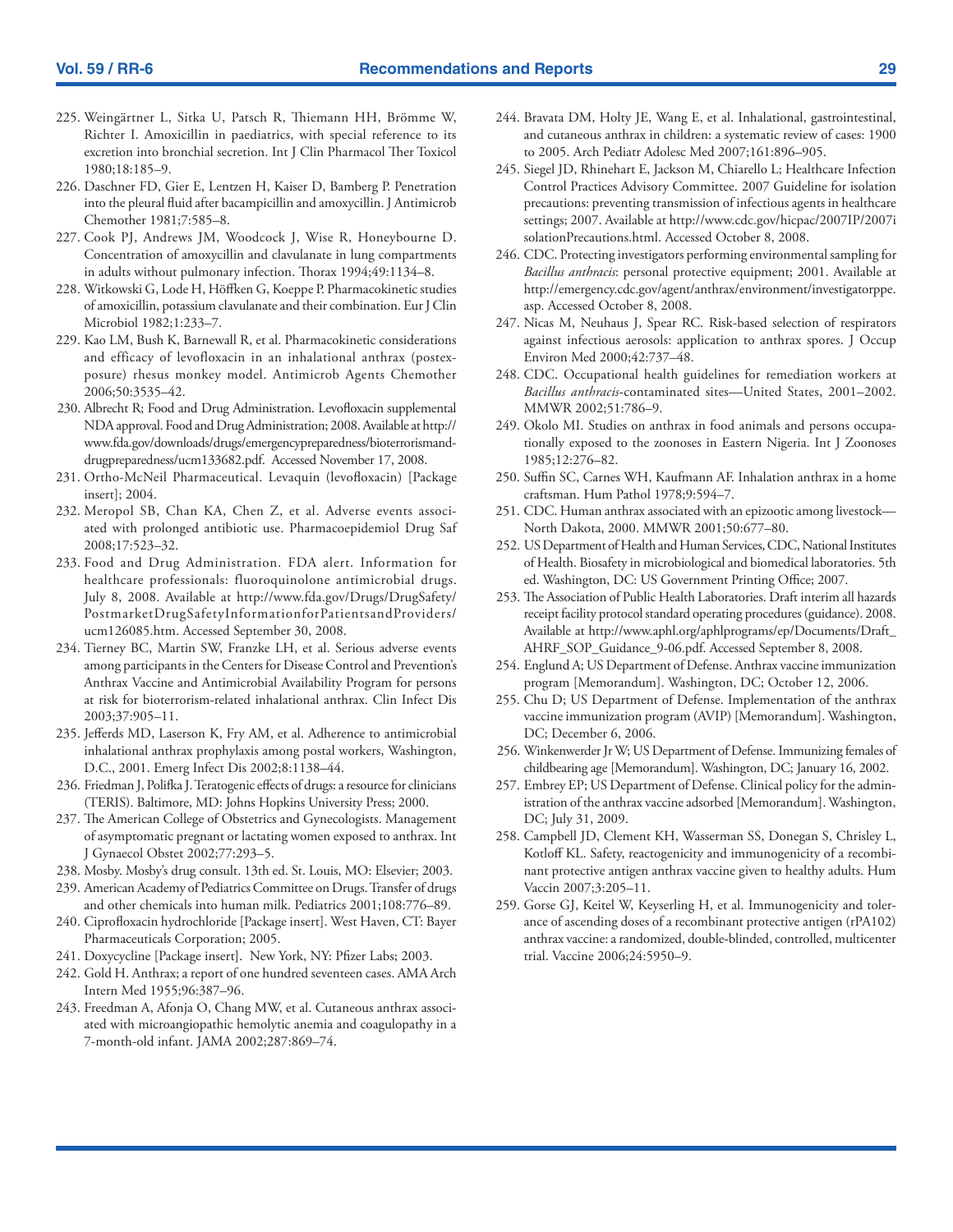225. Weingärtner L, Sitka U, Patsch R, Thiemann HH, Brömme W, Richter I. Amoxicillin in paediatrics, with special reference to its excretion into bronchial secretion. Int J Clin Pharmacol Ther Toxicol 1980;18:185–9.
226. Daschner FD, Gier E, Lentzen H, Kaiser D, Bamberg P. Penetration into the pleural fluid after bacampicillin and amoxycillin. J Antimicrob Chemother 1981;7:585–8.
227. Cook PJ, Andrews JM, Woodcock J, Wise R, Honeybourne D. Concentration of amoxycillin and clavulanate in lung compartments in adults without pulmonary infection. Thorax 1994;49:1134–8.
228. Witkowski G, Lode H, Höffken G, Koeppe P. Pharmacokinetic studies of amoxicillin, potassium clavulanate and their combination. Eur J Clin Microbiol 1982;1:233–7.
229. Kao LM, Bush K, Barnewall R, et al. Pharmacokinetic considerations and efficacy of levofloxacin in an inhalational anthrax (postexposure) rhesus monkey model. Antimicrob Agents Chemother 2006;50:3535–42.
230. Albrecht R; Food and Drug Administration. Levofloxacin supplemental NDA approval. Food and Drug Administration; 2008. Available at http://www.fda.gov/downloads/drugs/emergencypreparedness/bioterrorismanddrugpreparedness/ucm133682.pdf. Accessed November 17, 2008.
231. Ortho-McNeil Pharmaceutical. Levaquin (levofloxacin) [Package insert]; 2004.
232. Meropol SB, Chan KA, Chen Z, et al. Adverse events associated with prolonged antibiotic use. Pharmacoepidemiol Drug Saf 2008;17:523–32.
233. Food and Drug Administration. FDA alert. Information for healthcare professionals: fluoroquinolone antimicrobial drugs. July 8, 2008. Available at http://www.fda.gov/Drugs/DrugSafety/PostmarketDrugSafetyInformationforPatientsandProviders/ucm126085.htm. Accessed September 30, 2008.
234. Tierney BC, Martin SW, Franzke LH, et al. Serious adverse events among participants in the Centers for Disease Control and Prevention's Anthrax Vaccine and Antimicrobial Availability Program for persons at risk for bioterrorism-related inhalational anthrax. Clin Infect Dis 2003;37:905–11.
235. Jefferds MD, Laserson K, Fry AM, et al. Adherence to antimicrobial inhalational anthrax prophylaxis among postal workers, Washington, D.C., 2001. Emerg Infect Dis 2002;8:1138–44.
236. Friedman J, Polifka J. Teratogenic effects of drugs: a resource for clinicians (TERIS). Baltimore, MD: Johns Hopkins University Press; 2000.
237. The American College of Obstetrics and Gynecologists. Management of asymptomatic pregnant or lactating women exposed to anthrax. Int J Gynaecol Obstet 2002;77:293–5.
238. Mosby. Mosby's drug consult. 13th ed. St. Louis, MO: Elsevier; 2003.
239. American Academy of Pediatrics Committee on Drugs. Transfer of drugs and other chemicals into human milk. Pediatrics 2001;108:776–89.
240. Ciprofloxacin hydrochloride [Package insert]. West Haven, CT: Bayer Pharmaceuticals Corporation; 2005.
241. Doxycycline [Package insert]. New York, NY: Pfizer Labs; 2003.
242. Gold H. Anthrax; a report of one hundred seventeen cases. AMA Arch Intern Med 1955;96:387–96.
243. Freedman A, Afonja O, Chang MW, et al. Cutaneous anthrax associated with microangiopathic hemolytic anemia and coagulopathy in a 7-month-old infant. JAMA 2002;287:869–74.
244. Bravata DM, Holty JE, Wang E, et al. Inhalational, gastrointestinal, and cutaneous anthrax in children: a systematic review of cases: 1900 to 2005. Arch Pediatr Adolesc Med 2007;161:896–905.
245. Siegel JD, Rhinehart E, Jackson M, Chiarello L; Healthcare Infection Control Practices Advisory Committee. 2007 Guideline for isolation precautions: preventing transmission of infectious agents in healthcare settings; 2007. Available at http://www.cdc.gov/hicpac/2007IP/2007isolationPrecautions.html. Accessed October 8, 2008.
246. CDC. Protecting investigators performing environmental sampling for *Bacillus anthracis*: personal protective equipment; 2001. Available at http://emergency.cdc.gov/agent/anthrax/environment/investigatorppe.asp. Accessed October 8, 2008.
247. Nicas M, Neuhaus J, Spear RC. Risk-based selection of respirators against infectious aerosols: application to anthrax spores. J Occup Environ Med 2000;42:737–48.
248. CDC. Occupational health guidelines for remediation workers at *Bacillus anthracis*-contaminated sites—United States, 2001–2002. MMWR 2002;51:786–9.
249. Okolo MI. Studies on anthrax in food animals and persons occupationally exposed to the zoonoses in Eastern Nigeria. Int J Zoonoses 1985;12:276–82.
250. Suffin SC, Carnes WH, Kaufmann AF. Inhalation anthrax in a home craftsman. Hum Pathol 1978;9:594–7.
251. CDC. Human anthrax associated with an epizootic among livestock—North Dakota, 2000. MMWR 2001;50:677–80.
252. US Department of Health and Human Services, CDC, National Institutes of Health. Biosafety in microbiological and biomedical laboratories. 5th ed. Washington, DC: US Government Printing Office; 2007.
253. The Association of Public Health Laboratories. Draft interim all hazards receipt facility protocol standard operating procedures (guidance). 2008. Available at http://www.aphl.org/aphlprograms/ep/Documents/Draft_AHRF_SOP_Guidance_9-06.pdf. Accessed September 8, 2008.
254. Englund A; US Department of Defense. Anthrax vaccine immunization program [Memorandum]. Washington, DC; October 12, 2006.
255. Chu D; US Department of Defense. Implementation of the anthrax vaccine immunization program (AVIP) [Memorandum]. Washington, DC; December 6, 2006.
256. Winkenwerder Jr W; US Department of Defense. Immunizing females of childbearing age [Memorandum]. Washington, DC; January 16, 2002.
257. Embrey EP; US Department of Defense. Clinical policy for the administration of the anthrax vaccine adsorbed [Memorandum]. Washington, DC; July 31, 2009.
258. Campbell JD, Clement KH, Wasserman SS, Donegan S, Chrisley L, Kotloff KL. Safety, reactogenicity and immunogenicity of a recombinant protective antigen anthrax vaccine given to healthy adults. Hum Vaccin 2007;3:205–11.
259. Gorse GJ, Keitel W, Keyserling H, et al. Immunogenicity and tolerance of ascending doses of a recombinant protective antigen (rPA102) anthrax vaccine: a randomized, double-blinded, controlled, multicenter trial. Vaccine 2006;24:5950–9.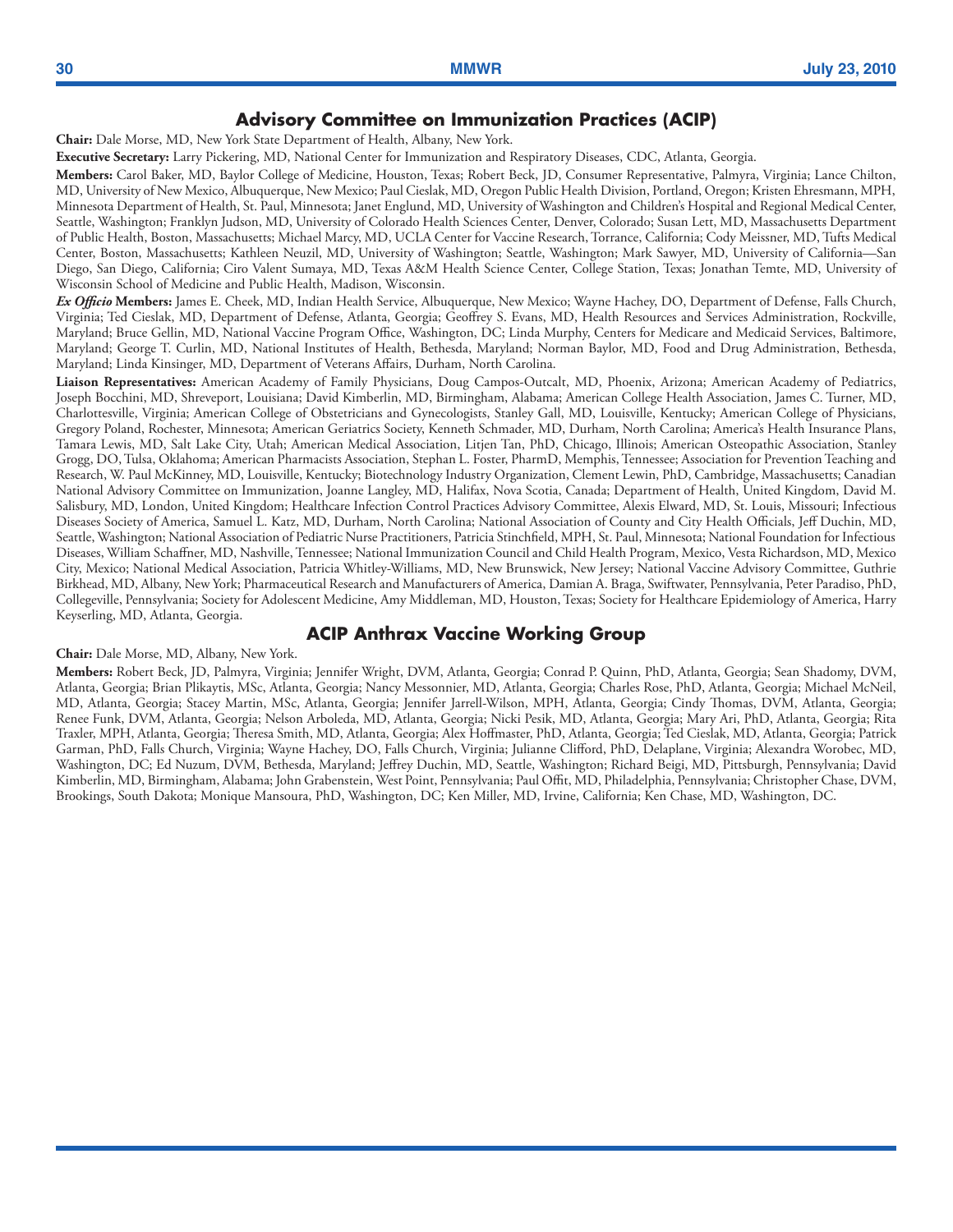## Advisory Committee on Immunization Practices (ACIP)

**Chair:** Dale Morse, MD, New York State Department of Health, Albany, New York.

**Executive Secretary:** Larry Pickering, MD, National Center for Immunization and Respiratory Diseases, CDC, Atlanta, Georgia.

**Members:** Carol Baker, MD, Baylor College of Medicine, Houston, Texas; Robert Beck, JD, Consumer Representative, Palmyra, Virginia; Lance Chilton, MD, University of New Mexico, Albuquerque, New Mexico; Paul Cieslak, MD, Oregon Public Health Division, Portland, Oregon; Kristen Ehresmann, MPH, Minnesota Department of Health, St. Paul, Minnesota; Janet Englund, MD, University of Washington and Children's Hospital and Regional Medical Center, Seattle, Washington; Franklyn Judson, MD, University of Colorado Health Sciences Center, Denver, Colorado; Susan Lett, MD, Massachusetts Department of Public Health, Boston, Massachusetts; Michael Marcy, MD, UCLA Center for Vaccine Research, Torrance, California; Cody Meissner, MD, Tufts Medical Center, Boston, Massachusetts; Kathleen Neuzil, MD, University of Washington; Seattle, Washington; Mark Sawyer, MD, University of California—San Diego, San Diego, California; Ciro Valent Sumaya, MD, Texas A&M Health Science Center, College Station, Texas; Jonathan Temte, MD, University of Wisconsin School of Medicine and Public Health, Madison, Wisconsin.

***Ex Officio* Members:** James E. Cheek, MD, Indian Health Service, Albuquerque, New Mexico; Wayne Hachey, DO, Department of Defense, Falls Church, Virginia; Ted Cieslak, MD, Department of Defense, Atlanta, Georgia; Geoffrey S. Evans, MD, Health Resources and Services Administration, Rockville, Maryland; Bruce Gellin, MD, National Vaccine Program Office, Washington, DC; Linda Murphy, Centers for Medicare and Medicaid Services, Baltimore, Maryland; George T. Curlin, MD, National Institutes of Health, Bethesda, Maryland; Norman Baylor, MD, Food and Drug Administration, Bethesda, Maryland; Linda Kinsinger, MD, Department of Veterans Affairs, Durham, North Carolina.

**Liaison Representatives:** American Academy of Family Physicians, Doug Campos-Outcalt, MD, Phoenix, Arizona; American Academy of Pediatrics, Joseph Bocchini, MD, Shreveport, Louisiana; David Kimberlin, MD, Birmingham, Alabama; American College Health Association, James C. Turner, MD, Charlottesville, Virginia; American College of Obstetricians and Gynecologists, Stanley Gall, MD, Louisville, Kentucky; American College of Physicians, Gregory Poland, Rochester, Minnesota; American Geriatrics Society, Kenneth Schmader, MD, Durham, North Carolina; America's Health Insurance Plans, Tamara Lewis, MD, Salt Lake City, Utah; American Medical Association, Litjen Tan, PhD, Chicago, Illinois; American Osteopathic Association, Stanley Grogg, DO, Tulsa, Oklahoma; American Pharmacists Association, Stephan L. Foster, PharmD, Memphis, Tennessee; Association for Prevention Teaching and Research, W. Paul McKinney, MD, Louisville, Kentucky; Biotechnology Industry Organization, Clement Lewin, PhD, Cambridge, Massachusetts; Canadian National Advisory Committee on Immunization, Joanne Langley, MD, Halifax, Nova Scotia, Canada; Department of Health, United Kingdom, David M. Salisbury, MD, London, United Kingdom; Healthcare Infection Control Practices Advisory Committee, Alexis Elward, MD, St. Louis, Missouri; Infectious Diseases Society of America, Samuel L. Katz, MD, Durham, North Carolina; National Association of County and City Health Officials, Jeff Duchin, MD, Seattle, Washington; National Association of Pediatric Nurse Practitioners, Patricia Stinchfield, MPH, St. Paul, Minnesota; National Foundation for Infectious Diseases, William Schaffner, MD, Nashville, Tennessee; National Immunization Council and Child Health Program, Mexico, Vesta Richardson, MD, Mexico City, Mexico; National Medical Association, Patricia Whitley-Williams, MD, New Brunswick, New Jersey; National Vaccine Advisory Committee, Guthrie Birkhead, MD, Albany, New York; Pharmaceutical Research and Manufacturers of America, Damian A. Braga, Swiftwater, Pennsylvania, Peter Paradiso, PhD, Collegeville, Pennsylvania; Society for Adolescent Medicine, Amy Middleman, MD, Houston, Texas; Society for Healthcare Epidemiology of America, Harry Keyserling, MD, Atlanta, Georgia.

## ACIP Anthrax Vaccine Working Group

**Chair:** Dale Morse, MD, Albany, New York.

**Members:** Robert Beck, JD, Palmyra, Virginia; Jennifer Wright, DVM, Atlanta, Georgia; Conrad P. Quinn, PhD, Atlanta, Georgia; Sean Shadomy, DVM, Atlanta, Georgia; Brian Plikaytis, MSc, Atlanta, Georgia; Nancy Messonnier, MD, Atlanta, Georgia; Charles Rose, PhD, Atlanta, Georgia; Michael McNeil, MD, Atlanta, Georgia; Stacey Martin, MSc, Atlanta, Georgia; Jennifer Jarrell-Wilson, MPH, Atlanta, Georgia; Cindy Thomas, DVM, Atlanta, Georgia; Renee Funk, DVM, Atlanta, Georgia; Nelson Arboleda, MD, Atlanta, Georgia; Nicki Pesik, MD, Atlanta, Georgia; Mary Ari, PhD, Atlanta, Georgia; Rita Traxler, MPH, Atlanta, Georgia; Theresa Smith, MD, Atlanta, Georgia; Alex Hoffmaster, PhD, Atlanta, Georgia; Ted Cieslak, MD, Atlanta, Georgia; Patrick Garman, PhD, Falls Church, Virginia; Wayne Hachey, DO, Falls Church, Virginia; Julianne Clifford, PhD, Delaplane, Virginia; Alexandra Worobec, MD, Washington, DC; Ed Nuzum, DVM, Bethesda, Maryland; Jeffrey Duchin, MD, Seattle, Washington; Richard Beigi, MD, Pittsburgh, Pennsylvania; David Kimberlin, MD, Birmingham, Alabama; John Grabenstein, West Point, Pennsylvania; Paul Offit, MD, Philadelphia, Pennsylvania; Christopher Chase, DVM, Brookings, South Dakota; Monique Mansoura, PhD, Washington, DC; Ken Miller, MD, Irvine, California; Ken Chase, MD, Washington, DC.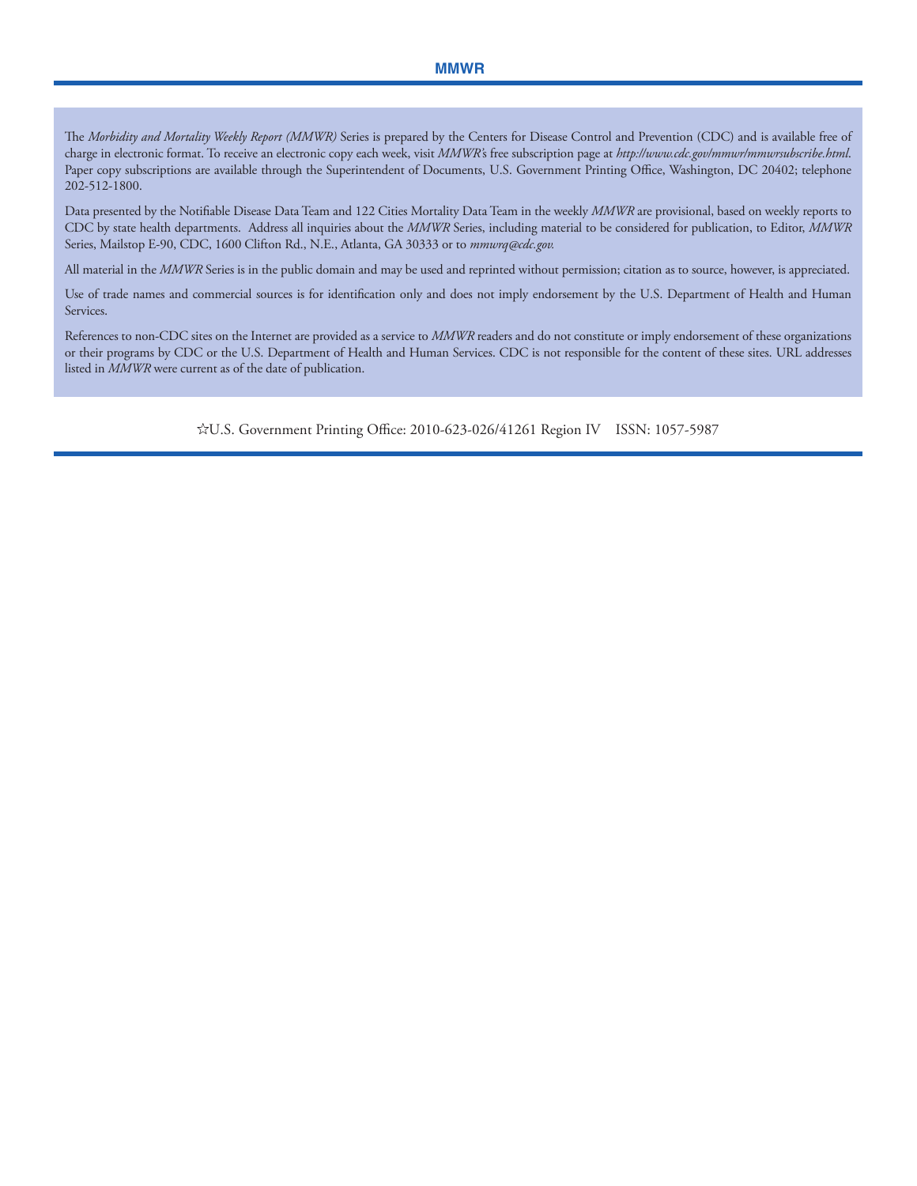The *Morbidity and Mortality Weekly Report (MMWR)* Series is prepared by the Centers for Disease Control and Prevention (CDC) and is available free of charge in electronic format. To receive an electronic copy each week, visit *MMWR*'s free subscription page at *http://www.cdc.gov/mmwr/mmwrsubscribe.html*. Paper copy subscriptions are available through the Superintendent of Documents, U.S. Government Printing Office, Washington, DC 20402; telephone 202-512-1800.

Data presented by the Notifiable Disease Data Team and 122 Cities Mortality Data Team in the weekly *MMWR* are provisional, based on weekly reports to CDC by state health departments. Address all inquiries about the *MMWR* Series, including material to be considered for publication, to Editor, *MMWR* Series, Mailstop E-90, CDC, 1600 Clifton Rd., N.E., Atlanta, GA 30333 or to *mmwrq@cdc.gov.*

All material in the *MMWR* Series is in the public domain and may be used and reprinted without permission; citation as to source, however, is appreciated.

Use of trade names and commercial sources is for identification only and does not imply endorsement by the U.S. Department of Health and Human Services.

References to non-CDC sites on the Internet are provided as a service to *MMWR* readers and do not constitute or imply endorsement of these organizations or their programs by CDC or the U.S. Department of Health and Human Services. CDC is not responsible for the content of these sites. URL addresses listed in *MMWR* were current as of the date of publication.

☆U.S. Government Printing Office: 2010-623-026/41261 Region IV ISSN: 1057-5987